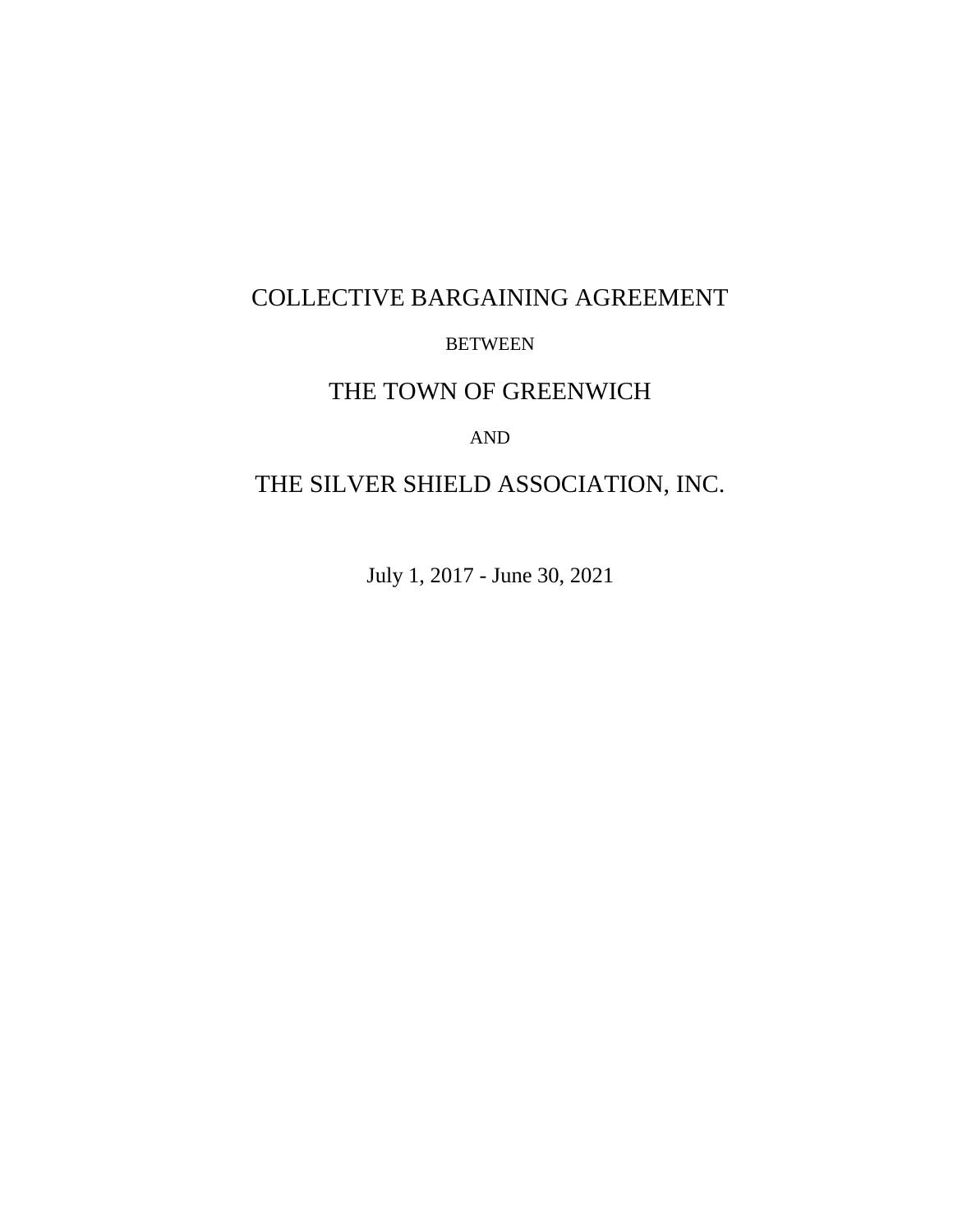# COLLECTIVE BARGAINING AGREEMENT

BETWEEN

# THE TOWN OF GREENWICH

AND

# THE SILVER SHIELD ASSOCIATION, INC.

July 1, 2017 - June 30, 2021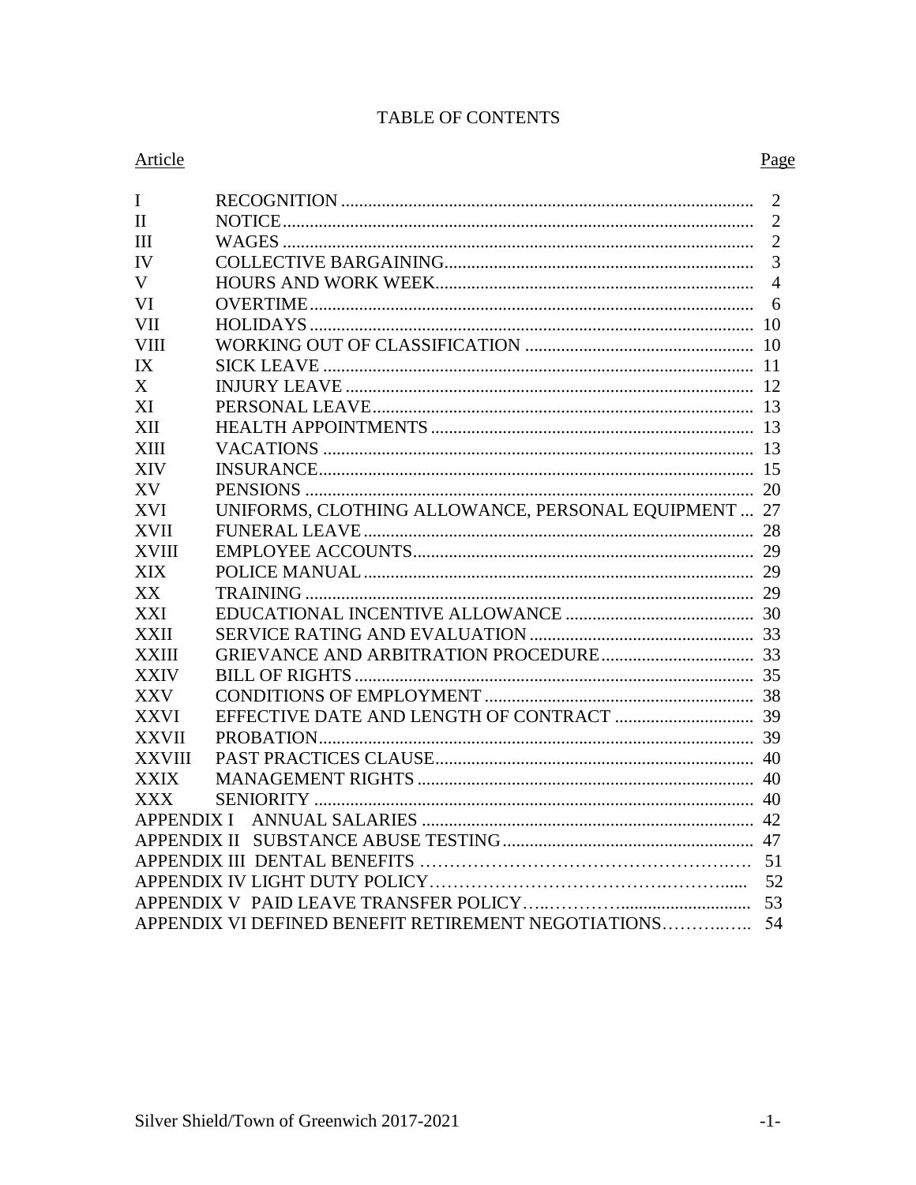# TABLE OF CONTENTS

| Article | | Page |
|---|---|---|
| I | RECOGNITION | 2 |
| II | NOTICE | 2 |
| III | WAGES | 2 |
| IV | COLLECTIVE BARGAINING | 3 |
| V | HOURS AND WORK WEEK | 4 |
| VI | OVERTIME | 6 |
| VII | HOLIDAYS | 10 |
| VIII | WORKING OUT OF CLASSIFICATION | 10 |
| IX | SICK LEAVE | 11 |
| X | INJURY LEAVE | 12 |
| XI | PERSONAL LEAVE | 13 |
| XII | HEALTH APPOINTMENTS | 13 |
| XIII | VACATIONS | 13 |
| XIV | INSURANCE | 15 |
| XV | PENSIONS | 20 |
| XVI | UNIFORMS, CLOTHING ALLOWANCE, PERSONAL EQUIPMENT | 27 |
| XVII | FUNERAL LEAVE | 28 |
| XVIII | EMPLOYEE ACCOUNTS | 29 |
| XIX | POLICE MANUAL | 29 |
| XX | TRAINING | 29 |
| XXI | EDUCATIONAL INCENTIVE ALLOWANCE | 30 |
| XXII | SERVICE RATING AND EVALUATION | 33 |
| XXIII | GRIEVANCE AND ARBITRATION PROCEDURE | 33 |
| XXIV | BILL OF RIGHTS | 35 |
| XXV | CONDITIONS OF EMPLOYMENT | 38 |
| XXVI | EFFECTIVE DATE AND LENGTH OF CONTRACT | 39 |
| XXVII | PROBATION | 39 |
| XXVIII | PAST PRACTICES CLAUSE | 40 |
| XXIX | MANAGEMENT RIGHTS | 40 |
| XXX | SENIORITY | 40 |
| APPENDIX I | ANNUAL SALARIES | 42 |
| APPENDIX II | SUBSTANCE ABUSE TESTING | 47 |
| APPENDIX III | DENTAL BENEFITS | 51 |
| APPENDIX IV | LIGHT DUTY POLICY | 52 |
| APPENDIX V | PAID LEAVE TRANSFER POLICY | 53 |
| APPENDIX VI | DEFINED BENEFIT RETIREMENT NEGOTIATIONS | 54 |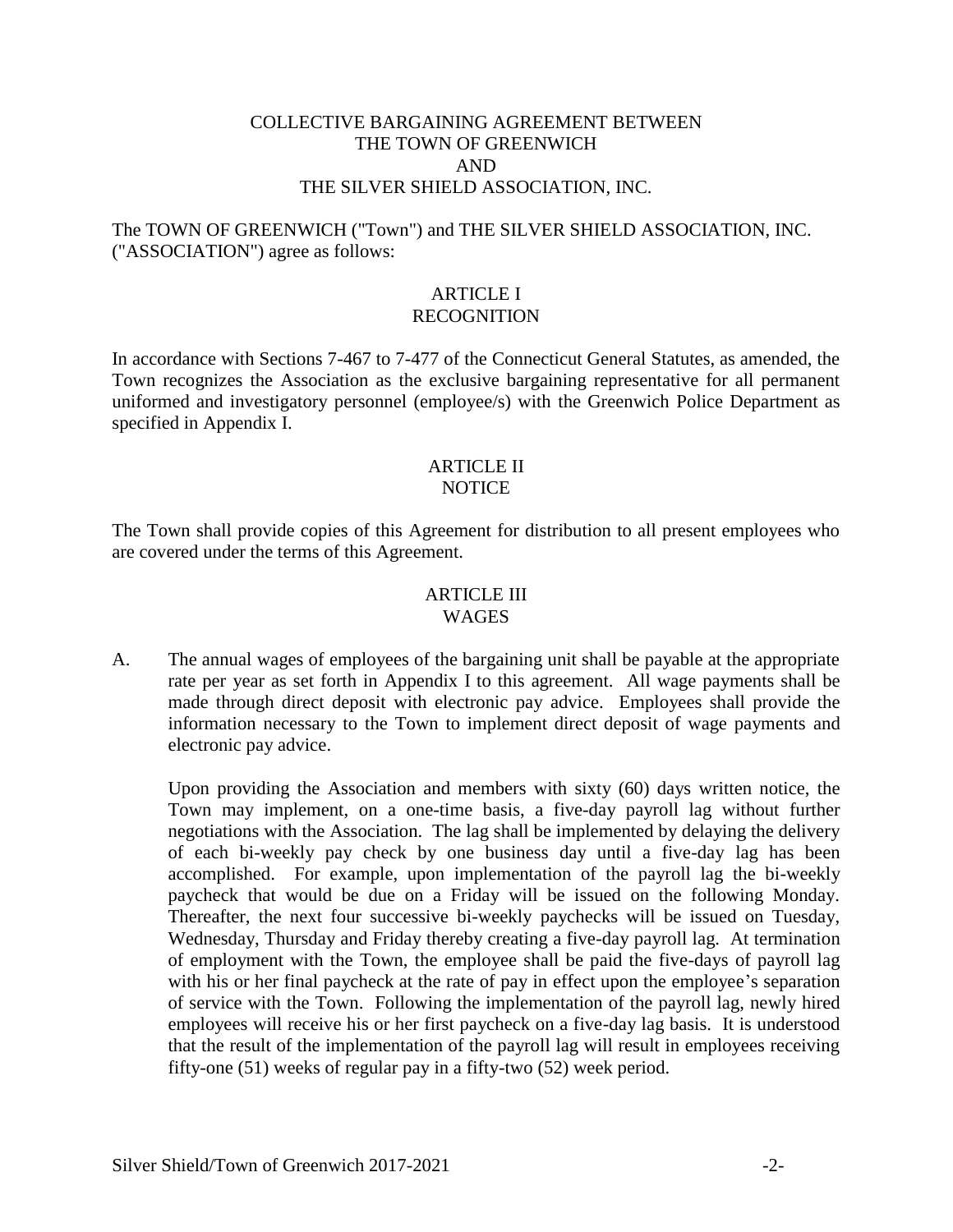# COLLECTIVE BARGAINING AGREEMENT BETWEEN THE TOWN OF GREENWICH AND THE SILVER SHIELD ASSOCIATION, INC.

The TOWN OF GREENWICH ("Town") and THE SILVER SHIELD ASSOCIATION, INC. ("ASSOCIATION") agree as follows:

## ARTICLE I
## RECOGNITION

In accordance with Sections 7-467 to 7-477 of the Connecticut General Statutes, as amended, the Town recognizes the Association as the exclusive bargaining representative for all permanent uniformed and investigatory personnel (employee/s) with the Greenwich Police Department as specified in Appendix I.

## ARTICLE II
## NOTICE

The Town shall provide copies of this Agreement for distribution to all present employees who are covered under the terms of this Agreement.

## ARTICLE III
## WAGES

A. The annual wages of employees of the bargaining unit shall be payable at the appropriate rate per year as set forth in Appendix I to this agreement. All wage payments shall be made through direct deposit with electronic pay advice. Employees shall provide the information necessary to the Town to implement direct deposit of wage payments and electronic pay advice.

   Upon providing the Association and members with sixty (60) days written notice, the Town may implement, on a one-time basis, a five-day payroll lag without further negotiations with the Association. The lag shall be implemented by delaying the delivery of each bi-weekly pay check by one business day until a five-day lag has been accomplished. For example, upon implementation of the payroll lag the bi-weekly paycheck that would be due on a Friday will be issued on the following Monday. Thereafter, the next four successive bi-weekly paychecks will be issued on Tuesday, Wednesday, Thursday and Friday thereby creating a five-day payroll lag. At termination of employment with the Town, the employee shall be paid the five-days of payroll lag with his or her final paycheck at the rate of pay in effect upon the employee's separation of service with the Town. Following the implementation of the payroll lag, newly hired employees will receive his or her first paycheck on a five-day lag basis. It is understood that the result of the implementation of the payroll lag will result in employees receiving fifty-one (51) weeks of regular pay in a fifty-two (52) week period.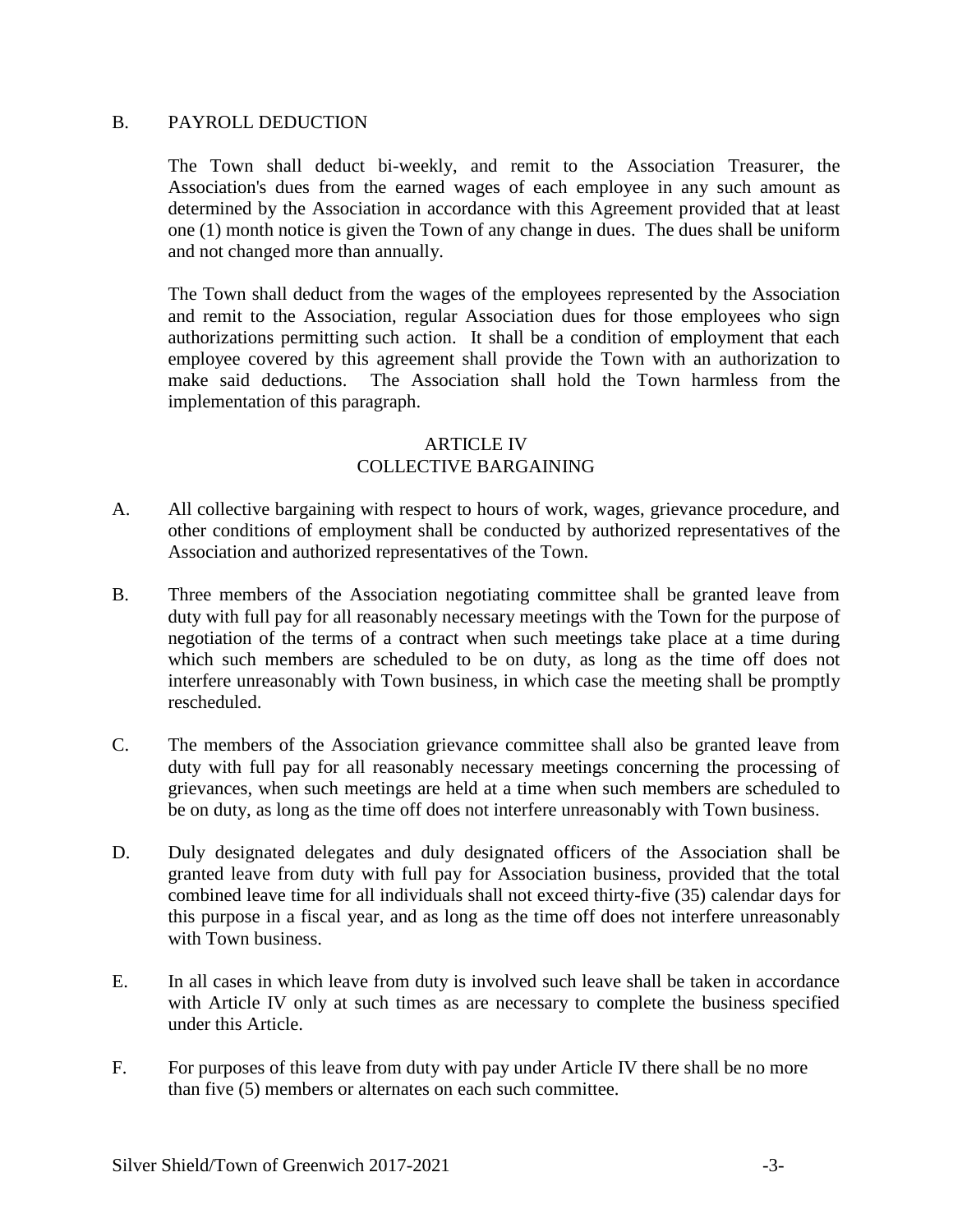B. PAYROLL DEDUCTION

The Town shall deduct bi-weekly, and remit to the Association Treasurer, the Association's dues from the earned wages of each employee in any such amount as determined by the Association in accordance with this Agreement provided that at least one (1) month notice is given the Town of any change in dues. The dues shall be uniform and not changed more than annually.

The Town shall deduct from the wages of the employees represented by the Association and remit to the Association, regular Association dues for those employees who sign authorizations permitting such action. It shall be a condition of employment that each employee covered by this agreement shall provide the Town with an authorization to make said deductions. The Association shall hold the Town harmless from the implementation of this paragraph.

## ARTICLE IV
## COLLECTIVE BARGAINING

A. All collective bargaining with respect to hours of work, wages, grievance procedure, and other conditions of employment shall be conducted by authorized representatives of the Association and authorized representatives of the Town.

B. Three members of the Association negotiating committee shall be granted leave from duty with full pay for all reasonably necessary meetings with the Town for the purpose of negotiation of the terms of a contract when such meetings take place at a time during which such members are scheduled to be on duty, as long as the time off does not interfere unreasonably with Town business, in which case the meeting shall be promptly rescheduled.

C. The members of the Association grievance committee shall also be granted leave from duty with full pay for all reasonably necessary meetings concerning the processing of grievances, when such meetings are held at a time when such members are scheduled to be on duty, as long as the time off does not interfere unreasonably with Town business.

D. Duly designated delegates and duly designated officers of the Association shall be granted leave from duty with full pay for Association business, provided that the total combined leave time for all individuals shall not exceed thirty-five (35) calendar days for this purpose in a fiscal year, and as long as the time off does not interfere unreasonably with Town business.

E. In all cases in which leave from duty is involved such leave shall be taken in accordance with Article IV only at such times as are necessary to complete the business specified under this Article.

F. For purposes of this leave from duty with pay under Article IV there shall be no more than five (5) members or alternates on each such committee.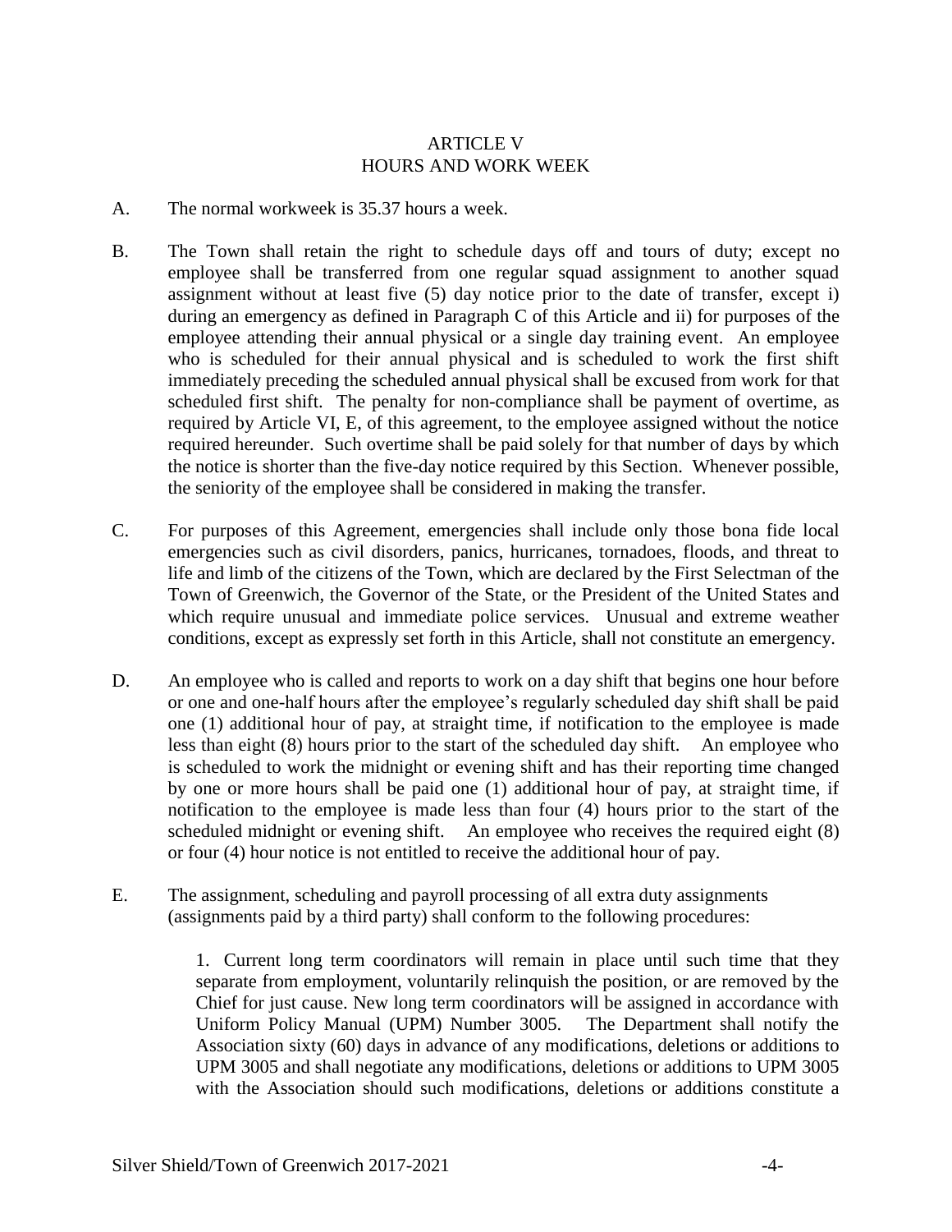# ARTICLE V
## HOURS AND WORK WEEK

A. The normal workweek is 35.37 hours a week.

B. The Town shall retain the right to schedule days off and tours of duty; except no employee shall be transferred from one regular squad assignment to another squad assignment without at least five (5) day notice prior to the date of transfer, except i) during an emergency as defined in Paragraph C of this Article and ii) for purposes of the employee attending their annual physical or a single day training event. An employee who is scheduled for their annual physical and is scheduled to work the first shift immediately preceding the scheduled annual physical shall be excused from work for that scheduled first shift. The penalty for non-compliance shall be payment of overtime, as required by Article VI, E, of this agreement, to the employee assigned without the notice required hereunder. Such overtime shall be paid solely for that number of days by which the notice is shorter than the five-day notice required by this Section. Whenever possible, the seniority of the employee shall be considered in making the transfer.

C. For purposes of this Agreement, emergencies shall include only those bona fide local emergencies such as civil disorders, panics, hurricanes, tornadoes, floods, and threat to life and limb of the citizens of the Town, which are declared by the First Selectman of the Town of Greenwich, the Governor of the State, or the President of the United States and which require unusual and immediate police services. Unusual and extreme weather conditions, except as expressly set forth in this Article, shall not constitute an emergency.

D. An employee who is called and reports to work on a day shift that begins one hour before or one and one-half hours after the employee's regularly scheduled day shift shall be paid one (1) additional hour of pay, at straight time, if notification to the employee is made less than eight (8) hours prior to the start of the scheduled day shift. An employee who is scheduled to work the midnight or evening shift and has their reporting time changed by one or more hours shall be paid one (1) additional hour of pay, at straight time, if notification to the employee is made less than four (4) hours prior to the start of the scheduled midnight or evening shift. An employee who receives the required eight (8) or four (4) hour notice is not entitled to receive the additional hour of pay.

E. The assignment, scheduling and payroll processing of all extra duty assignments (assignments paid by a third party) shall conform to the following procedures:

   1. Current long term coordinators will remain in place until such time that they separate from employment, voluntarily relinquish the position, or are removed by the Chief for just cause. New long term coordinators will be assigned in accordance with Uniform Policy Manual (UPM) Number 3005. The Department shall notify the Association sixty (60) days in advance of any modifications, deletions or additions to UPM 3005 and shall negotiate any modifications, deletions or additions to UPM 3005 with the Association should such modifications, deletions or additions constitute a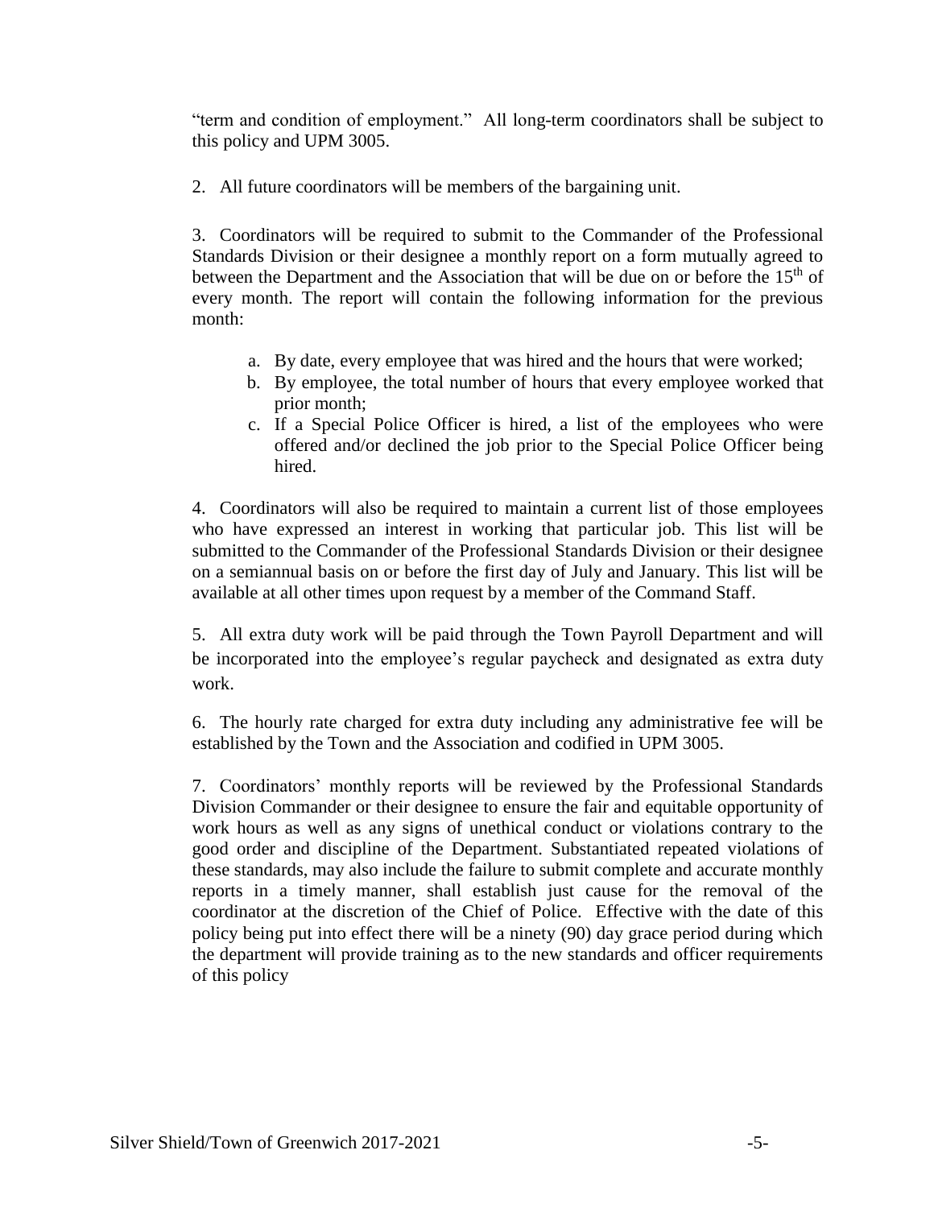"term and condition of employment." All long-term coordinators shall be subject to this policy and UPM 3005.

2. All future coordinators will be members of the bargaining unit.

3. Coordinators will be required to submit to the Commander of the Professional Standards Division or their designee a monthly report on a form mutually agreed to between the Department and the Association that will be due on or before the 15th of every month. The report will contain the following information for the previous month:

   a. By date, every employee that was hired and the hours that were worked;
   b. By employee, the total number of hours that every employee worked that prior month;
   c. If a Special Police Officer is hired, a list of the employees who were offered and/or declined the job prior to the Special Police Officer being hired.

4. Coordinators will also be required to maintain a current list of those employees who have expressed an interest in working that particular job. This list will be submitted to the Commander of the Professional Standards Division or their designee on a semiannual basis on or before the first day of July and January. This list will be available at all other times upon request by a member of the Command Staff.

5. All extra duty work will be paid through the Town Payroll Department and will be incorporated into the employee's regular paycheck and designated as extra duty work.

6. The hourly rate charged for extra duty including any administrative fee will be established by the Town and the Association and codified in UPM 3005.

7. Coordinators' monthly reports will be reviewed by the Professional Standards Division Commander or their designee to ensure the fair and equitable opportunity of work hours as well as any signs of unethical conduct or violations contrary to the good order and discipline of the Department. Substantiated repeated violations of these standards, may also include the failure to submit complete and accurate monthly reports in a timely manner, shall establish just cause for the removal of the coordinator at the discretion of the Chief of Police. Effective with the date of this policy being put into effect there will be a ninety (90) day grace period during which the department will provide training as to the new standards and officer requirements of this policy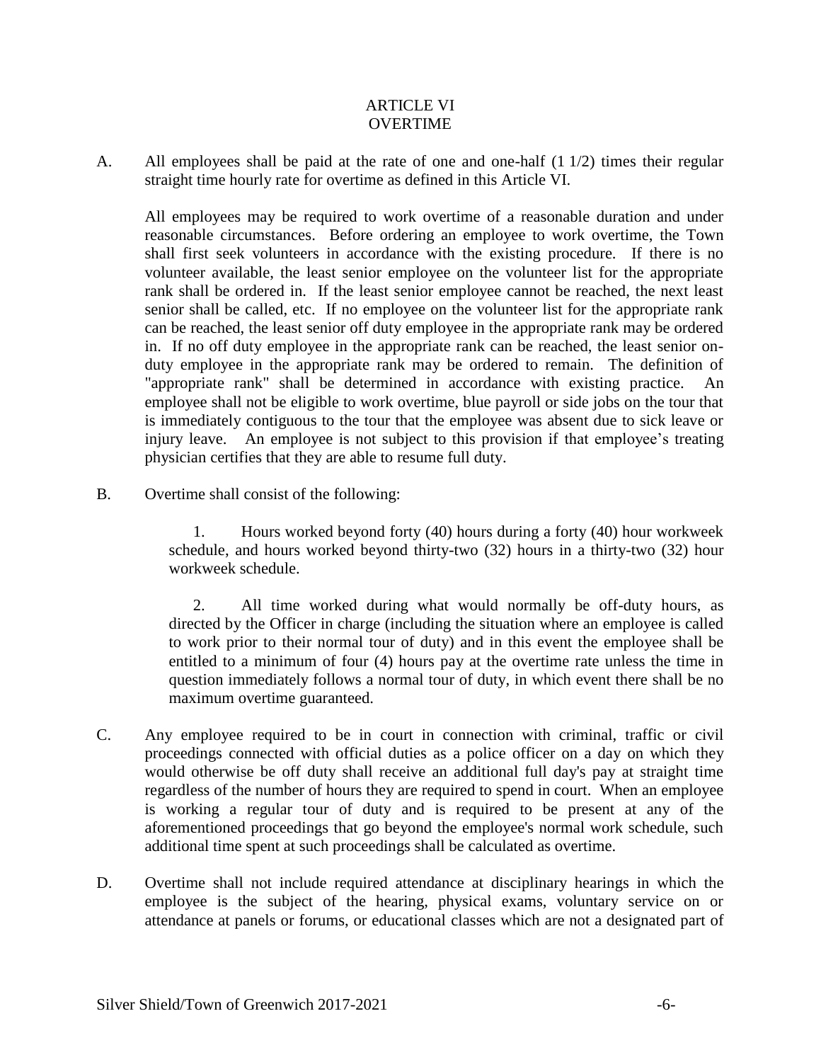# ARTICLE VI
# OVERTIME

A. All employees shall be paid at the rate of one and one-half (1 1/2) times their regular straight time hourly rate for overtime as defined in this Article VI.

   All employees may be required to work overtime of a reasonable duration and under reasonable circumstances. Before ordering an employee to work overtime, the Town shall first seek volunteers in accordance with the existing procedure. If there is no volunteer available, the least senior employee on the volunteer list for the appropriate rank shall be ordered in. If the least senior employee cannot be reached, the next least senior shall be called, etc. If no employee on the volunteer list for the appropriate rank can be reached, the least senior off duty employee in the appropriate rank may be ordered in. If no off duty employee in the appropriate rank can be reached, the least senior on-duty employee in the appropriate rank may be ordered to remain. The definition of "appropriate rank" shall be determined in accordance with existing practice. An employee shall not be eligible to work overtime, blue payroll or side jobs on the tour that is immediately contiguous to the tour that the employee was absent due to sick leave or injury leave. An employee is not subject to this provision if that employee's treating physician certifies that they are able to resume full duty.

B. Overtime shall consist of the following:

   1. Hours worked beyond forty (40) hours during a forty (40) hour workweek schedule, and hours worked beyond thirty-two (32) hours in a thirty-two (32) hour workweek schedule.

   2. All time worked during what would normally be off-duty hours, as directed by the Officer in charge (including the situation where an employee is called to work prior to their normal tour of duty) and in this event the employee shall be entitled to a minimum of four (4) hours pay at the overtime rate unless the time in question immediately follows a normal tour of duty, in which event there shall be no maximum overtime guaranteed.

C. Any employee required to be in court in connection with criminal, traffic or civil proceedings connected with official duties as a police officer on a day on which they would otherwise be off duty shall receive an additional full day's pay at straight time regardless of the number of hours they are required to spend in court. When an employee is working a regular tour of duty and is required to be present at any of the aforementioned proceedings that go beyond the employee's normal work schedule, such additional time spent at such proceedings shall be calculated as overtime.

D. Overtime shall not include required attendance at disciplinary hearings in which the employee is the subject of the hearing, physical exams, voluntary service on or attendance at panels or forums, or educational classes which are not a designated part of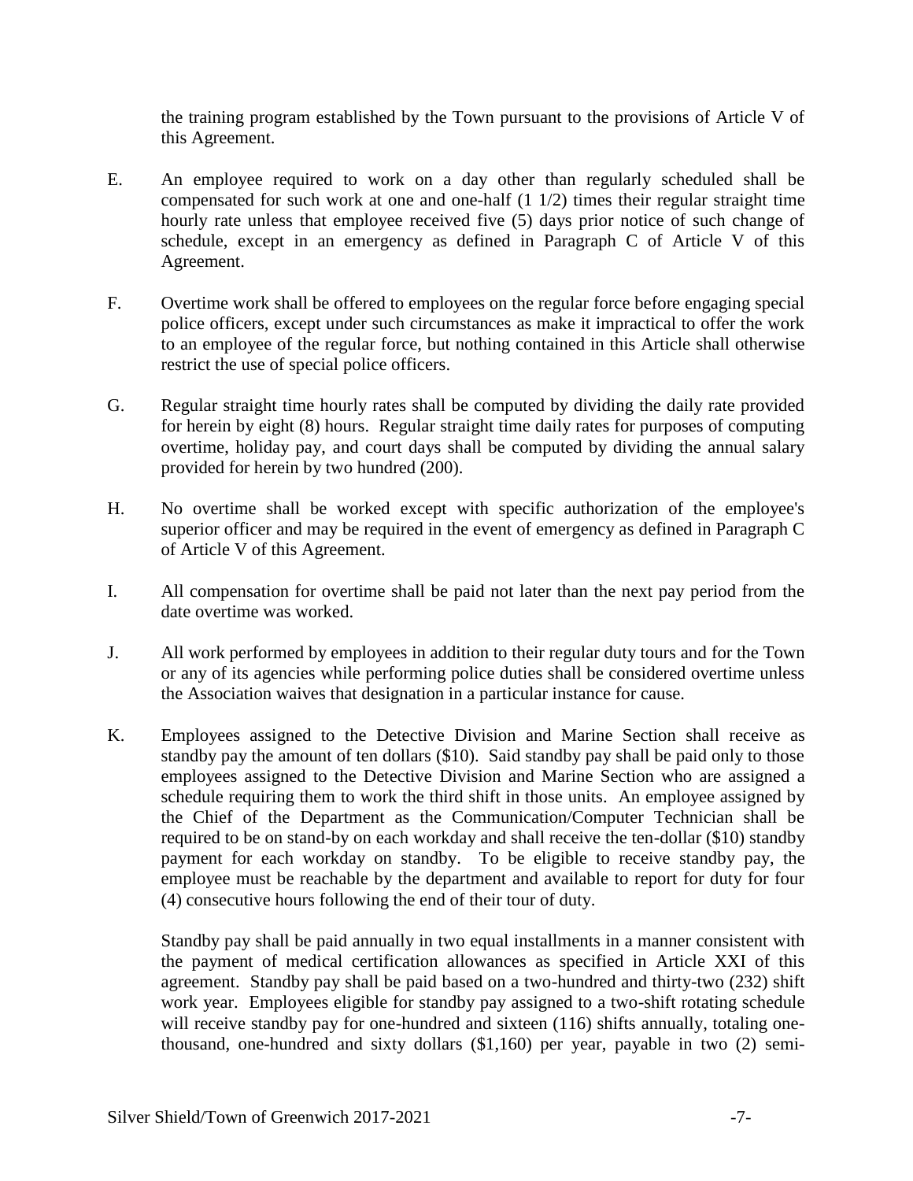the training program established by the Town pursuant to the provisions of Article V of this Agreement.

E. An employee required to work on a day other than regularly scheduled shall be compensated for such work at one and one-half (1 1/2) times their regular straight time hourly rate unless that employee received five (5) days prior notice of such change of schedule, except in an emergency as defined in Paragraph C of Article V of this Agreement.

F. Overtime work shall be offered to employees on the regular force before engaging special police officers, except under such circumstances as make it impractical to offer the work to an employee of the regular force, but nothing contained in this Article shall otherwise restrict the use of special police officers.

G. Regular straight time hourly rates shall be computed by dividing the daily rate provided for herein by eight (8) hours. Regular straight time daily rates for purposes of computing overtime, holiday pay, and court days shall be computed by dividing the annual salary provided for herein by two hundred (200).

H. No overtime shall be worked except with specific authorization of the employee's superior officer and may be required in the event of emergency as defined in Paragraph C of Article V of this Agreement.

I. All compensation for overtime shall be paid not later than the next pay period from the date overtime was worked.

J. All work performed by employees in addition to their regular duty tours and for the Town or any of its agencies while performing police duties shall be considered overtime unless the Association waives that designation in a particular instance for cause.

K. Employees assigned to the Detective Division and Marine Section shall receive as standby pay the amount of ten dollars ($10). Said standby pay shall be paid only to those employees assigned to the Detective Division and Marine Section who are assigned a schedule requiring them to work the third shift in those units. An employee assigned by the Chief of the Department as the Communication/Computer Technician shall be required to be on stand-by on each workday and shall receive the ten-dollar ($10) standby payment for each workday on standby. To be eligible to receive standby pay, the employee must be reachable by the department and available to report for duty for four (4) consecutive hours following the end of their tour of duty.

   Standby pay shall be paid annually in two equal installments in a manner consistent with the payment of medical certification allowances as specified in Article XXI of this agreement. Standby pay shall be paid based on a two-hundred and thirty-two (232) shift work year. Employees eligible for standby pay assigned to a two-shift rotating schedule will receive standby pay for one-hundred and sixteen (116) shifts annually, totaling one-thousand, one-hundred and sixty dollars ($1,160) per year, payable in two (2) semi-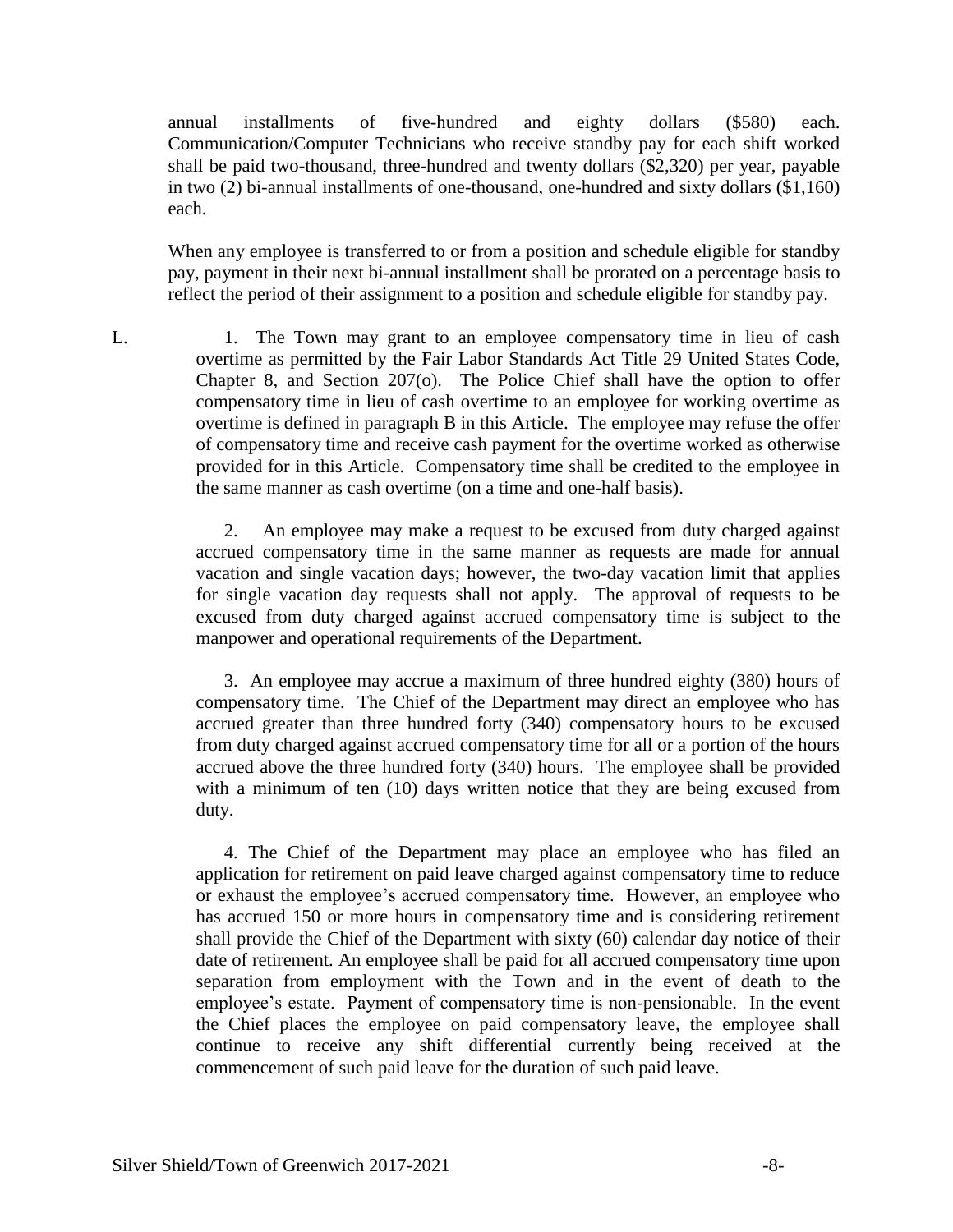annual installments of five-hundred and eighty dollars ($580) each. Communication/Computer Technicians who receive standby pay for each shift worked shall be paid two-thousand, three-hundred and twenty dollars ($2,320) per year, payable in two (2) bi-annual installments of one-thousand, one-hundred and sixty dollars ($1,160) each.

When any employee is transferred to or from a position and schedule eligible for standby pay, payment in their next bi-annual installment shall be prorated on a percentage basis to reflect the period of their assignment to a position and schedule eligible for standby pay.

L. 1. The Town may grant to an employee compensatory time in lieu of cash overtime as permitted by the Fair Labor Standards Act Title 29 United States Code, Chapter 8, and Section 207(o). The Police Chief shall have the option to offer compensatory time in lieu of cash overtime to an employee for working overtime as overtime is defined in paragraph B in this Article. The employee may refuse the offer of compensatory time and receive cash payment for the overtime worked as otherwise provided for in this Article. Compensatory time shall be credited to the employee in the same manner as cash overtime (on a time and one-half basis).

2. An employee may make a request to be excused from duty charged against accrued compensatory time in the same manner as requests are made for annual vacation and single vacation days; however, the two-day vacation limit that applies for single vacation day requests shall not apply. The approval of requests to be excused from duty charged against accrued compensatory time is subject to the manpower and operational requirements of the Department.

3. An employee may accrue a maximum of three hundred eighty (380) hours of compensatory time. The Chief of the Department may direct an employee who has accrued greater than three hundred forty (340) compensatory hours to be excused from duty charged against accrued compensatory time for all or a portion of the hours accrued above the three hundred forty (340) hours. The employee shall be provided with a minimum of ten (10) days written notice that they are being excused from duty.

4. The Chief of the Department may place an employee who has filed an application for retirement on paid leave charged against compensatory time to reduce or exhaust the employee's accrued compensatory time. However, an employee who has accrued 150 or more hours in compensatory time and is considering retirement shall provide the Chief of the Department with sixty (60) calendar day notice of their date of retirement. An employee shall be paid for all accrued compensatory time upon separation from employment with the Town and in the event of death to the employee's estate. Payment of compensatory time is non-pensionable. In the event the Chief places the employee on paid compensatory leave, the employee shall continue to receive any shift differential currently being received at the commencement of such paid leave for the duration of such paid leave.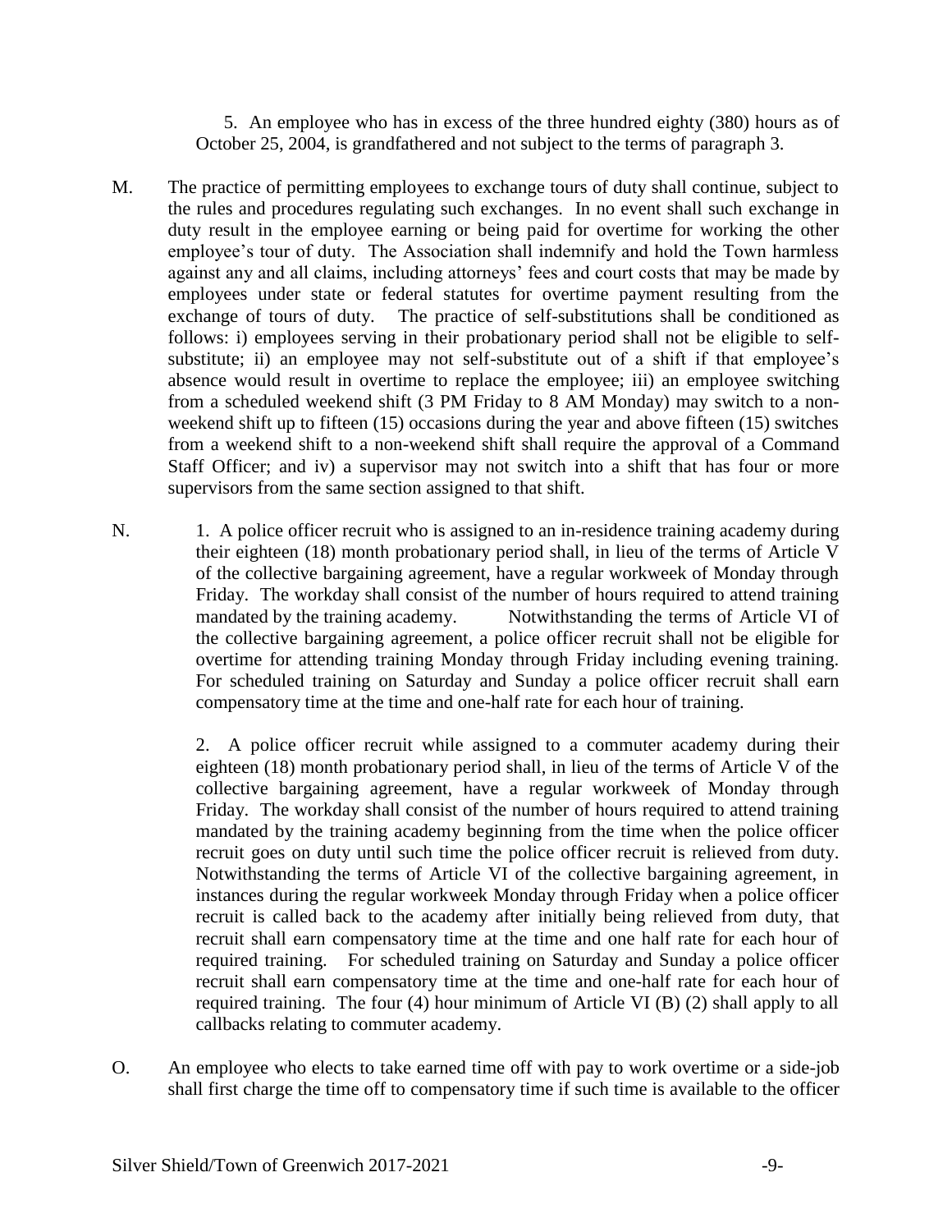5. An employee who has in excess of the three hundred eighty (380) hours as of October 25, 2004, is grandfathered and not subject to the terms of paragraph 3.

M. The practice of permitting employees to exchange tours of duty shall continue, subject to the rules and procedures regulating such exchanges. In no event shall such exchange in duty result in the employee earning or being paid for overtime for working the other employee's tour of duty. The Association shall indemnify and hold the Town harmless against any and all claims, including attorneys' fees and court costs that may be made by employees under state or federal statutes for overtime payment resulting from the exchange of tours of duty. The practice of self-substitutions shall be conditioned as follows: i) employees serving in their probationary period shall not be eligible to self-substitute; ii) an employee may not self-substitute out of a shift if that employee's absence would result in overtime to replace the employee; iii) an employee switching from a scheduled weekend shift (3 PM Friday to 8 AM Monday) may switch to a non-weekend shift up to fifteen (15) occasions during the year and above fifteen (15) switches from a weekend shift to a non-weekend shift shall require the approval of a Command Staff Officer; and iv) a supervisor may not switch into a shift that has four or more supervisors from the same section assigned to that shift.

N. 1. A police officer recruit who is assigned to an in-residence training academy during their eighteen (18) month probationary period shall, in lieu of the terms of Article V of the collective bargaining agreement, have a regular workweek of Monday through Friday. The workday shall consist of the number of hours required to attend training mandated by the training academy. Notwithstanding the terms of Article VI of the collective bargaining agreement, a police officer recruit shall not be eligible for overtime for attending training Monday through Friday including evening training. For scheduled training on Saturday and Sunday a police officer recruit shall earn compensatory time at the time and one-half rate for each hour of training.

2. A police officer recruit while assigned to a commuter academy during their eighteen (18) month probationary period shall, in lieu of the terms of Article V of the collective bargaining agreement, have a regular workweek of Monday through Friday. The workday shall consist of the number of hours required to attend training mandated by the training academy beginning from the time when the police officer recruit goes on duty until such time the police officer recruit is relieved from duty. Notwithstanding the terms of Article VI of the collective bargaining agreement, in instances during the regular workweek Monday through Friday when a police officer recruit is called back to the academy after initially being relieved from duty, that recruit shall earn compensatory time at the time and one half rate for each hour of required training. For scheduled training on Saturday and Sunday a police officer recruit shall earn compensatory time at the time and one-half rate for each hour of required training. The four (4) hour minimum of Article VI (B) (2) shall apply to all callbacks relating to commuter academy.

O. An employee who elects to take earned time off with pay to work overtime or a side-job shall first charge the time off to compensatory time if such time is available to the officer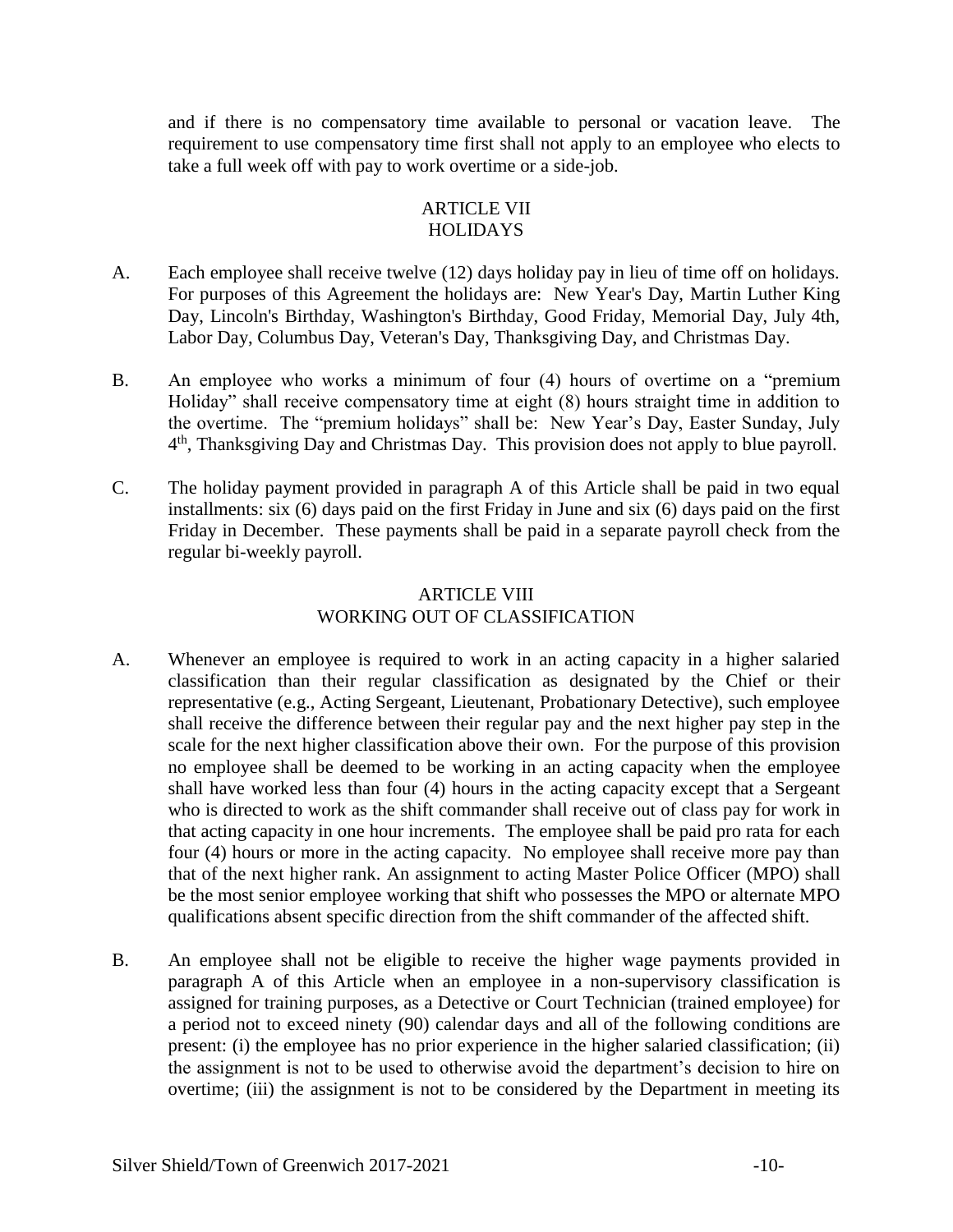and if there is no compensatory time available to personal or vacation leave. The requirement to use compensatory time first shall not apply to an employee who elects to take a full week off with pay to work overtime or a side-job.

## ARTICLE VII
## HOLIDAYS

A. Each employee shall receive twelve (12) days holiday pay in lieu of time off on holidays. For purposes of this Agreement the holidays are: New Year's Day, Martin Luther King Day, Lincoln's Birthday, Washington's Birthday, Good Friday, Memorial Day, July 4th, Labor Day, Columbus Day, Veteran's Day, Thanksgiving Day, and Christmas Day.

B. An employee who works a minimum of four (4) hours of overtime on a "premium Holiday" shall receive compensatory time at eight (8) hours straight time in addition to the overtime. The "premium holidays" shall be: New Year's Day, Easter Sunday, July 4th, Thanksgiving Day and Christmas Day. This provision does not apply to blue payroll.

C. The holiday payment provided in paragraph A of this Article shall be paid in two equal installments: six (6) days paid on the first Friday in June and six (6) days paid on the first Friday in December. These payments shall be paid in a separate payroll check from the regular bi-weekly payroll.

## ARTICLE VIII
## WORKING OUT OF CLASSIFICATION

A. Whenever an employee is required to work in an acting capacity in a higher salaried classification than their regular classification as designated by the Chief or their representative (e.g., Acting Sergeant, Lieutenant, Probationary Detective), such employee shall receive the difference between their regular pay and the next higher pay step in the scale for the next higher classification above their own. For the purpose of this provision no employee shall be deemed to be working in an acting capacity when the employee shall have worked less than four (4) hours in the acting capacity except that a Sergeant who is directed to work as the shift commander shall receive out of class pay for work in that acting capacity in one hour increments. The employee shall be paid pro rata for each four (4) hours or more in the acting capacity. No employee shall receive more pay than that of the next higher rank. An assignment to acting Master Police Officer (MPO) shall be the most senior employee working that shift who possesses the MPO or alternate MPO qualifications absent specific direction from the shift commander of the affected shift.

B. An employee shall not be eligible to receive the higher wage payments provided in paragraph A of this Article when an employee in a non-supervisory classification is assigned for training purposes, as a Detective or Court Technician (trained employee) for a period not to exceed ninety (90) calendar days and all of the following conditions are present: (i) the employee has no prior experience in the higher salaried classification; (ii) the assignment is not to be used to otherwise avoid the department's decision to hire on overtime; (iii) the assignment is not to be considered by the Department in meeting its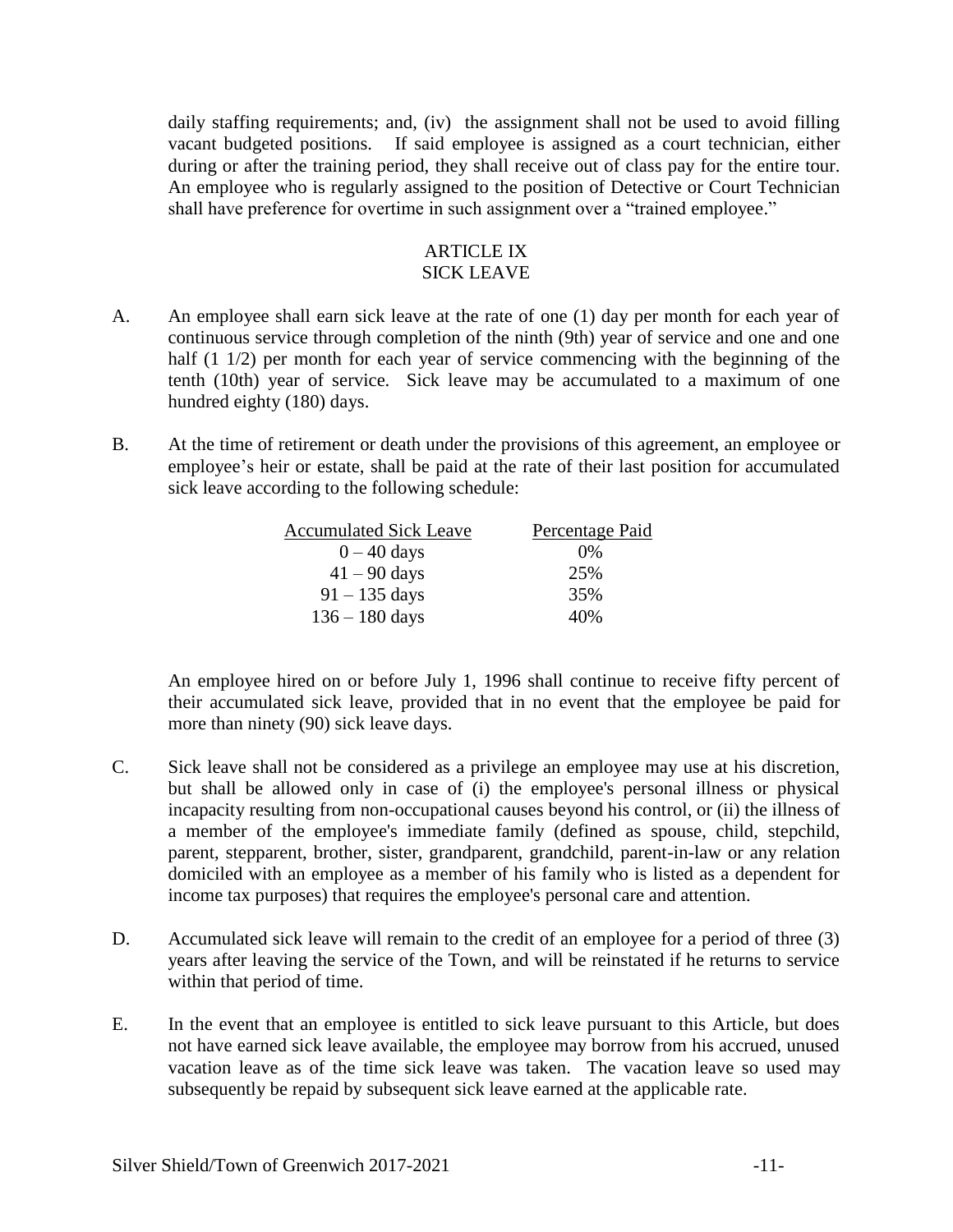daily staffing requirements; and, (iv) the assignment shall not be used to avoid filling vacant budgeted positions. If said employee is assigned as a court technician, either during or after the training period, they shall receive out of class pay for the entire tour. An employee who is regularly assigned to the position of Detective or Court Technician shall have preference for overtime in such assignment over a "trained employee."

## ARTICLE IX
## SICK LEAVE

A. An employee shall earn sick leave at the rate of one (1) day per month for each year of continuous service through completion of the ninth (9th) year of service and one and one half (1 1/2) per month for each year of service commencing with the beginning of the tenth (10th) year of service. Sick leave may be accumulated to a maximum of one hundred eighty (180) days.

B. At the time of retirement or death under the provisions of this agreement, an employee or employee's heir or estate, shall be paid at the rate of their last position for accumulated sick leave according to the following schedule:

| Accumulated Sick Leave | Percentage Paid |
|---|---|
| 0 – 40 days | 0% |
| 41 – 90 days | 25% |
| 91 – 135 days | 35% |
| 136 – 180 days | 40% |

An employee hired on or before July 1, 1996 shall continue to receive fifty percent of their accumulated sick leave, provided that in no event that the employee be paid for more than ninety (90) sick leave days.

C. Sick leave shall not be considered as a privilege an employee may use at his discretion, but shall be allowed only in case of (i) the employee's personal illness or physical incapacity resulting from non-occupational causes beyond his control, or (ii) the illness of a member of the employee's immediate family (defined as spouse, child, stepchild, parent, stepparent, brother, sister, grandparent, grandchild, parent-in-law or any relation domiciled with an employee as a member of his family who is listed as a dependent for income tax purposes) that requires the employee's personal care and attention.

D. Accumulated sick leave will remain to the credit of an employee for a period of three (3) years after leaving the service of the Town, and will be reinstated if he returns to service within that period of time.

E. In the event that an employee is entitled to sick leave pursuant to this Article, but does not have earned sick leave available, the employee may borrow from his accrued, unused vacation leave as of the time sick leave was taken. The vacation leave so used may subsequently be repaid by subsequent sick leave earned at the applicable rate.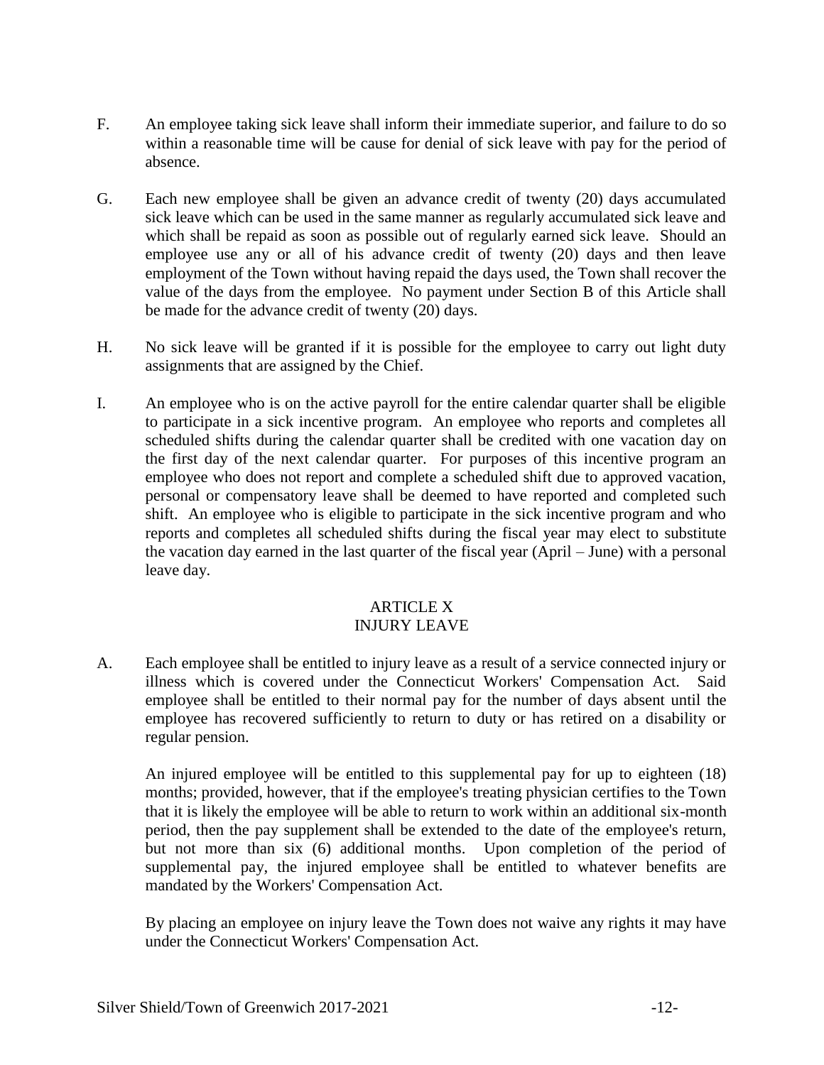F. An employee taking sick leave shall inform their immediate superior, and failure to do so within a reasonable time will be cause for denial of sick leave with pay for the period of absence.

G. Each new employee shall be given an advance credit of twenty (20) days accumulated sick leave which can be used in the same manner as regularly accumulated sick leave and which shall be repaid as soon as possible out of regularly earned sick leave. Should an employee use any or all of his advance credit of twenty (20) days and then leave employment of the Town without having repaid the days used, the Town shall recover the value of the days from the employee. No payment under Section B of this Article shall be made for the advance credit of twenty (20) days.

H. No sick leave will be granted if it is possible for the employee to carry out light duty assignments that are assigned by the Chief.

I. An employee who is on the active payroll for the entire calendar quarter shall be eligible to participate in a sick incentive program. An employee who reports and completes all scheduled shifts during the calendar quarter shall be credited with one vacation day on the first day of the next calendar quarter. For purposes of this incentive program an employee who does not report and complete a scheduled shift due to approved vacation, personal or compensatory leave shall be deemed to have reported and completed such shift. An employee who is eligible to participate in the sick incentive program and who reports and completes all scheduled shifts during the fiscal year may elect to substitute the vacation day earned in the last quarter of the fiscal year (April – June) with a personal leave day.

## ARTICLE X
## INJURY LEAVE

A. Each employee shall be entitled to injury leave as a result of a service connected injury or illness which is covered under the Connecticut Workers' Compensation Act. Said employee shall be entitled to their normal pay for the number of days absent until the employee has recovered sufficiently to return to duty or has retired on a disability or regular pension.

An injured employee will be entitled to this supplemental pay for up to eighteen (18) months; provided, however, that if the employee's treating physician certifies to the Town that it is likely the employee will be able to return to work within an additional six-month period, then the pay supplement shall be extended to the date of the employee's return, but not more than six (6) additional months. Upon completion of the period of supplemental pay, the injured employee shall be entitled to whatever benefits are mandated by the Workers' Compensation Act.

By placing an employee on injury leave the Town does not waive any rights it may have under the Connecticut Workers' Compensation Act.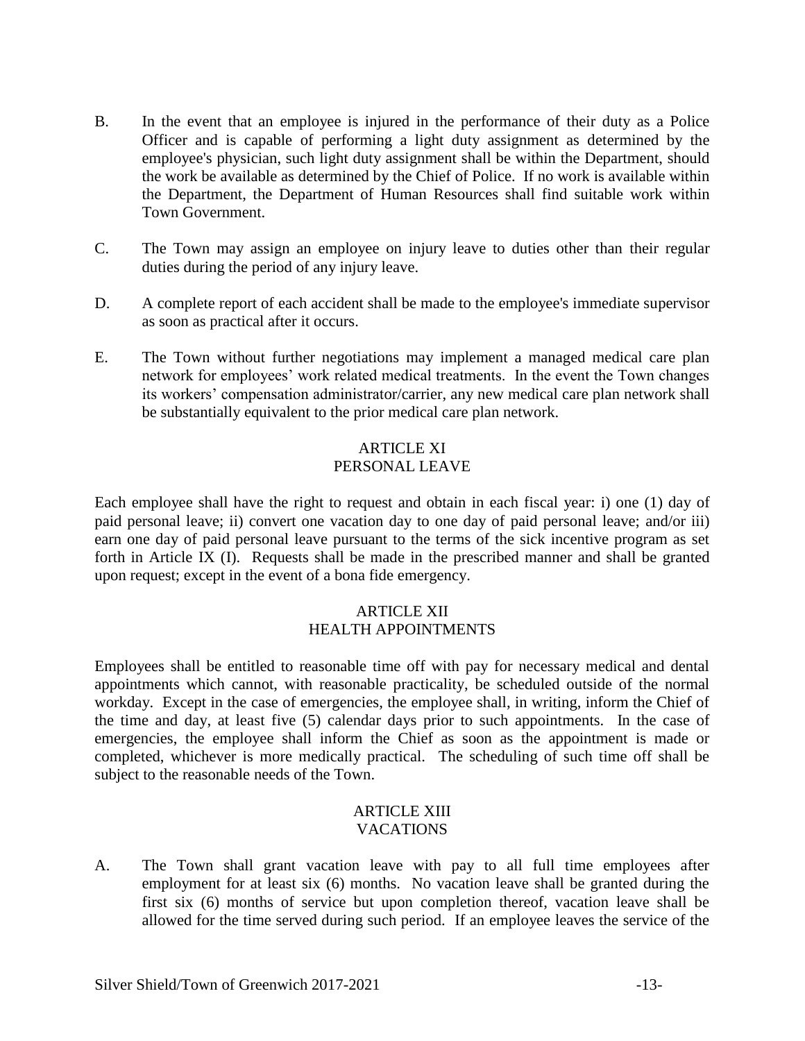B. In the event that an employee is injured in the performance of their duty as a Police Officer and is capable of performing a light duty assignment as determined by the employee's physician, such light duty assignment shall be within the Department, should the work be available as determined by the Chief of Police. If no work is available within the Department, the Department of Human Resources shall find suitable work within Town Government.

C. The Town may assign an employee on injury leave to duties other than their regular duties during the period of any injury leave.

D. A complete report of each accident shall be made to the employee's immediate supervisor as soon as practical after it occurs.

E. The Town without further negotiations may implement a managed medical care plan network for employees' work related medical treatments. In the event the Town changes its workers' compensation administrator/carrier, any new medical care plan network shall be substantially equivalent to the prior medical care plan network.

## ARTICLE XI
## PERSONAL LEAVE

Each employee shall have the right to request and obtain in each fiscal year: i) one (1) day of paid personal leave; ii) convert one vacation day to one day of paid personal leave; and/or iii) earn one day of paid personal leave pursuant to the terms of the sick incentive program as set forth in Article IX (I). Requests shall be made in the prescribed manner and shall be granted upon request; except in the event of a bona fide emergency.

## ARTICLE XII
## HEALTH APPOINTMENTS

Employees shall be entitled to reasonable time off with pay for necessary medical and dental appointments which cannot, with reasonable practicality, be scheduled outside of the normal workday. Except in the case of emergencies, the employee shall, in writing, inform the Chief of the time and day, at least five (5) calendar days prior to such appointments. In the case of emergencies, the employee shall inform the Chief as soon as the appointment is made or completed, whichever is more medically practical. The scheduling of such time off shall be subject to the reasonable needs of the Town.

## ARTICLE XIII
## VACATIONS

A. The Town shall grant vacation leave with pay to all full time employees after employment for at least six (6) months. No vacation leave shall be granted during the first six (6) months of service but upon completion thereof, vacation leave shall be allowed for the time served during such period. If an employee leaves the service of the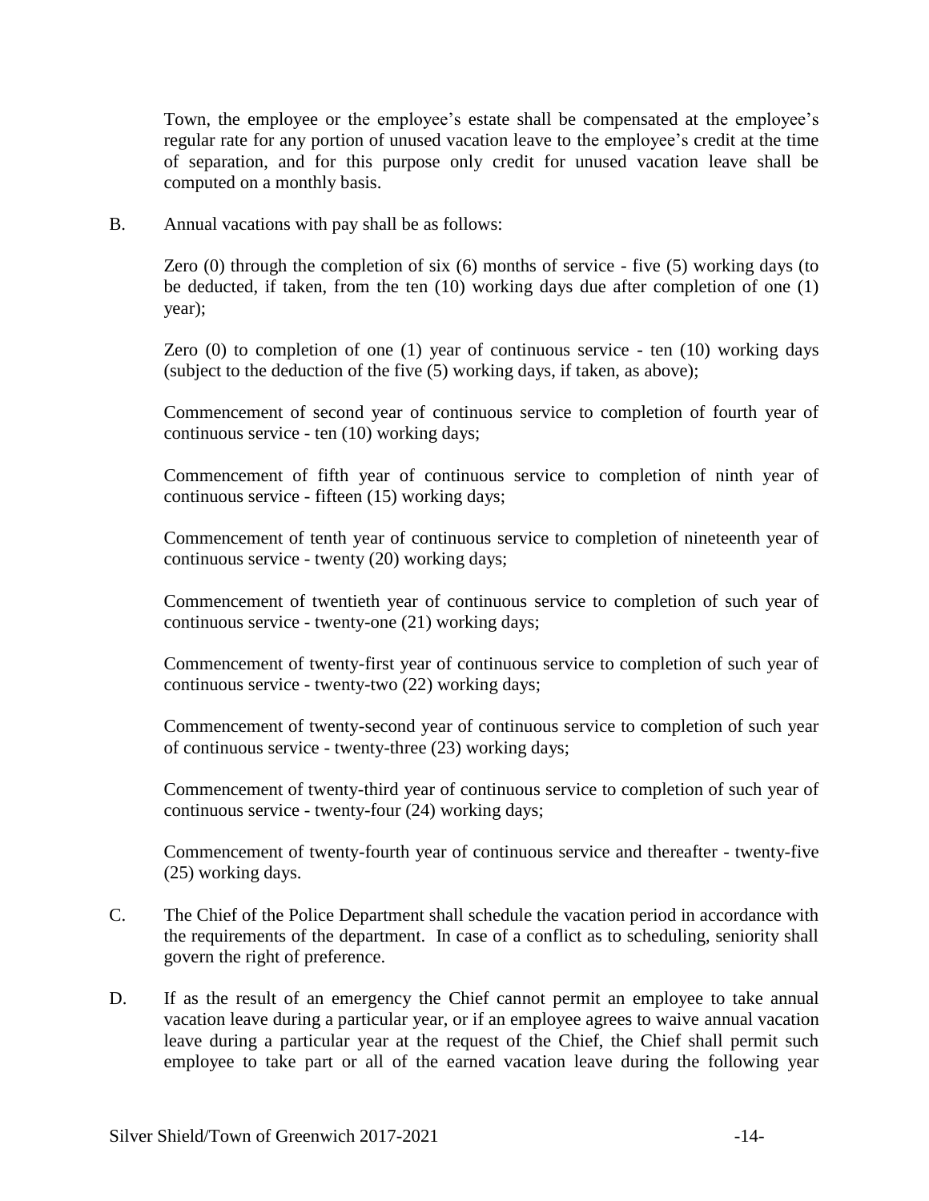Town, the employee or the employee's estate shall be compensated at the employee's regular rate for any portion of unused vacation leave to the employee's credit at the time of separation, and for this purpose only credit for unused vacation leave shall be computed on a monthly basis.

B. Annual vacations with pay shall be as follows:

Zero (0) through the completion of six (6) months of service - five (5) working days (to be deducted, if taken, from the ten (10) working days due after completion of one (1) year);

Zero (0) to completion of one (1) year of continuous service - ten (10) working days (subject to the deduction of the five (5) working days, if taken, as above);

Commencement of second year of continuous service to completion of fourth year of continuous service - ten (10) working days;

Commencement of fifth year of continuous service to completion of ninth year of continuous service - fifteen (15) working days;

Commencement of tenth year of continuous service to completion of nineteenth year of continuous service - twenty (20) working days;

Commencement of twentieth year of continuous service to completion of such year of continuous service - twenty-one (21) working days;

Commencement of twenty-first year of continuous service to completion of such year of continuous service - twenty-two (22) working days;

Commencement of twenty-second year of continuous service to completion of such year of continuous service - twenty-three (23) working days;

Commencement of twenty-third year of continuous service to completion of such year of continuous service - twenty-four (24) working days;

Commencement of twenty-fourth year of continuous service and thereafter - twenty-five (25) working days.

C. The Chief of the Police Department shall schedule the vacation period in accordance with the requirements of the department. In case of a conflict as to scheduling, seniority shall govern the right of preference.

D. If as the result of an emergency the Chief cannot permit an employee to take annual vacation leave during a particular year, or if an employee agrees to waive annual vacation leave during a particular year at the request of the Chief, the Chief shall permit such employee to take part or all of the earned vacation leave during the following year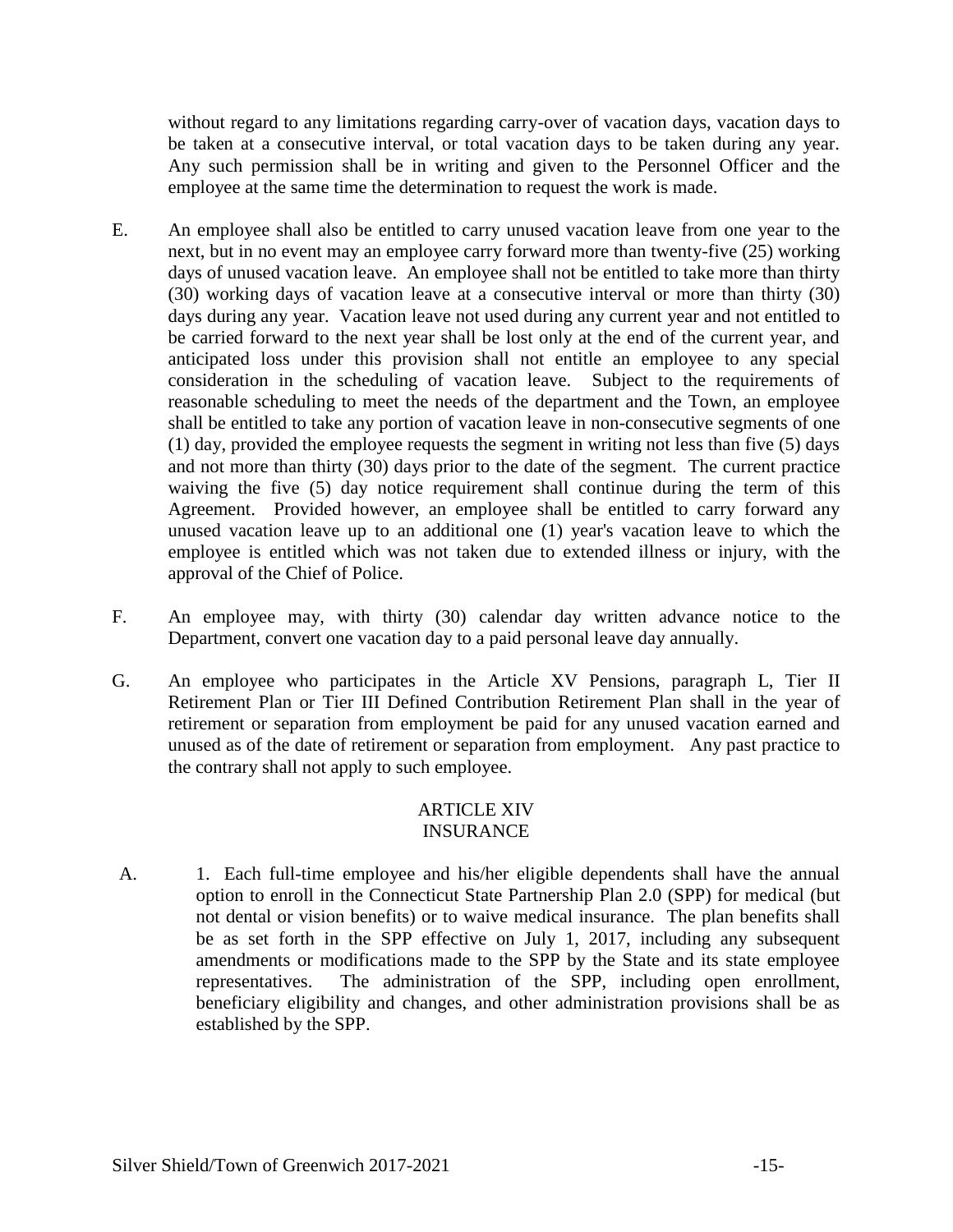without regard to any limitations regarding carry-over of vacation days, vacation days to be taken at a consecutive interval, or total vacation days to be taken during any year. Any such permission shall be in writing and given to the Personnel Officer and the employee at the same time the determination to request the work is made.

E. An employee shall also be entitled to carry unused vacation leave from one year to the next, but in no event may an employee carry forward more than twenty-five (25) working days of unused vacation leave. An employee shall not be entitled to take more than thirty (30) working days of vacation leave at a consecutive interval or more than thirty (30) days during any year. Vacation leave not used during any current year and not entitled to be carried forward to the next year shall be lost only at the end of the current year, and anticipated loss under this provision shall not entitle an employee to any special consideration in the scheduling of vacation leave. Subject to the requirements of reasonable scheduling to meet the needs of the department and the Town, an employee shall be entitled to take any portion of vacation leave in non-consecutive segments of one (1) day, provided the employee requests the segment in writing not less than five (5) days and not more than thirty (30) days prior to the date of the segment. The current practice waiving the five (5) day notice requirement shall continue during the term of this Agreement. Provided however, an employee shall be entitled to carry forward any unused vacation leave up to an additional one (1) year's vacation leave to which the employee is entitled which was not taken due to extended illness or injury, with the approval of the Chief of Police.

F. An employee may, with thirty (30) calendar day written advance notice to the Department, convert one vacation day to a paid personal leave day annually.

G. An employee who participates in the Article XV Pensions, paragraph L, Tier II Retirement Plan or Tier III Defined Contribution Retirement Plan shall in the year of retirement or separation from employment be paid for any unused vacation earned and unused as of the date of retirement or separation from employment. Any past practice to the contrary shall not apply to such employee.

## ARTICLE XIV
## INSURANCE

A. 1. Each full-time employee and his/her eligible dependents shall have the annual option to enroll in the Connecticut State Partnership Plan 2.0 (SPP) for medical (but not dental or vision benefits) or to waive medical insurance. The plan benefits shall be as set forth in the SPP effective on July 1, 2017, including any subsequent amendments or modifications made to the SPP by the State and its state employee representatives. The administration of the SPP, including open enrollment, beneficiary eligibility and changes, and other administration provisions shall be as established by the SPP.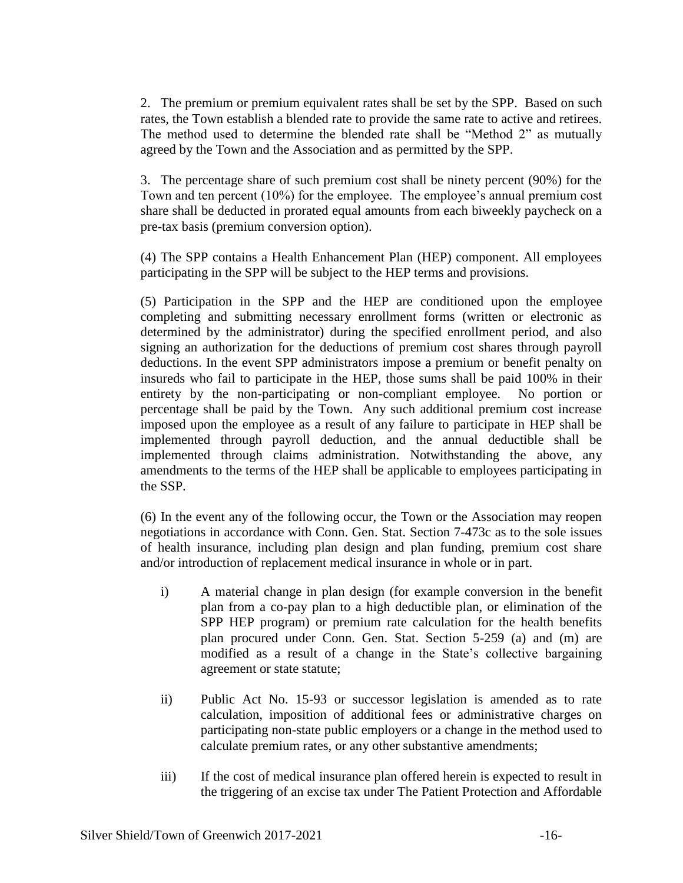2. The premium or premium equivalent rates shall be set by the SPP. Based on such rates, the Town establish a blended rate to provide the same rate to active and retirees. The method used to determine the blended rate shall be "Method 2" as mutually agreed by the Town and the Association and as permitted by the SPP.

3. The percentage share of such premium cost shall be ninety percent (90%) for the Town and ten percent (10%) for the employee. The employee's annual premium cost share shall be deducted in prorated equal amounts from each biweekly paycheck on a pre-tax basis (premium conversion option).

(4) The SPP contains a Health Enhancement Plan (HEP) component. All employees participating in the SPP will be subject to the HEP terms and provisions.

(5) Participation in the SPP and the HEP are conditioned upon the employee completing and submitting necessary enrollment forms (written or electronic as determined by the administrator) during the specified enrollment period, and also signing an authorization for the deductions of premium cost shares through payroll deductions. In the event SPP administrators impose a premium or benefit penalty on insureds who fail to participate in the HEP, those sums shall be paid 100% in their entirety by the non-participating or non-compliant employee. No portion or percentage shall be paid by the Town. Any such additional premium cost increase imposed upon the employee as a result of any failure to participate in HEP shall be implemented through payroll deduction, and the annual deductible shall be implemented through claims administration. Notwithstanding the above, any amendments to the terms of the HEP shall be applicable to employees participating in the SSP.

(6) In the event any of the following occur, the Town or the Association may reopen negotiations in accordance with Conn. Gen. Stat. Section 7-473c as to the sole issues of health insurance, including plan design and plan funding, premium cost share and/or introduction of replacement medical insurance in whole or in part.

i) A material change in plan design (for example conversion in the benefit plan from a co-pay plan to a high deductible plan, or elimination of the SPP HEP program) or premium rate calculation for the health benefits plan procured under Conn. Gen. Stat. Section 5-259 (a) and (m) are modified as a result of a change in the State's collective bargaining agreement or state statute;

ii) Public Act No. 15-93 or successor legislation is amended as to rate calculation, imposition of additional fees or administrative charges on participating non-state public employers or a change in the method used to calculate premium rates, or any other substantive amendments;

iii) If the cost of medical insurance plan offered herein is expected to result in the triggering of an excise tax under The Patient Protection and Affordable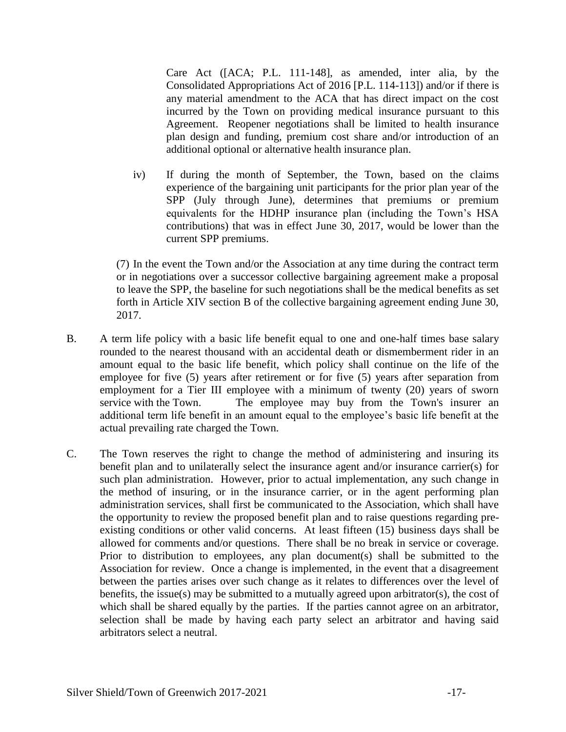Care Act ([ACA; P.L. 111-148], as amended, inter alia, by the Consolidated Appropriations Act of 2016 [P.L. 114-113]) and/or if there is any material amendment to the ACA that has direct impact on the cost incurred by the Town on providing medical insurance pursuant to this Agreement. Reopener negotiations shall be limited to health insurance plan design and funding, premium cost share and/or introduction of an additional optional or alternative health insurance plan.

iv) If during the month of September, the Town, based on the claims experience of the bargaining unit participants for the prior plan year of the SPP (July through June), determines that premiums or premium equivalents for the HDHP insurance plan (including the Town's HSA contributions) that was in effect June 30, 2017, would be lower than the current SPP premiums.

(7) In the event the Town and/or the Association at any time during the contract term or in negotiations over a successor collective bargaining agreement make a proposal to leave the SPP, the baseline for such negotiations shall be the medical benefits as set forth in Article XIV section B of the collective bargaining agreement ending June 30, 2017.

B. A term life policy with a basic life benefit equal to one and one-half times base salary rounded to the nearest thousand with an accidental death or dismemberment rider in an amount equal to the basic life benefit, which policy shall continue on the life of the employee for five (5) years after retirement or for five (5) years after separation from employment for a Tier III employee with a minimum of twenty (20) years of sworn service with the Town. The employee may buy from the Town's insurer an additional term life benefit in an amount equal to the employee's basic life benefit at the actual prevailing rate charged the Town.

C. The Town reserves the right to change the method of administering and insuring its benefit plan and to unilaterally select the insurance agent and/or insurance carrier(s) for such plan administration. However, prior to actual implementation, any such change in the method of insuring, or in the insurance carrier, or in the agent performing plan administration services, shall first be communicated to the Association, which shall have the opportunity to review the proposed benefit plan and to raise questions regarding pre-existing conditions or other valid concerns. At least fifteen (15) business days shall be allowed for comments and/or questions. There shall be no break in service or coverage. Prior to distribution to employees, any plan document(s) shall be submitted to the Association for review. Once a change is implemented, in the event that a disagreement between the parties arises over such change as it relates to differences over the level of benefits, the issue(s) may be submitted to a mutually agreed upon arbitrator(s), the cost of which shall be shared equally by the parties. If the parties cannot agree on an arbitrator, selection shall be made by having each party select an arbitrator and having said arbitrators select a neutral.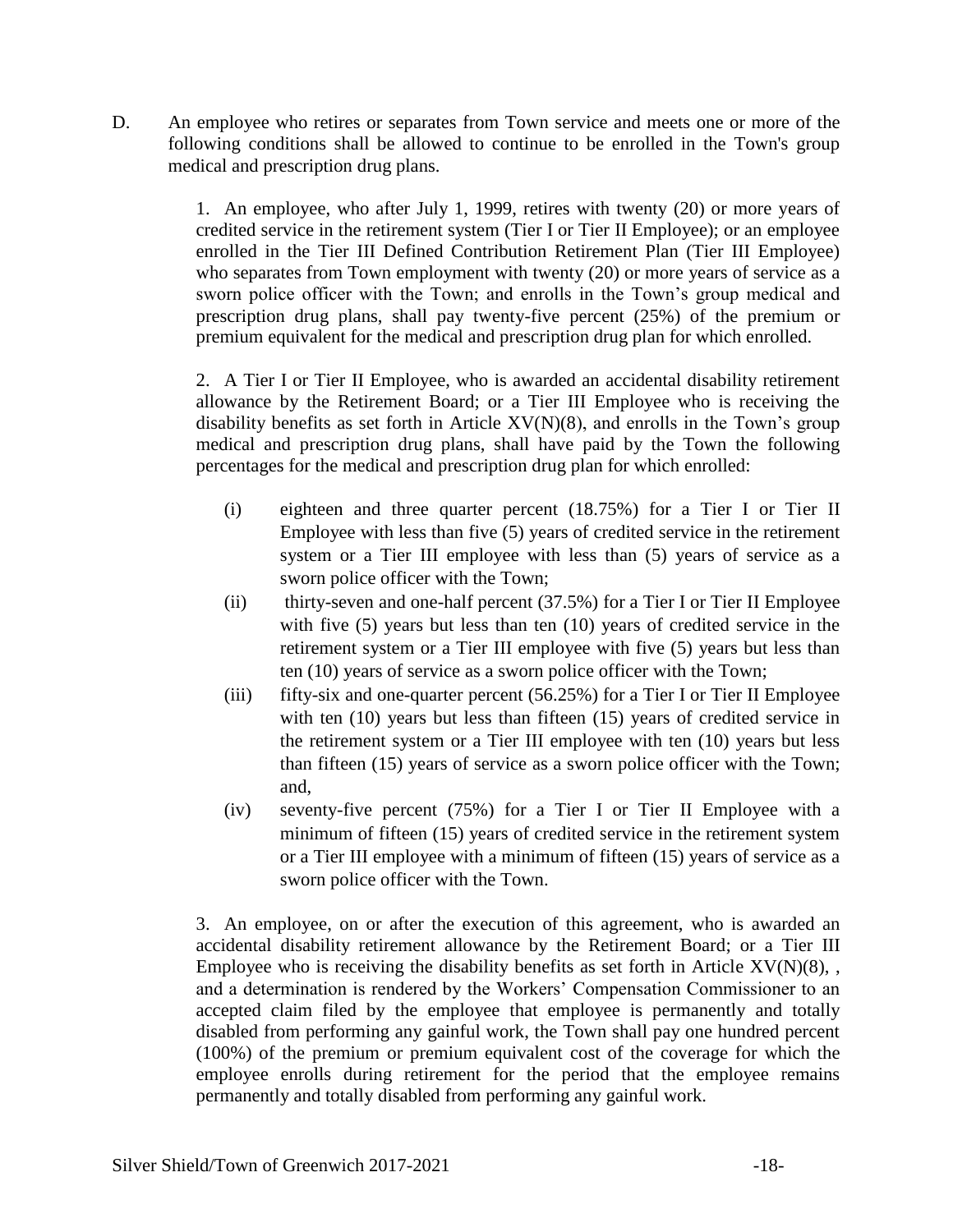D. An employee who retires or separates from Town service and meets one or more of the following conditions shall be allowed to continue to be enrolled in the Town's group medical and prescription drug plans.

1. An employee, who after July 1, 1999, retires with twenty (20) or more years of credited service in the retirement system (Tier I or Tier II Employee); or an employee enrolled in the Tier III Defined Contribution Retirement Plan (Tier III Employee) who separates from Town employment with twenty (20) or more years of service as a sworn police officer with the Town; and enrolls in the Town's group medical and prescription drug plans, shall pay twenty-five percent (25%) of the premium or premium equivalent for the medical and prescription drug plan for which enrolled.

2. A Tier I or Tier II Employee, who is awarded an accidental disability retirement allowance by the Retirement Board; or a Tier III Employee who is receiving the disability benefits as set forth in Article XV(N)(8), and enrolls in the Town's group medical and prescription drug plans, shall have paid by the Town the following percentages for the medical and prescription drug plan for which enrolled:

(i) eighteen and three quarter percent (18.75%) for a Tier I or Tier II Employee with less than five (5) years of credited service in the retirement system or a Tier III employee with less than (5) years of service as a sworn police officer with the Town;

(ii) thirty-seven and one-half percent (37.5%) for a Tier I or Tier II Employee with five (5) years but less than ten (10) years of credited service in the retirement system or a Tier III employee with five (5) years but less than ten (10) years of service as a sworn police officer with the Town;

(iii) fifty-six and one-quarter percent (56.25%) for a Tier I or Tier II Employee with ten (10) years but less than fifteen (15) years of credited service in the retirement system or a Tier III employee with ten (10) years but less than fifteen (15) years of service as a sworn police officer with the Town; and,

(iv) seventy-five percent (75%) for a Tier I or Tier II Employee with a minimum of fifteen (15) years of credited service in the retirement system or a Tier III employee with a minimum of fifteen (15) years of service as a sworn police officer with the Town.

3. An employee, on or after the execution of this agreement, who is awarded an accidental disability retirement allowance by the Retirement Board; or a Tier III Employee who is receiving the disability benefits as set forth in Article XV(N)(8), , and a determination is rendered by the Workers' Compensation Commissioner to an accepted claim filed by the employee that employee is permanently and totally disabled from performing any gainful work, the Town shall pay one hundred percent (100%) of the premium or premium equivalent cost of the coverage for which the employee enrolls during retirement for the period that the employee remains permanently and totally disabled from performing any gainful work.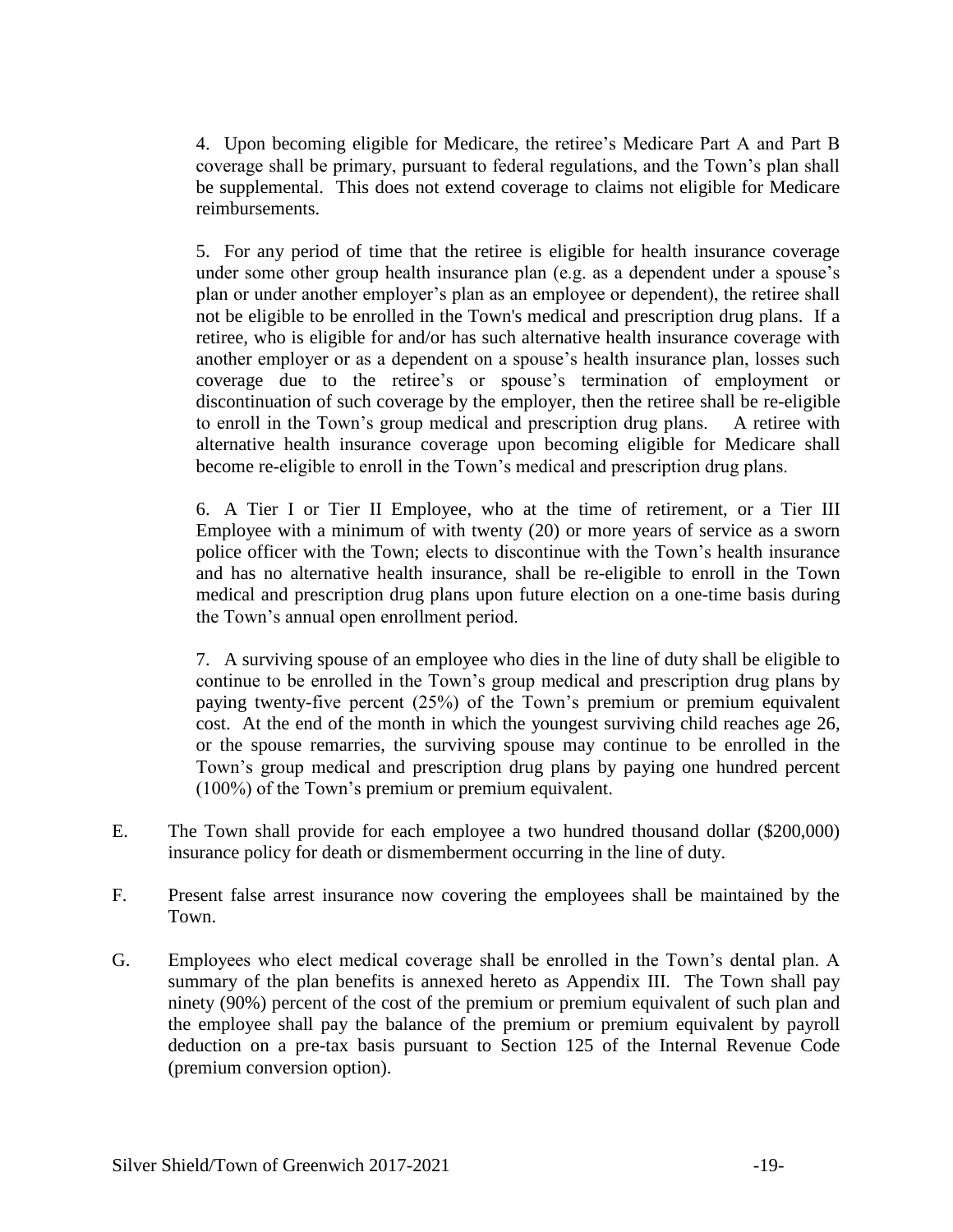4. Upon becoming eligible for Medicare, the retiree's Medicare Part A and Part B coverage shall be primary, pursuant to federal regulations, and the Town's plan shall be supplemental. This does not extend coverage to claims not eligible for Medicare reimbursements.

5. For any period of time that the retiree is eligible for health insurance coverage under some other group health insurance plan (e.g. as a dependent under a spouse's plan or under another employer's plan as an employee or dependent), the retiree shall not be eligible to be enrolled in the Town's medical and prescription drug plans. If a retiree, who is eligible for and/or has such alternative health insurance coverage with another employer or as a dependent on a spouse's health insurance plan, losses such coverage due to the retiree's or spouse's termination of employment or discontinuation of such coverage by the employer, then the retiree shall be re-eligible to enroll in the Town's group medical and prescription drug plans. A retiree with alternative health insurance coverage upon becoming eligible for Medicare shall become re-eligible to enroll in the Town's medical and prescription drug plans.

6. A Tier I or Tier II Employee, who at the time of retirement, or a Tier III Employee with a minimum of with twenty (20) or more years of service as a sworn police officer with the Town; elects to discontinue with the Town's health insurance and has no alternative health insurance, shall be re-eligible to enroll in the Town medical and prescription drug plans upon future election on a one-time basis during the Town's annual open enrollment period.

7. A surviving spouse of an employee who dies in the line of duty shall be eligible to continue to be enrolled in the Town's group medical and prescription drug plans by paying twenty-five percent (25%) of the Town's premium or premium equivalent cost. At the end of the month in which the youngest surviving child reaches age 26, or the spouse remarries, the surviving spouse may continue to be enrolled in the Town's group medical and prescription drug plans by paying one hundred percent (100%) of the Town's premium or premium equivalent.

E. The Town shall provide for each employee a two hundred thousand dollar ($200,000) insurance policy for death or dismemberment occurring in the line of duty.

F. Present false arrest insurance now covering the employees shall be maintained by the Town.

G. Employees who elect medical coverage shall be enrolled in the Town's dental plan. A summary of the plan benefits is annexed hereto as Appendix III. The Town shall pay ninety (90%) percent of the cost of the premium or premium equivalent of such plan and the employee shall pay the balance of the premium or premium equivalent by payroll deduction on a pre-tax basis pursuant to Section 125 of the Internal Revenue Code (premium conversion option).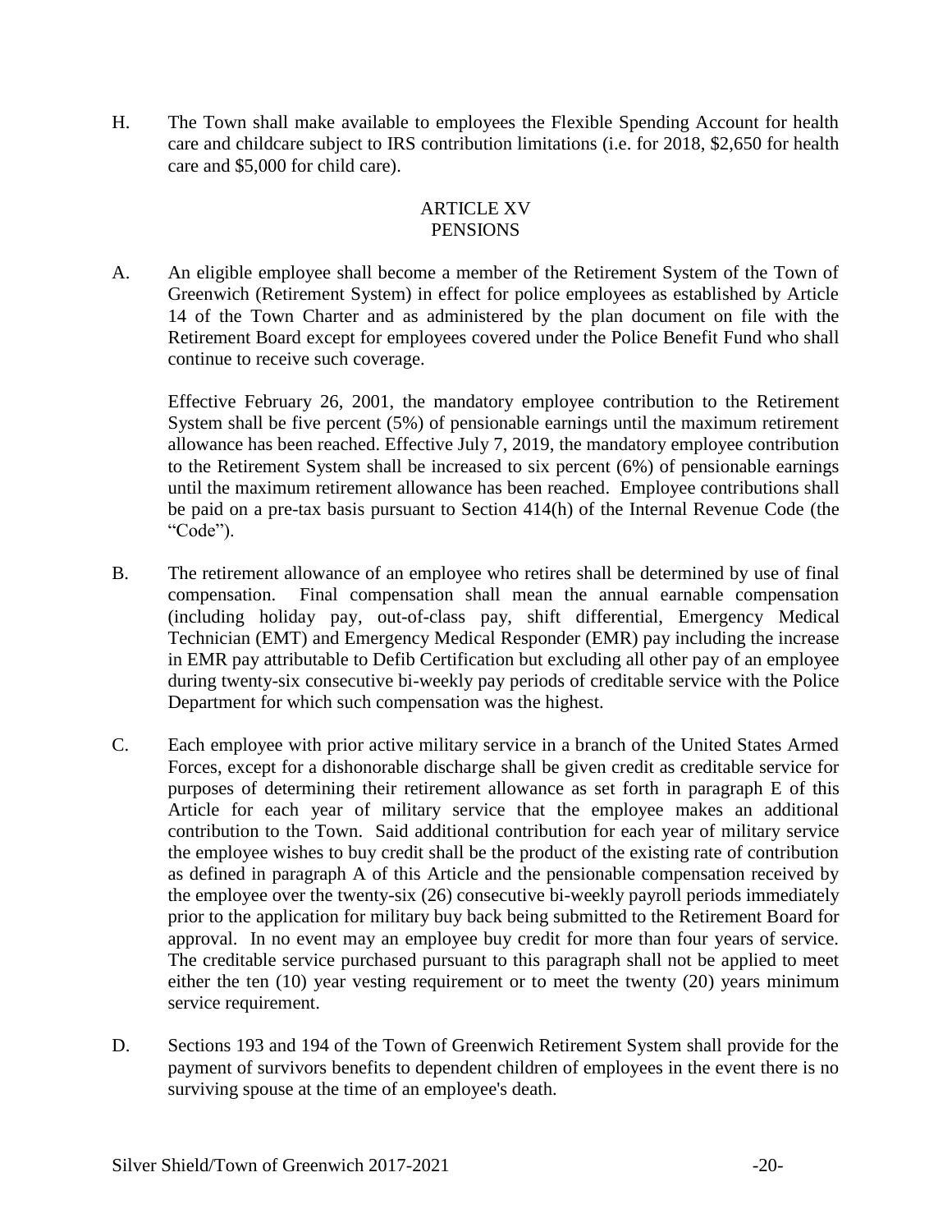H. The Town shall make available to employees the Flexible Spending Account for health care and childcare subject to IRS contribution limitations (i.e. for 2018, $2,650 for health care and $5,000 for child care).

## ARTICLE XV
## PENSIONS

A. An eligible employee shall become a member of the Retirement System of the Town of Greenwich (Retirement System) in effect for police employees as established by Article 14 of the Town Charter and as administered by the plan document on file with the Retirement Board except for employees covered under the Police Benefit Fund who shall continue to receive such coverage.

   Effective February 26, 2001, the mandatory employee contribution to the Retirement System shall be five percent (5%) of pensionable earnings until the maximum retirement allowance has been reached. Effective July 7, 2019, the mandatory employee contribution to the Retirement System shall be increased to six percent (6%) of pensionable earnings until the maximum retirement allowance has been reached. Employee contributions shall be paid on a pre-tax basis pursuant to Section 414(h) of the Internal Revenue Code (the "Code").

B. The retirement allowance of an employee who retires shall be determined by use of final compensation. Final compensation shall mean the annual earnable compensation (including holiday pay, out-of-class pay, shift differential, Emergency Medical Technician (EMT) and Emergency Medical Responder (EMR) pay including the increase in EMR pay attributable to Defib Certification but excluding all other pay of an employee during twenty-six consecutive bi-weekly pay periods of creditable service with the Police Department for which such compensation was the highest.

C. Each employee with prior active military service in a branch of the United States Armed Forces, except for a dishonorable discharge shall be given credit as creditable service for purposes of determining their retirement allowance as set forth in paragraph E of this Article for each year of military service that the employee makes an additional contribution to the Town. Said additional contribution for each year of military service the employee wishes to buy credit shall be the product of the existing rate of contribution as defined in paragraph A of this Article and the pensionable compensation received by the employee over the twenty-six (26) consecutive bi-weekly payroll periods immediately prior to the application for military buy back being submitted to the Retirement Board for approval. In no event may an employee buy credit for more than four years of service. The creditable service purchased pursuant to this paragraph shall not be applied to meet either the ten (10) year vesting requirement or to meet the twenty (20) years minimum service requirement.

D. Sections 193 and 194 of the Town of Greenwich Retirement System shall provide for the payment of survivors benefits to dependent children of employees in the event there is no surviving spouse at the time of an employee's death.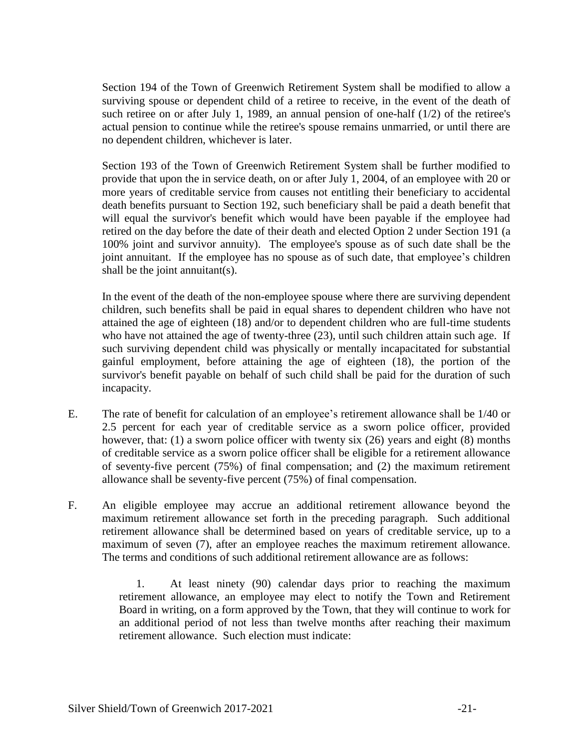Section 194 of the Town of Greenwich Retirement System shall be modified to allow a surviving spouse or dependent child of a retiree to receive, in the event of the death of such retiree on or after July 1, 1989, an annual pension of one-half (1/2) of the retiree's actual pension to continue while the retiree's spouse remains unmarried, or until there are no dependent children, whichever is later.

Section 193 of the Town of Greenwich Retirement System shall be further modified to provide that upon the in service death, on or after July 1, 2004, of an employee with 20 or more years of creditable service from causes not entitling their beneficiary to accidental death benefits pursuant to Section 192, such beneficiary shall be paid a death benefit that will equal the survivor's benefit which would have been payable if the employee had retired on the day before the date of their death and elected Option 2 under Section 191 (a 100% joint and survivor annuity). The employee's spouse as of such date shall be the joint annuitant. If the employee has no spouse as of such date, that employee's children shall be the joint annuitant(s).

In the event of the death of the non-employee spouse where there are surviving dependent children, such benefits shall be paid in equal shares to dependent children who have not attained the age of eighteen (18) and/or to dependent children who are full-time students who have not attained the age of twenty-three (23), until such children attain such age. If such surviving dependent child was physically or mentally incapacitated for substantial gainful employment, before attaining the age of eighteen (18), the portion of the survivor's benefit payable on behalf of such child shall be paid for the duration of such incapacity.

E. The rate of benefit for calculation of an employee's retirement allowance shall be 1/40 or 2.5 percent for each year of creditable service as a sworn police officer, provided however, that: (1) a sworn police officer with twenty six (26) years and eight (8) months of creditable service as a sworn police officer shall be eligible for a retirement allowance of seventy-five percent (75%) of final compensation; and (2) the maximum retirement allowance shall be seventy-five percent (75%) of final compensation.

F. An eligible employee may accrue an additional retirement allowance beyond the maximum retirement allowance set forth in the preceding paragraph. Such additional retirement allowance shall be determined based on years of creditable service, up to a maximum of seven (7), after an employee reaches the maximum retirement allowance. The terms and conditions of such additional retirement allowance are as follows:

1. At least ninety (90) calendar days prior to reaching the maximum retirement allowance, an employee may elect to notify the Town and Retirement Board in writing, on a form approved by the Town, that they will continue to work for an additional period of not less than twelve months after reaching their maximum retirement allowance. Such election must indicate: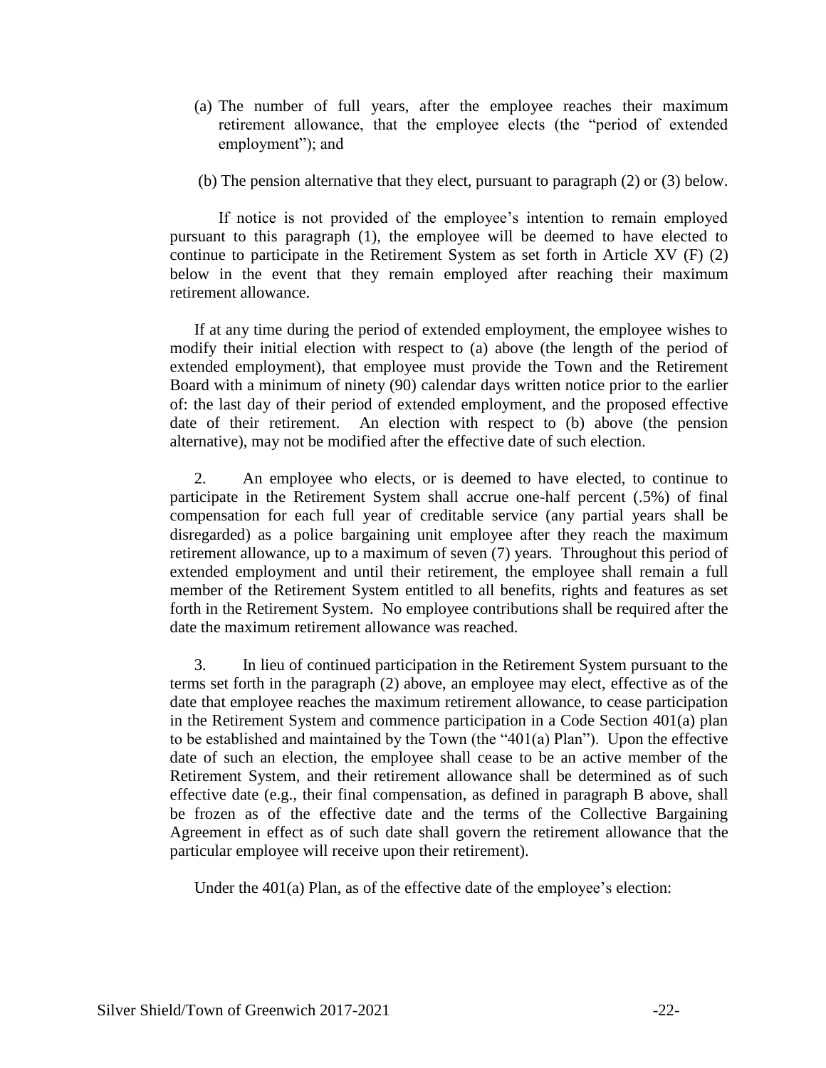(a) The number of full years, after the employee reaches their maximum retirement allowance, that the employee elects (the "period of extended employment"); and

(b) The pension alternative that they elect, pursuant to paragraph (2) or (3) below.

If notice is not provided of the employee's intention to remain employed pursuant to this paragraph (1), the employee will be deemed to have elected to continue to participate in the Retirement System as set forth in Article XV (F) (2) below in the event that they remain employed after reaching their maximum retirement allowance.

If at any time during the period of extended employment, the employee wishes to modify their initial election with respect to (a) above (the length of the period of extended employment), that employee must provide the Town and the Retirement Board with a minimum of ninety (90) calendar days written notice prior to the earlier of: the last day of their period of extended employment, and the proposed effective date of their retirement. An election with respect to (b) above (the pension alternative), may not be modified after the effective date of such election.

2. An employee who elects, or is deemed to have elected, to continue to participate in the Retirement System shall accrue one-half percent (.5%) of final compensation for each full year of creditable service (any partial years shall be disregarded) as a police bargaining unit employee after they reach the maximum retirement allowance, up to a maximum of seven (7) years. Throughout this period of extended employment and until their retirement, the employee shall remain a full member of the Retirement System entitled to all benefits, rights and features as set forth in the Retirement System. No employee contributions shall be required after the date the maximum retirement allowance was reached.

3. In lieu of continued participation in the Retirement System pursuant to the terms set forth in the paragraph (2) above, an employee may elect, effective as of the date that employee reaches the maximum retirement allowance, to cease participation in the Retirement System and commence participation in a Code Section 401(a) plan to be established and maintained by the Town (the "401(a) Plan"). Upon the effective date of such an election, the employee shall cease to be an active member of the Retirement System, and their retirement allowance shall be determined as of such effective date (e.g., their final compensation, as defined in paragraph B above, shall be frozen as of the effective date and the terms of the Collective Bargaining Agreement in effect as of such date shall govern the retirement allowance that the particular employee will receive upon their retirement).

Under the 401(a) Plan, as of the effective date of the employee's election: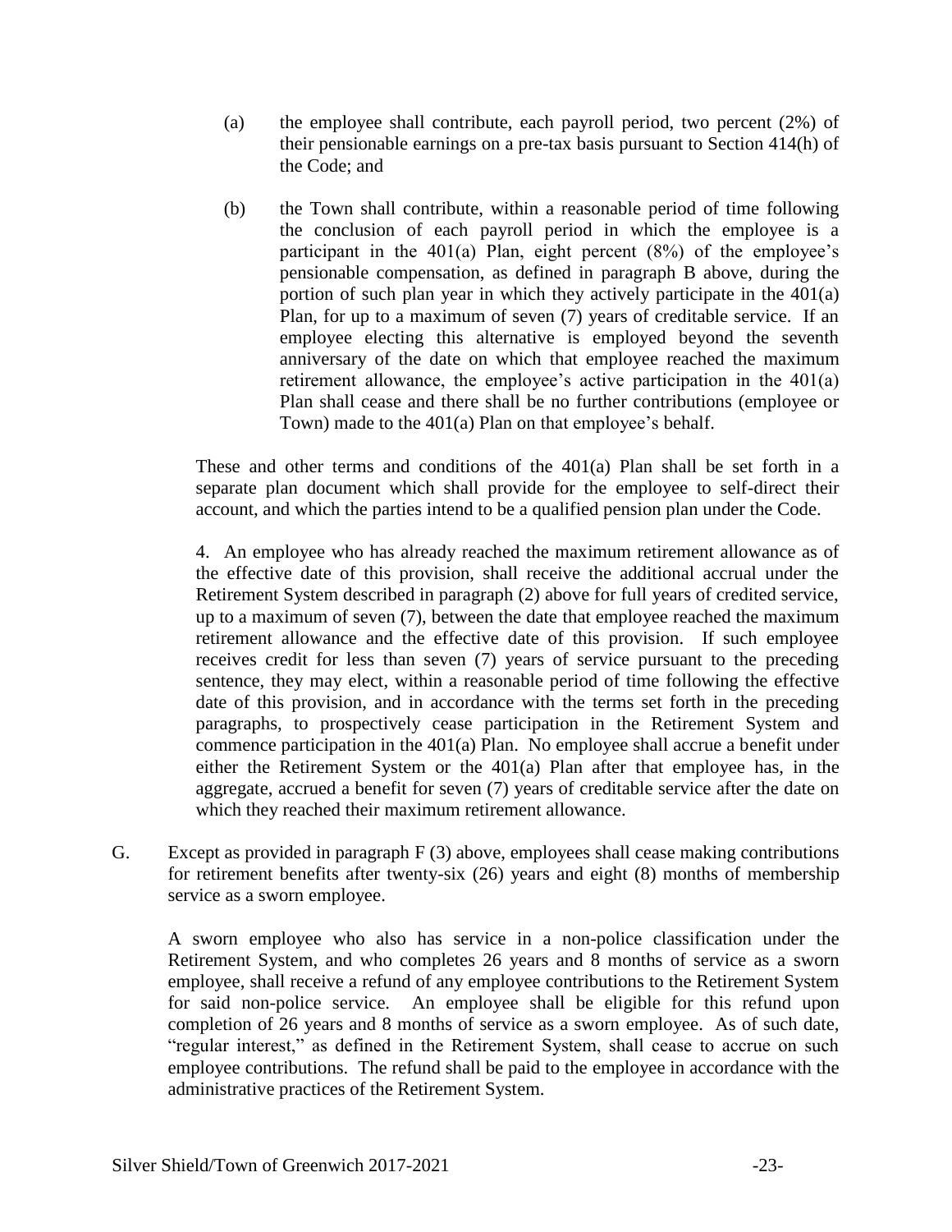(a) the employee shall contribute, each payroll period, two percent (2%) of their pensionable earnings on a pre-tax basis pursuant to Section 414(h) of the Code; and

(b) the Town shall contribute, within a reasonable period of time following the conclusion of each payroll period in which the employee is a participant in the 401(a) Plan, eight percent (8%) of the employee's pensionable compensation, as defined in paragraph B above, during the portion of such plan year in which they actively participate in the 401(a) Plan, for up to a maximum of seven (7) years of creditable service. If an employee electing this alternative is employed beyond the seventh anniversary of the date on which that employee reached the maximum retirement allowance, the employee's active participation in the 401(a) Plan shall cease and there shall be no further contributions (employee or Town) made to the 401(a) Plan on that employee's behalf.

These and other terms and conditions of the 401(a) Plan shall be set forth in a separate plan document which shall provide for the employee to self-direct their account, and which the parties intend to be a qualified pension plan under the Code.

4. An employee who has already reached the maximum retirement allowance as of the effective date of this provision, shall receive the additional accrual under the Retirement System described in paragraph (2) above for full years of credited service, up to a maximum of seven (7), between the date that employee reached the maximum retirement allowance and the effective date of this provision. If such employee receives credit for less than seven (7) years of service pursuant to the preceding sentence, they may elect, within a reasonable period of time following the effective date of this provision, and in accordance with the terms set forth in the preceding paragraphs, to prospectively cease participation in the Retirement System and commence participation in the 401(a) Plan. No employee shall accrue a benefit under either the Retirement System or the 401(a) Plan after that employee has, in the aggregate, accrued a benefit for seven (7) years of creditable service after the date on which they reached their maximum retirement allowance.

G. Except as provided in paragraph F (3) above, employees shall cease making contributions for retirement benefits after twenty-six (26) years and eight (8) months of membership service as a sworn employee.

A sworn employee who also has service in a non-police classification under the Retirement System, and who completes 26 years and 8 months of service as a sworn employee, shall receive a refund of any employee contributions to the Retirement System for said non-police service. An employee shall be eligible for this refund upon completion of 26 years and 8 months of service as a sworn employee. As of such date, "regular interest," as defined in the Retirement System, shall cease to accrue on such employee contributions. The refund shall be paid to the employee in accordance with the administrative practices of the Retirement System.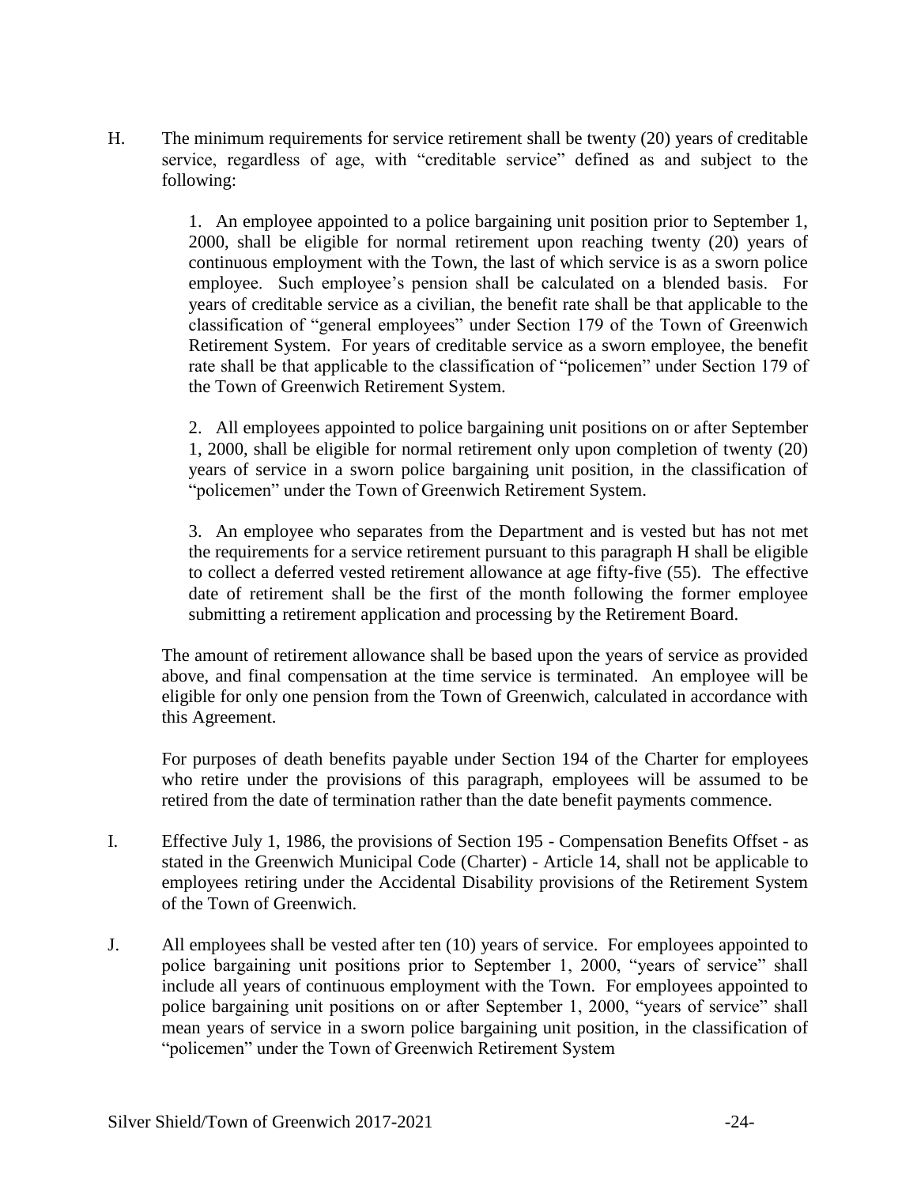H. The minimum requirements for service retirement shall be twenty (20) years of creditable service, regardless of age, with "creditable service" defined as and subject to the following:

1. An employee appointed to a police bargaining unit position prior to September 1, 2000, shall be eligible for normal retirement upon reaching twenty (20) years of continuous employment with the Town, the last of which service is as a sworn police employee. Such employee's pension shall be calculated on a blended basis. For years of creditable service as a civilian, the benefit rate shall be that applicable to the classification of "general employees" under Section 179 of the Town of Greenwich Retirement System. For years of creditable service as a sworn employee, the benefit rate shall be that applicable to the classification of "policemen" under Section 179 of the Town of Greenwich Retirement System.

2. All employees appointed to police bargaining unit positions on or after September 1, 2000, shall be eligible for normal retirement only upon completion of twenty (20) years of service in a sworn police bargaining unit position, in the classification of "policemen" under the Town of Greenwich Retirement System.

3. An employee who separates from the Department and is vested but has not met the requirements for a service retirement pursuant to this paragraph H shall be eligible to collect a deferred vested retirement allowance at age fifty-five (55). The effective date of retirement shall be the first of the month following the former employee submitting a retirement application and processing by the Retirement Board.

The amount of retirement allowance shall be based upon the years of service as provided above, and final compensation at the time service is terminated. An employee will be eligible for only one pension from the Town of Greenwich, calculated in accordance with this Agreement.

For purposes of death benefits payable under Section 194 of the Charter for employees who retire under the provisions of this paragraph, employees will be assumed to be retired from the date of termination rather than the date benefit payments commence.

I. Effective July 1, 1986, the provisions of Section 195 - Compensation Benefits Offset - as stated in the Greenwich Municipal Code (Charter) - Article 14, shall not be applicable to employees retiring under the Accidental Disability provisions of the Retirement System of the Town of Greenwich.

J. All employees shall be vested after ten (10) years of service. For employees appointed to police bargaining unit positions prior to September 1, 2000, "years of service" shall include all years of continuous employment with the Town. For employees appointed to police bargaining unit positions on or after September 1, 2000, "years of service" shall mean years of service in a sworn police bargaining unit position, in the classification of "policemen" under the Town of Greenwich Retirement System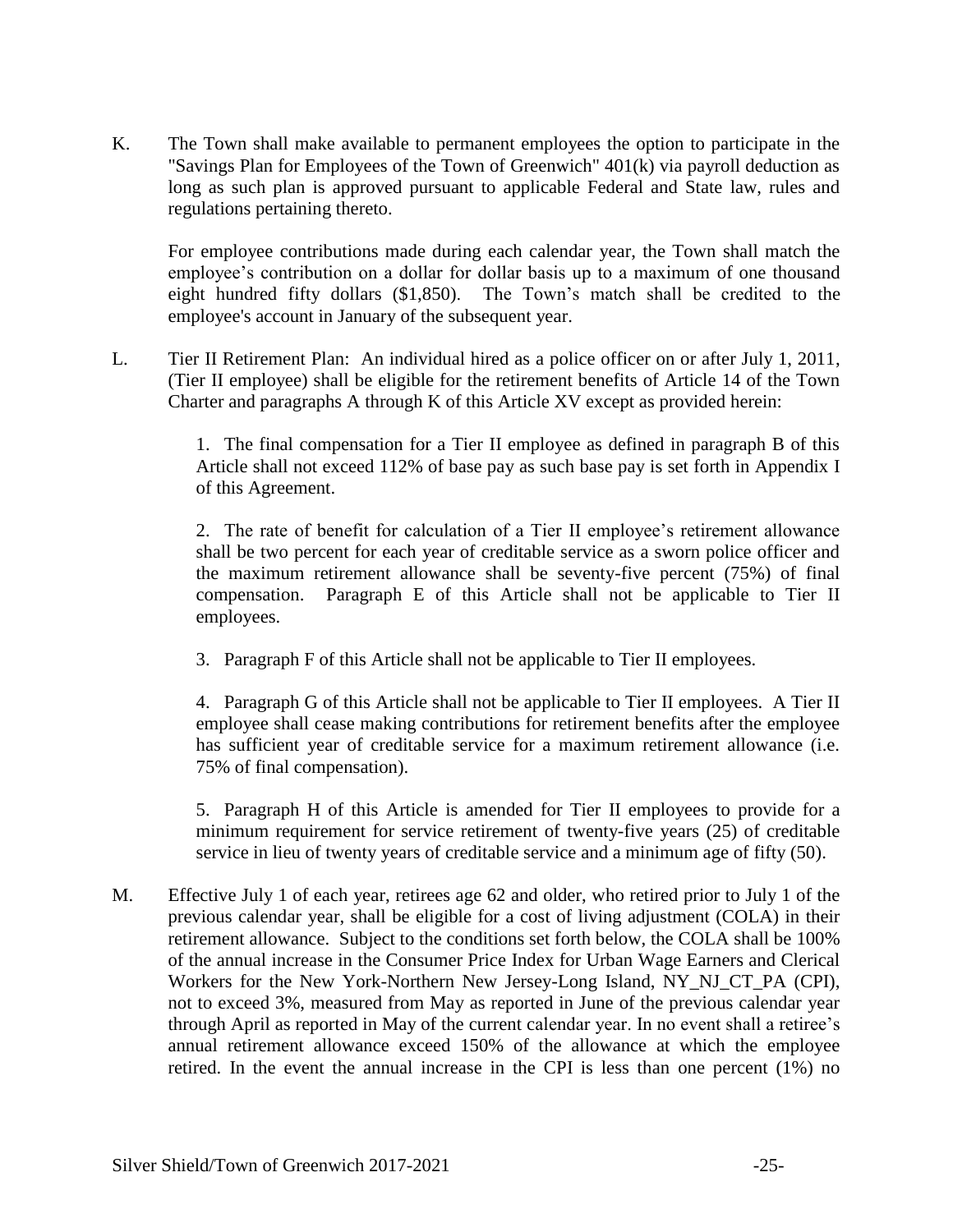K. The Town shall make available to permanent employees the option to participate in the "Savings Plan for Employees of the Town of Greenwich" 401(k) via payroll deduction as long as such plan is approved pursuant to applicable Federal and State law, rules and regulations pertaining thereto.

   For employee contributions made during each calendar year, the Town shall match the employee's contribution on a dollar for dollar basis up to a maximum of one thousand eight hundred fifty dollars ($1,850). The Town's match shall be credited to the employee's account in January of the subsequent year.

L. Tier II Retirement Plan: An individual hired as a police officer on or after July 1, 2011, (Tier II employee) shall be eligible for the retirement benefits of Article 14 of the Town Charter and paragraphs A through K of this Article XV except as provided herein:

   1. The final compensation for a Tier II employee as defined in paragraph B of this Article shall not exceed 112% of base pay as such base pay is set forth in Appendix I of this Agreement.

   2. The rate of benefit for calculation of a Tier II employee's retirement allowance shall be two percent for each year of creditable service as a sworn police officer and the maximum retirement allowance shall be seventy-five percent (75%) of final compensation. Paragraph E of this Article shall not be applicable to Tier II employees.

   3. Paragraph F of this Article shall not be applicable to Tier II employees.

   4. Paragraph G of this Article shall not be applicable to Tier II employees. A Tier II employee shall cease making contributions for retirement benefits after the employee has sufficient year of creditable service for a maximum retirement allowance (i.e. 75% of final compensation).

   5. Paragraph H of this Article is amended for Tier II employees to provide for a minimum requirement for service retirement of twenty-five years (25) of creditable service in lieu twenty years of creditable service and a minimum age of fifty (50).

M. Effective July 1 of each year, retirees age 62 and older, who retired prior to July 1 of the previous calendar year, shall be eligible for a cost of living adjustment (COLA) in their retirement allowance. Subject to the conditions set forth below, the COLA shall be 100% of the annual increase in the Consumer Price Index for Urban Wage Earners and Clerical Workers for the New York-Northern New Jersey-Long Island, NY_NJ_CT_PA (CPI), not to exceed 3%, measured from May as reported in June of the previous calendar year through April as reported in May of the current calendar year. In no event shall a retiree's annual retirement allowance exceed 150% of the allowance at which the employee retired. In the event the annual increase in the CPI is less than one percent (1%) no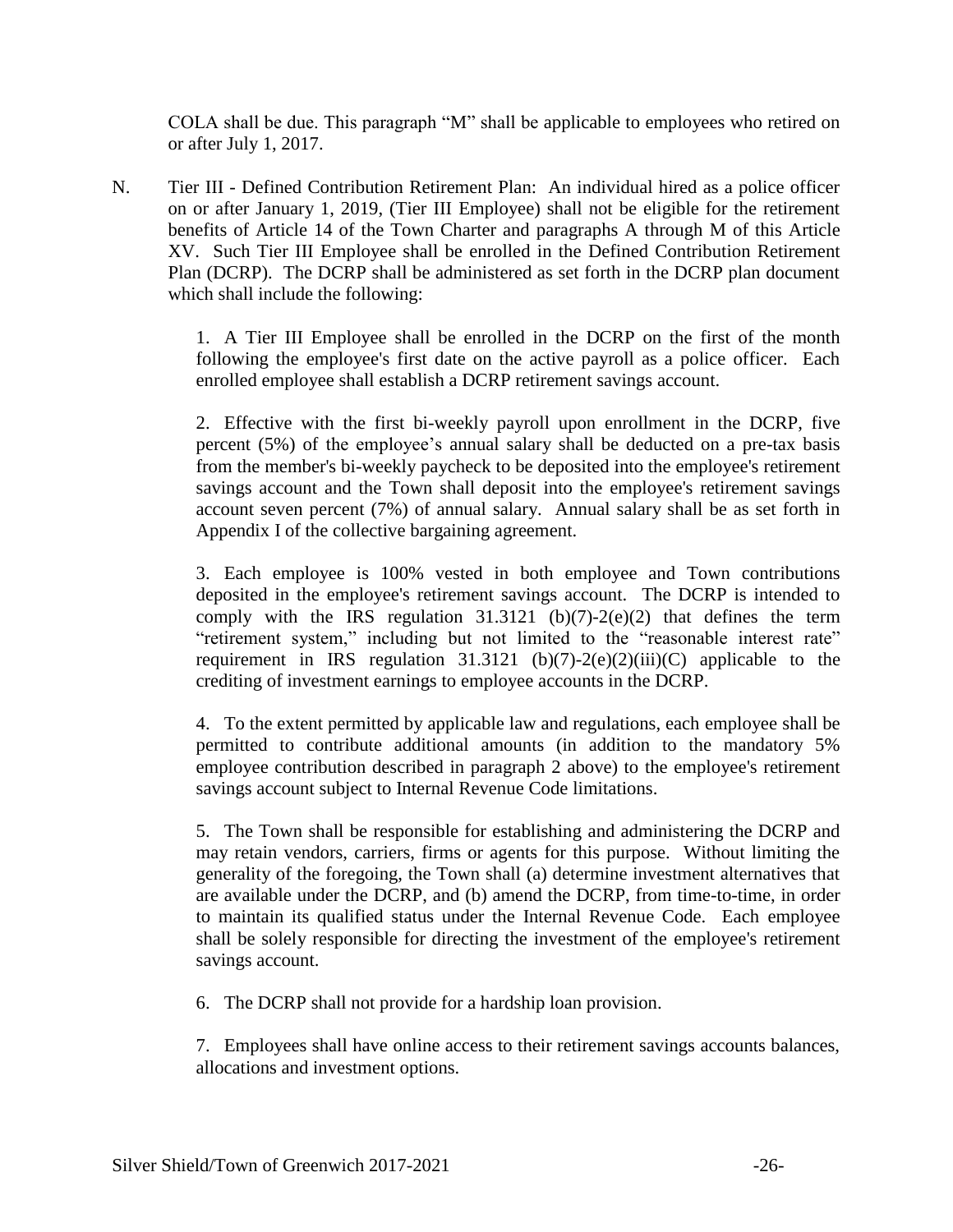COLA shall be due. This paragraph "M" shall be applicable to employees who retired on or after July 1, 2017.

N. Tier III - Defined Contribution Retirement Plan: An individual hired as a police officer on or after January 1, 2019, (Tier III Employee) shall not be eligible for the retirement benefits of Article 14 of the Town Charter and paragraphs A through M of this Article XV. Such Tier III Employee shall be enrolled in the Defined Contribution Retirement Plan (DCRP). The DCRP shall be administered as set forth in the DCRP plan document which shall include the following:

1. A Tier III Employee shall be enrolled in the DCRP on the first of the month following the employee's first date on the active payroll as a police officer. Each enrolled employee shall establish a DCRP retirement savings account.

2. Effective with the first bi-weekly payroll upon enrollment in the DCRP, five percent (5%) of the employee's annual salary shall be deducted on a pre-tax basis from the member's bi-weekly paycheck to be deposited into the employee's retirement savings account and the Town shall deposit into the employee's retirement savings account seven percent (7%) of annual salary. Annual salary shall be as set forth in Appendix I of the collective bargaining agreement.

3. Each employee is 100% vested in both employee and Town contributions deposited in the employee's retirement savings account. The DCRP is intended to comply with the IRS regulation 31.3121 (b)(7)-2(e)(2) that defines the term "retirement system," including but not limited to the "reasonable interest rate" requirement in IRS regulation 31.3121 (b)(7)-2(e)(2)(iii)(C) applicable to the crediting of investment earnings to employee accounts in the DCRP.

4. To the extent permitted by applicable law and regulations, each employee shall be permitted to contribute additional amounts (in addition to the mandatory 5% employee contribution described in paragraph 2 above) to the employee's retirement savings account subject to Internal Revenue Code limitations.

5. The Town shall be responsible for establishing and administering the DCRP and may retain vendors, carriers, firms or agents for this purpose. Without limiting the generality of the foregoing, the Town shall (a) determine investment alternatives that are available under the DCRP, and (b) amend the DCRP, from time-to-time, in order to maintain its qualified status under the Internal Revenue Code. Each employee shall be solely responsible for directing the investment of the employee's retirement savings account.

6. The DCRP shall not provide for a hardship loan provision.

7. Employees shall have online access to their retirement savings accounts balances, allocations and investment options.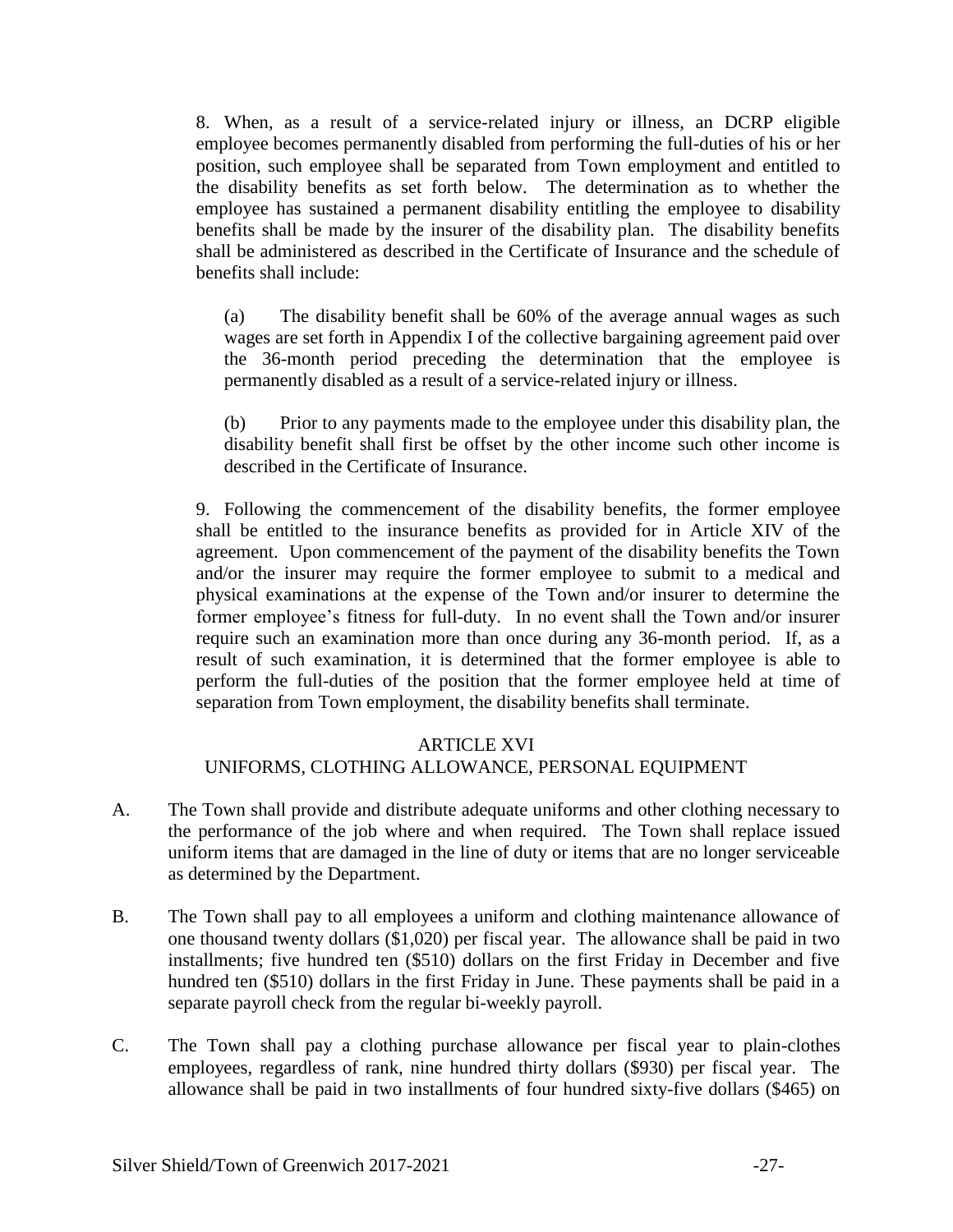8. When, as a result of a service-related injury or illness, an DCRP eligible employee becomes permanently disabled from performing the full-duties of his or her position, such employee shall be separated from Town employment and entitled to the disability benefits as set forth below. The determination as to whether the employee has sustained a permanent disability entitling the employee to disability benefits shall be made by the insurer of the disability plan. The disability benefits shall be administered as described in the Certificate of Insurance and the schedule of benefits shall include:

(a) The disability benefit shall be 60% of the average annual wages as such wages are set forth in Appendix I of the collective bargaining agreement paid over the 36-month period preceding the determination that the employee is permanently disabled as a result of a service-related injury or illness.

(b) Prior to any payments made to the employee under this disability plan, the disability benefit shall first be offset by the other income such other income is described in the Certificate of Insurance.

9. Following the commencement of the disability benefits, the former employee shall be entitled to the insurance benefits as provided for in Article XIV of the agreement. Upon commencement of the payment of the disability benefits the Town and/or the insurer may require the former employee to submit to a medical and physical examinations at the expense of the Town and/or insurer to determine the former employee's fitness for full-duty. In no event shall the Town and/or insurer require such an examination more than once during any 36-month period. If, as a result of such examination, it is determined that the former employee is able to perform the full-duties of the position that the former employee held at time of separation from Town employment, the disability benefits shall terminate.

## ARTICLE XVI
## UNIFORMS, CLOTHING ALLOWANCE, PERSONAL EQUIPMENT

A. The Town shall provide and distribute adequate uniforms and other clothing necessary to the performance of the job where and when required. The Town shall replace issued uniform items that are damaged in the line of duty or items that are no longer serviceable as determined by the Department.

B. The Town shall pay to all employees a uniform and clothing maintenance allowance of one thousand twenty dollars ($1,020) per fiscal year. The allowance shall be paid in two installments; five hundred ten ($510) dollars on the first Friday in December and five hundred ten ($510) dollars in the first Friday in June. These payments shall be paid in a separate payroll check from the regular bi-weekly payroll.

C. The Town shall pay a clothing purchase allowance per fiscal year to plain-clothes employees, regardless of rank, nine hundred thirty dollars ($930) per fiscal year. The allowance shall be paid in two installments of four hundred sixty-five dollars ($465) on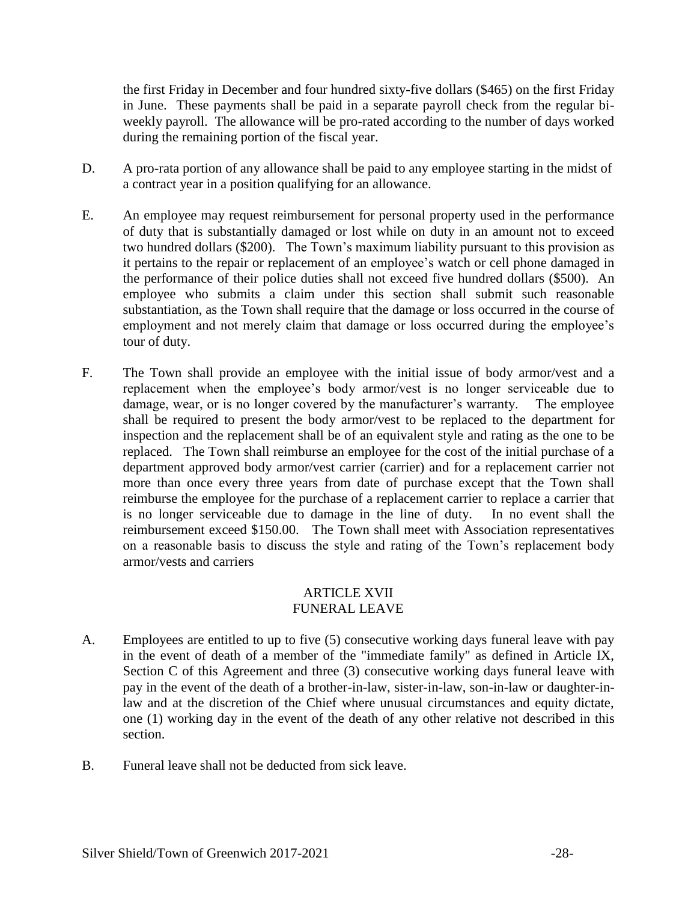the first Friday in December and four hundred sixty-five dollars ($465) on the first Friday in June. These payments shall be paid in a separate payroll check from the regular bi-weekly payroll. The allowance will be pro-rated according to the number of days worked during the remaining portion of the fiscal year.

D. A pro-rata portion of any allowance shall be paid to any employee starting in the midst of a contract year in a position qualifying for an allowance.

E. An employee may request reimbursement for personal property used in the performance of duty that is substantially damaged or lost while on duty in an amount not to exceed two hundred dollars ($200). The Town's maximum liability pursuant to this provision as it pertains to the repair or replacement of an employee's watch or cell phone damaged in the performance of their police duties shall not exceed five hundred dollars ($500). An employee who submits a claim under this section shall submit such reasonable substantiation, as the Town shall require that the damage or loss occurred in the course of employment and not merely claim that damage or loss occurred during the employee's tour of duty.

F. The Town shall provide an employee with the initial issue of body armor/vest and a replacement when the employee's body armor/vest is no longer serviceable due to damage, wear, or is no longer covered by the manufacturer's warranty. The employee shall be required to present the body armor/vest to be replaced to the department for inspection and the replacement shall be of an equivalent style and rating as the one to be replaced. The Town shall reimburse an employee for the cost of the initial purchase of a department approved body armor/vest carrier (carrier) and for a replacement carrier not more than once every three years from date of purchase except that the Town shall reimburse the employee for the purchase of a replacement carrier to replace a carrier that is no longer serviceable due to damage in the line of duty. In no event shall the reimbursement exceed $150.00. The Town shall meet with Association representatives on a reasonable basis to discuss the style and rating of the Town's replacement body armor/vests and carriers

## ARTICLE XVII
## FUNERAL LEAVE

A. Employees are entitled to up to five (5) consecutive working days funeral leave with pay in the event of death of a member of the "immediate family" as defined in Article IX, Section C of this Agreement and three (3) consecutive working days funeral leave with pay in the event of the death of a brother-in-law, sister-in-law, son-in-law or daughter-in-law and at the discretion of the Chief where unusual circumstances and equity dictate, one (1) working day in the event of the death of any other relative not described in this section.

B. Funeral leave shall not be deducted from sick leave.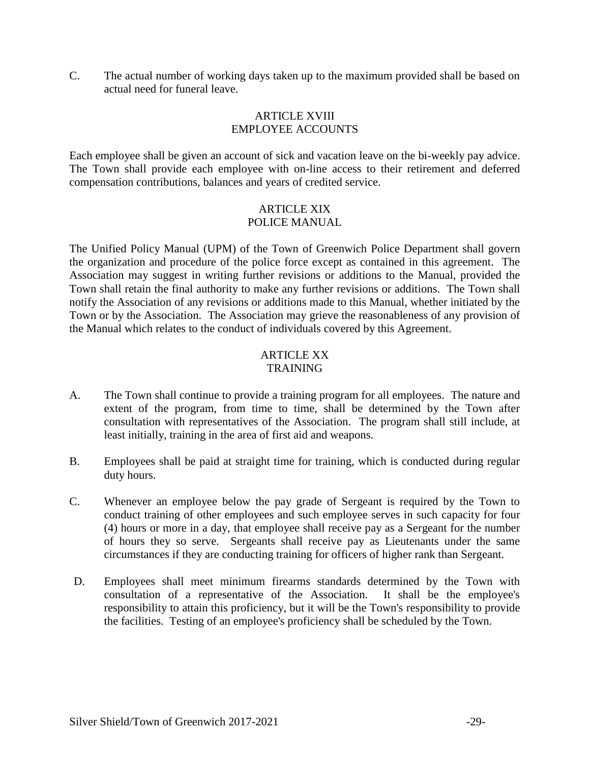C. The actual number of working days taken up to the maximum provided shall be based on actual need for funeral leave.

## ARTICLE XVIII
## EMPLOYEE ACCOUNTS

Each employee shall be given an account of sick and vacation leave on the bi-weekly pay advice. The Town shall provide each employee with on-line access to their retirement and deferred compensation contributions, balances and years of credited service.

## ARTICLE XIX
## POLICE MANUAL

The Unified Policy Manual (UPM) of the Town of Greenwich Police Department shall govern the organization and procedure of the police force except as contained in this agreement. The Association may suggest in writing further revisions or additions to the Manual, provided the Town shall retain the final authority to make any further revisions or additions. The Town shall notify the Association of any revisions or additions made to this Manual, whether initiated by the Town or by the Association. The Association may grieve the reasonableness of any provision of the Manual which relates to the conduct of individuals covered by this Agreement.

## ARTICLE XX
## TRAINING

A. The Town shall continue to provide a training program for all employees. The nature and extent of the program, from time to time, shall be determined by the Town after consultation with representatives of the Association. The program shall still include, at least initially, training in the area of first aid and weapons.

B. Employees shall be paid at straight time for training, which is conducted during regular duty hours.

C. Whenever an employee below the pay grade of Sergeant is required by the Town to conduct training of other employees and such employee serves in such capacity for four (4) hours or more in a day, that employee shall receive pay as a Sergeant for the number of hours they so serve. Sergeants shall receive pay as Lieutenants under the same circumstances if they are conducting training for officers of higher rank than Sergeant.

D. Employees shall meet minimum firearms standards determined by the Town with consultation of a representative of the Association. It shall be the employee's responsibility to attain this proficiency, but it will be the Town's responsibility to provide the facilities. Testing of an employee's proficiency shall be scheduled by the Town.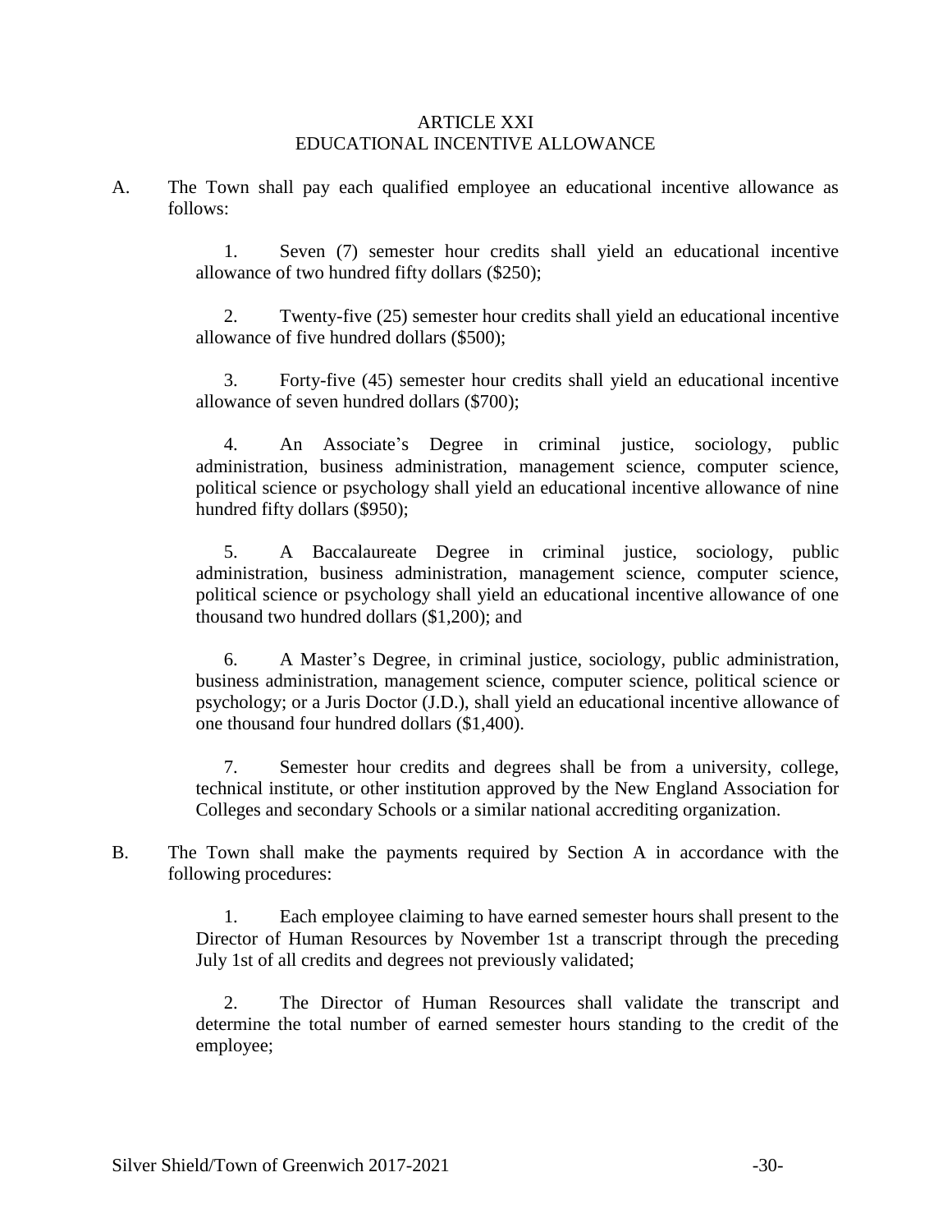# ARTICLE XXI
## EDUCATIONAL INCENTIVE ALLOWANCE

A. The Town shall pay each qualified employee an educational incentive allowance as follows:

1. Seven (7) semester hour credits shall yield an educational incentive allowance of two hundred fifty dollars ($250);

2. Twenty-five (25) semester hour credits shall yield an educational incentive allowance of five hundred dollars ($500);

3. Forty-five (45) semester hour credits shall yield an educational incentive allowance of seven hundred dollars ($700);

4. An Associate's Degree in criminal justice, sociology, public administration, business administration, management science, computer science, political science or psychology shall yield an educational incentive allowance of nine hundred fifty dollars ($950);

5. A Baccalaureate Degree in criminal justice, sociology, public administration, business administration, management science, computer science, political science or psychology shall yield an educational incentive allowance of one thousand two hundred dollars ($1,200); and

6. A Master's Degree, in criminal justice, sociology, public administration, business administration, management science, computer science, political science or psychology; or a Juris Doctor (J.D.), shall yield an educational incentive allowance of one thousand four hundred dollars ($1,400).

7. Semester hour credits and degrees shall be from a university, college, technical institute, or other institution approved by the New England Association for Colleges and secondary Schools or a similar national accrediting organization.

B. The Town shall make the payments required by Section A in accordance with the following procedures:

1. Each employee claiming to have earned semester hours shall present to the Director of Human Resources by November 1st a transcript through the preceding July 1st of all credits and degrees not previously validated;

2. The Director of Human Resources shall validate the transcript and determine the total number of earned semester hours standing to the credit of the employee;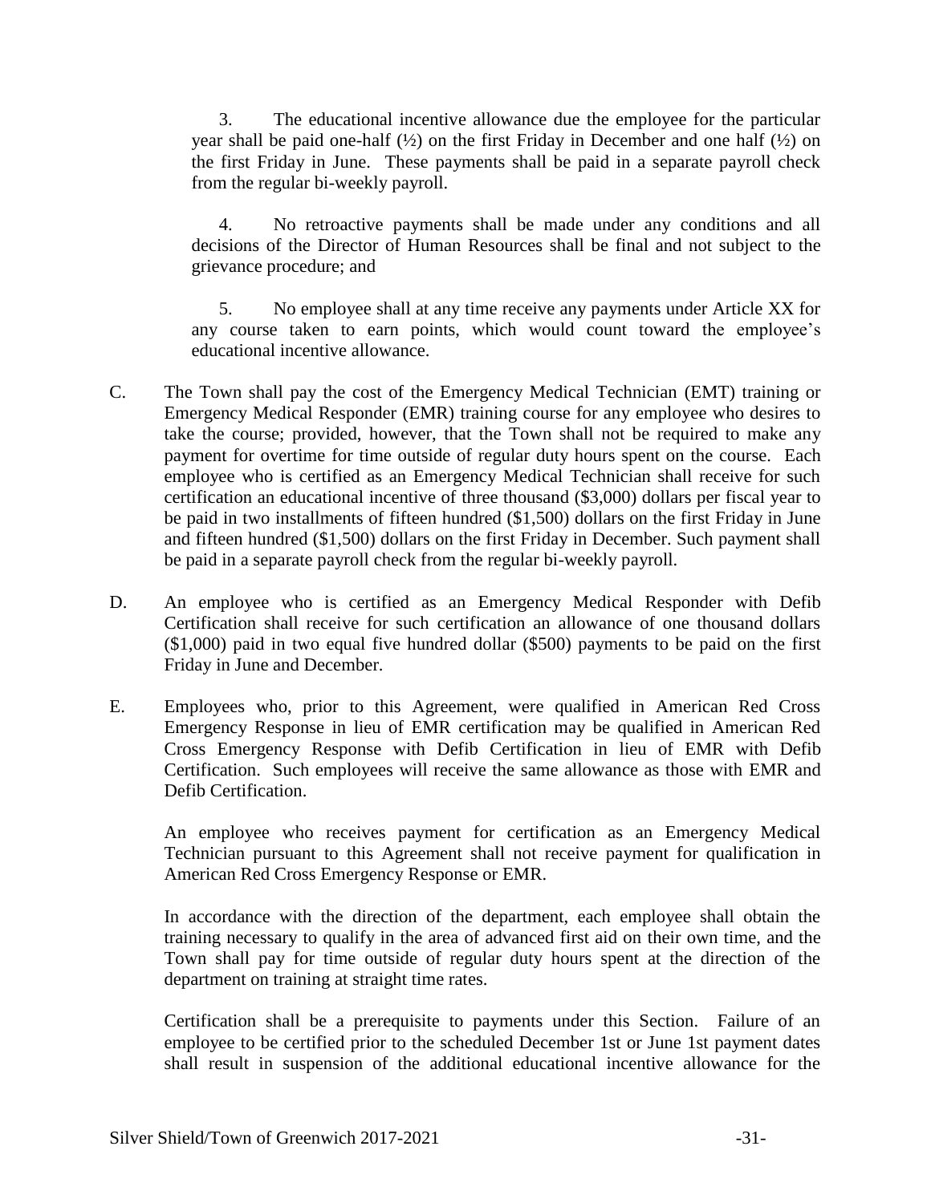3. The educational incentive allowance due the employee for the particular year shall be paid one-half (½) on the first Friday in December and one half (½) on the first Friday in June. These payments shall be paid in a separate payroll check from the regular bi-weekly payroll.

4. No retroactive payments shall be made under any conditions and all decisions of the Director of Human Resources shall be final and not subject to the grievance procedure; and

5. No employee shall at any time receive any payments under Article XX for any course taken to earn points, which would count toward the employee's educational incentive allowance.

C. The Town shall pay the cost of the Emergency Medical Technician (EMT) training or Emergency Medical Responder (EMR) training course for any employee who desires to take the course; provided, however, that the Town shall not be required to make any payment for overtime for time outside of regular duty hours spent on the course. Each employee who is certified as an Emergency Medical Technician shall receive for such certification an educational incentive of three thousand ($3,000) dollars per fiscal year to be paid in two installments of fifteen hundred ($1,500) dollars on the first Friday in June and fifteen hundred ($1,500) dollars on the first Friday in December. Such payment shall be paid in a separate payroll check from the regular bi-weekly payroll.

D. An employee who is certified as an Emergency Medical Responder with Defib Certification shall receive for such certification an allowance of one thousand dollars ($1,000) paid in two equal five hundred dollar ($500) payments to be paid on the first Friday in June and December.

E. Employees who, prior to this Agreement, were qualified in American Red Cross Emergency Response in lieu of EMR certification may be qualified in American Red Cross Emergency Response with Defib Certification in lieu of EMR with Defib Certification. Such employees will receive the same allowance as those with EMR and Defib Certification.

An employee who receives payment for certification as an Emergency Medical Technician pursuant to this Agreement shall not receive payment for qualification in American Red Cross Emergency Response or EMR.

In accordance with the direction of the department, each employee shall obtain the training necessary to qualify in the area of advanced first aid on their own time, and the Town shall pay for time outside of regular duty hours spent at the direction of the department on training at straight time rates.

Certification shall be a prerequisite to payments under this Section. Failure of an employee to be certified prior to the scheduled December 1st or June 1st payment dates shall result in suspension of the additional educational incentive allowance for the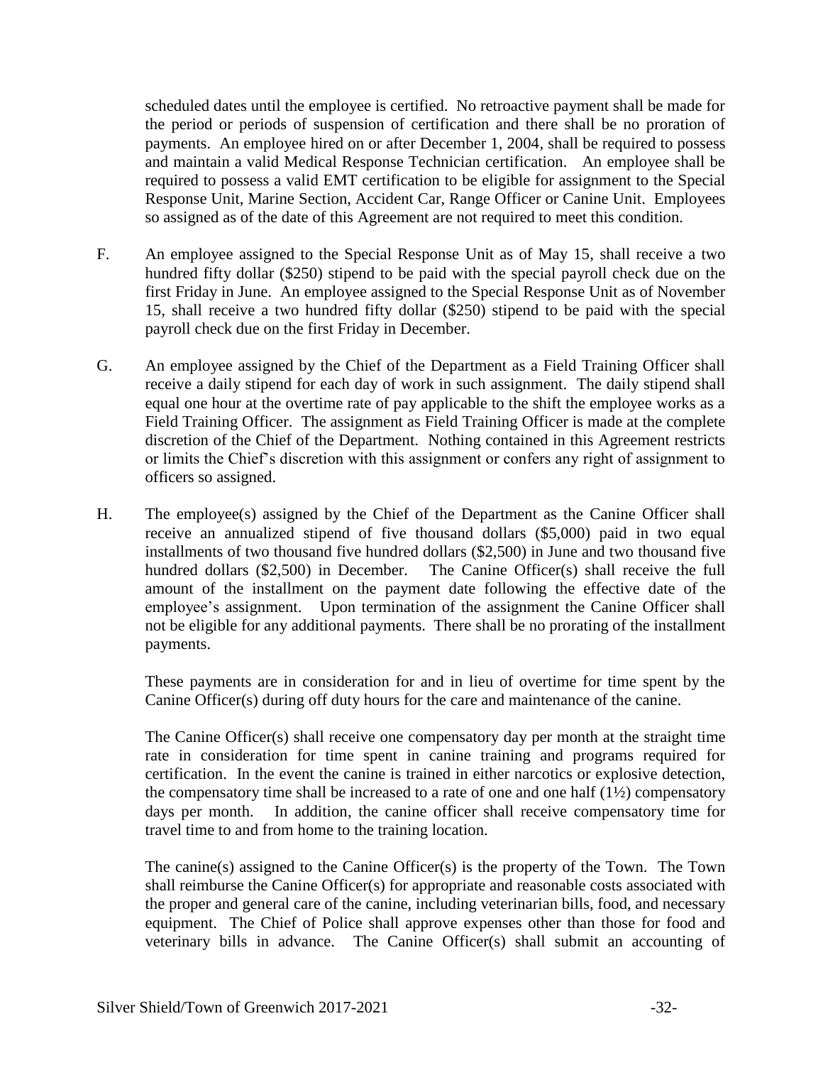scheduled dates until the employee is certified. No retroactive payment shall be made for the period or periods of suspension of certification and there shall be no proration of payments. An employee hired on or after December 1, 2004, shall be required to possess and maintain a valid Medical Response Technician certification. An employee shall be required to possess a valid EMT certification to be eligible for assignment to the Special Response Unit, Marine Section, Accident Car, Range Officer or Canine Unit. Employees so assigned as of the date of this Agreement are not required to meet this condition.

F. An employee assigned to the Special Response Unit as of May 15, shall receive a two hundred fifty dollar ($250) stipend to be paid with the special payroll check due on the first Friday in June. An employee assigned to the Special Response Unit as of November 15, shall receive a two hundred fifty dollar ($250) stipend to be paid with the special payroll check due on the first Friday in December.

G. An employee assigned by the Chief of the Department as a Field Training Officer shall receive a daily stipend for each day of work in such assignment. The daily stipend shall equal one hour at the overtime rate of pay applicable to the shift the employee works as a Field Training Officer. The assignment as Field Training Officer is made at the complete discretion of the Chief of the Department. Nothing contained in this Agreement restricts or limits the Chief's discretion with this assignment or confers any right of assignment to officers so assigned.

H. The employee(s) assigned by the Chief of the Department as the Canine Officer shall receive an annualized stipend of five thousand dollars ($5,000) paid in two equal installments of two thousand five hundred dollars ($2,500) in June and two thousand five hundred dollars ($2,500) in December. The Canine Officer(s) shall receive the full amount of the installment on the payment date following the effective date of the employee's assignment. Upon termination of the assignment the Canine Officer shall not be eligible for any additional payments. There shall be no prorating of the installment payments.

These payments are in consideration for and in lieu of overtime for time spent by the Canine Officer(s) during off duty hours for the care and maintenance of the canine.

The Canine Officer(s) shall receive one compensatory day per month at the straight time rate in consideration for time spent in canine training and programs required for certification. In the event the canine is trained in either narcotics or explosive detection, the compensatory time shall be increased to a rate of one and one half (1½) compensatory days per month. In addition, the canine officer shall receive compensatory time for travel time to and from home to the training location.

The canine(s) assigned to the Canine Officer(s) is the property of the Town. The Town shall reimburse the Canine Officer(s) for appropriate and reasonable costs associated with the proper and general care of the canine, including veterinarian bills, food, and necessary equipment. The Chief of Police shall approve expenses other than those for food and veterinary bills in advance. The Canine Officer(s) shall submit an accounting of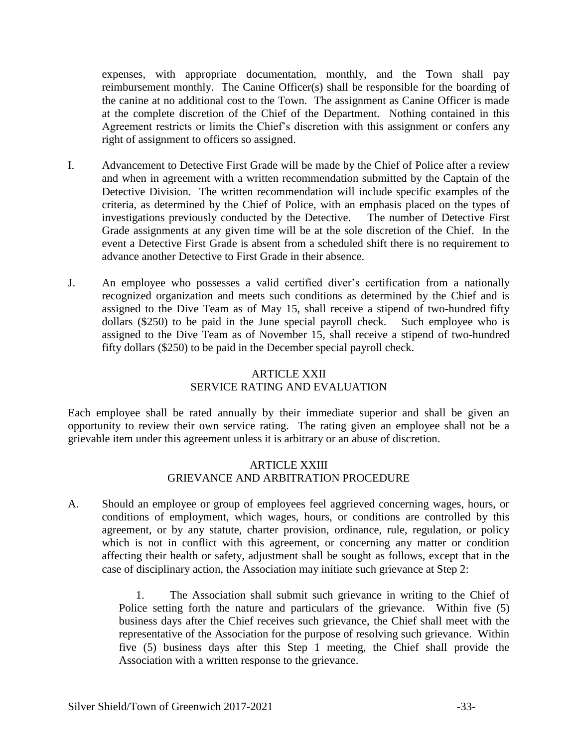expenses, with appropriate documentation, monthly, and the Town shall pay reimbursement monthly. The Canine Officer(s) shall be responsible for the boarding of the canine at no additional cost to the Town. The assignment as Canine Officer is made at the complete discretion of the Chief of the Department. Nothing contained in this Agreement restricts or limits the Chief's discretion with this assignment or confers any right of assignment to officers so assigned.

I. Advancement to Detective First Grade will be made by the Chief of Police after a review and when in agreement with a written recommendation submitted by the Captain of the Detective Division. The written recommendation will include specific examples of the criteria, as determined by the Chief of Police, with an emphasis placed on the types of investigations previously conducted by the Detective. The number of Detective First Grade assignments at any given time will be at the sole discretion of the Chief. In the event a Detective First Grade is absent from a scheduled shift there is no requirement to advance another Detective to First Grade in their absence.

J. An employee who possesses a valid certified diver's certification from a nationally recognized organization and meets such conditions as determined by the Chief and is assigned to the Dive Team as of May 15, shall receive a stipend of two-hundred fifty dollars ($250) to be paid in the June special payroll check. Such employee who is assigned to the Dive Team as of November 15, shall receive a stipend of two-hundred fifty dollars ($250) to be paid in the December special payroll check.

## ARTICLE XXII
## SERVICE RATING AND EVALUATION

Each employee shall be rated annually by their immediate superior and shall be given an opportunity to review their own service rating. The rating given an employee shall not be a grievable item under this agreement unless it is arbitrary or an abuse of discretion.

## ARTICLE XXIII
## GRIEVANCE AND ARBITRATION PROCEDURE

A. Should an employee or group of employees feel aggrieved concerning wages, hours, or conditions of employment, which wages, hours, or conditions are controlled by this agreement, or by any statute, charter provision, ordinance, rule, regulation, or policy which is not in conflict with this agreement, or concerning any matter or condition affecting their health or safety, adjustment shall be sought as follows, except that in the case of disciplinary action, the Association may initiate such grievance at Step 2:

   1. The Association shall submit such grievance in writing to the Chief of Police setting forth the nature and particulars of the grievance. Within five (5) business days after the Chief receives such grievance, the Chief shall meet with the representative of the Association for the purpose of resolving such grievance. Within five (5) business days after this Step 1 meeting, the Chief shall provide the Association with a written response to the grievance.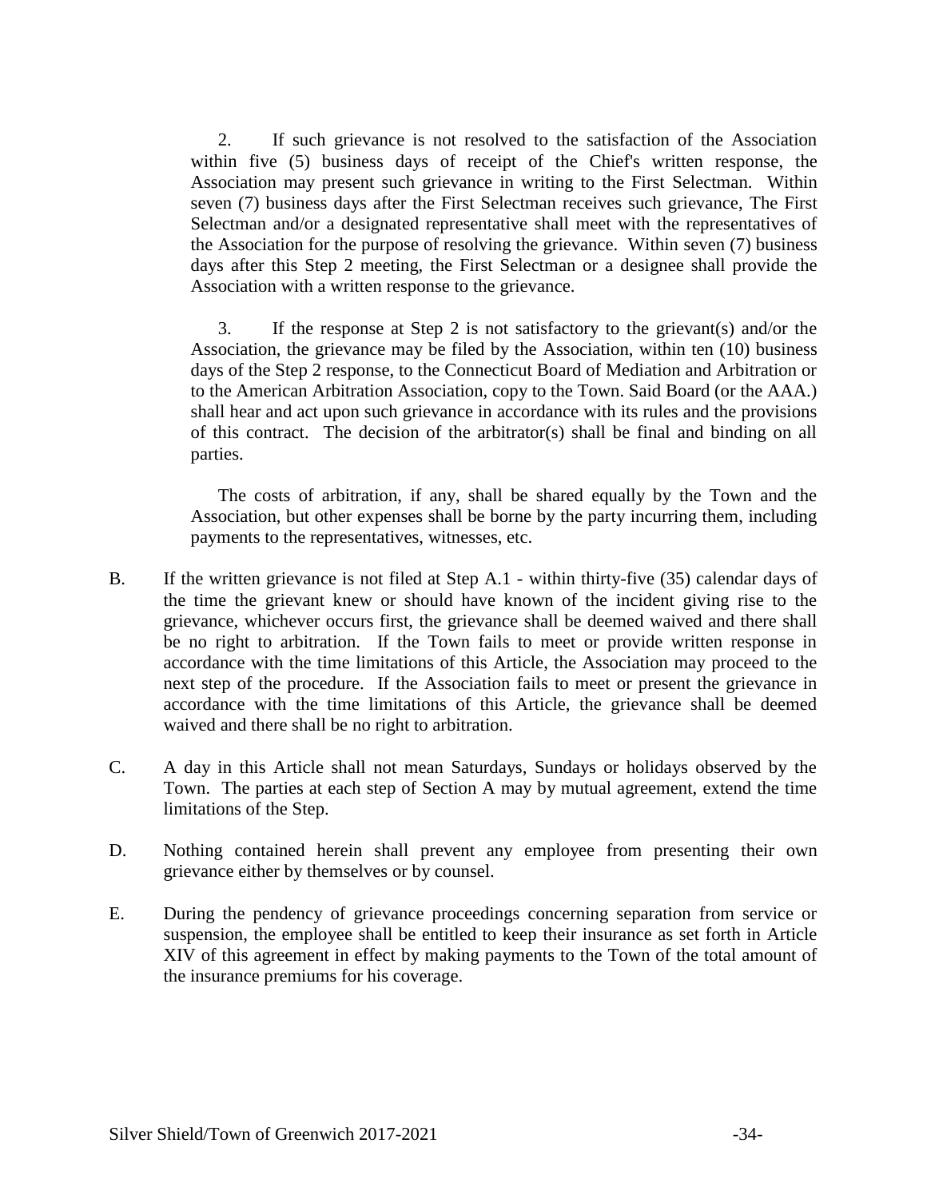2. If such grievance is not resolved to the satisfaction of the Association within five (5) business days of receipt of the Chief's written response, the Association may present such grievance in writing to the First Selectman. Within seven (7) business days after the First Selectman receives such grievance, The First Selectman and/or a designated representative shall meet with the representatives of the Association for the purpose of resolving the grievance. Within seven (7) business days after this Step 2 meeting, the First Selectman or a designee shall provide the Association with a written response to the grievance.

3. If the response at Step 2 is not satisfactory to the grievant(s) and/or the Association, the grievance may be filed by the Association, within ten (10) business days of the Step 2 response, to the Connecticut Board of Mediation and Arbitration or to the American Arbitration Association, copy to the Town. Said Board (or the AAA.) shall hear and act upon such grievance in accordance with its rules and the provisions of this contract. The decision of the arbitrator(s) shall be final and binding on all parties.

The costs of arbitration, if any, shall be shared equally by the Town and the Association, but other expenses shall be borne by the party incurring them, including payments to the representatives, witnesses, etc.

B. If the written grievance is not filed at Step A.1 - within thirty-five (35) calendar days of the time the grievant knew or should have known of the incident giving rise to the grievance, whichever occurs first, the grievance shall be deemed waived and there shall be no right to arbitration. If the Town fails to meet or provide written response in accordance with the time limitations of this Article, the Association may proceed to the next step of the procedure. If the Association fails to meet or present the grievance in accordance with the time limitations of this Article, the grievance shall be deemed waived and there shall be no right to arbitration.

C. A day in this Article shall not mean Saturdays, Sundays or holidays observed by the Town. The parties at each step of Section A may by mutual agreement, extend the time limitations of the Step.

D. Nothing contained herein shall prevent any employee from presenting their own grievance either by themselves or by counsel.

E. During the pendency of grievance proceedings concerning separation from service or suspension, the employee shall be entitled to keep their insurance as set forth in Article XIV of this agreement in effect by making payments to the Town of the total amount of the insurance premiums for his coverage.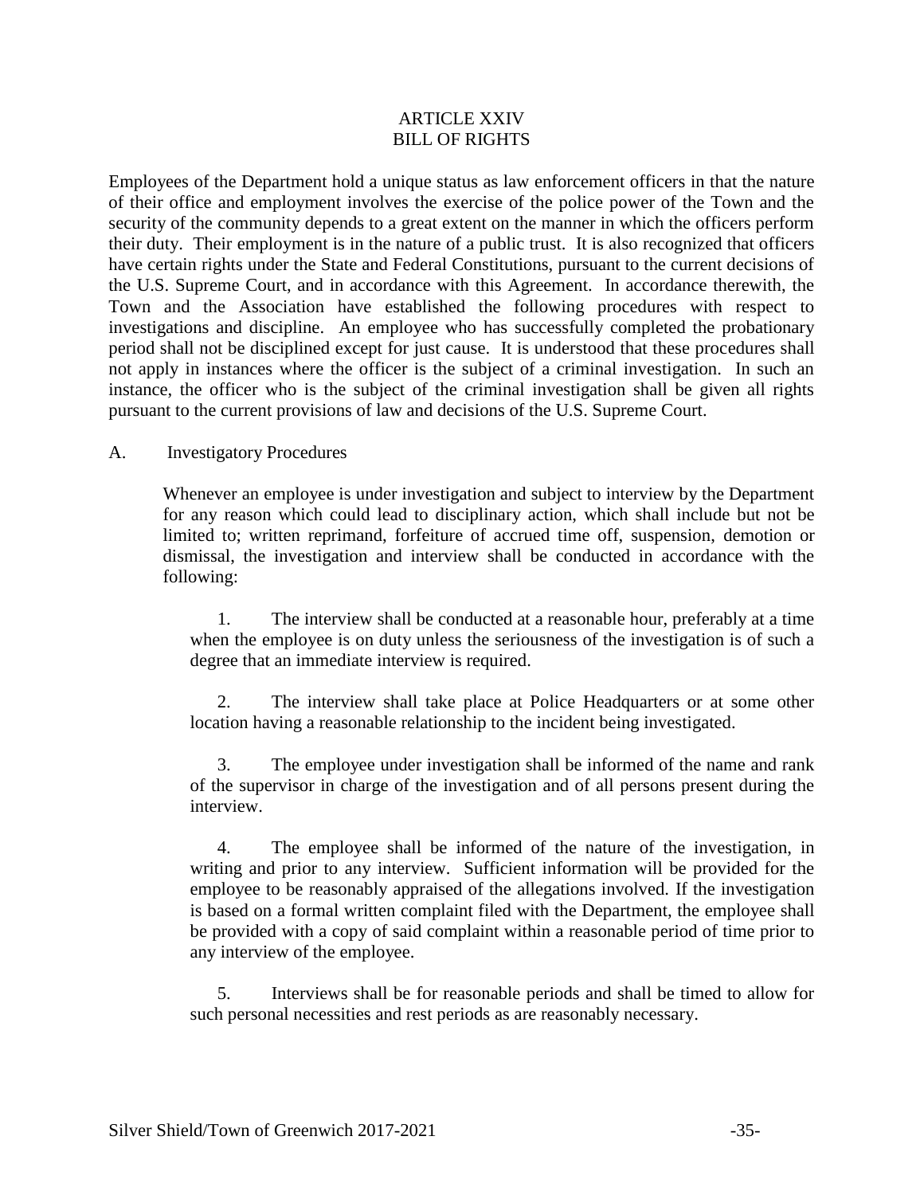# ARTICLE XXIV
# BILL OF RIGHTS

Employees of the Department hold a unique status as law enforcement officers in that the nature of their office and employment involves the exercise of the police power of the Town and the security of the community depends to a great extent on the manner in which the officers perform their duty. Their employment is in the nature of a public trust. It is also recognized that officers have certain rights under the State and Federal Constitutions, pursuant to the current decisions of the U.S. Supreme Court, and in accordance with this Agreement. In accordance therewith, the Town and the Association have established the following procedures with respect to investigations and discipline. An employee who has successfully completed the probationary period shall not be disciplined except for just cause. It is understood that these procedures shall not apply in instances where the officer is the subject of a criminal investigation. In such an instance, the officer who is the subject of the criminal investigation shall be given all rights pursuant to the current provisions of law and decisions of the U.S. Supreme Court.

## A. Investigatory Procedures

Whenever an employee is under investigation and subject to interview by the Department for any reason which could lead to disciplinary action, which shall include but not be limited to; written reprimand, forfeiture of accrued time off, suspension, demotion or dismissal, the investigation and interview shall be conducted in accordance with the following:

1. The interview shall be conducted at a reasonable hour, preferably at a time when the employee is on duty unless the seriousness of the investigation is of such a degree that an immediate interview is required.

2. The interview shall take place at Police Headquarters or at some other location having a reasonable relationship to the incident being investigated.

3. The employee under investigation shall be informed of the name and rank of the supervisor in charge of the investigation and of all persons present during the interview.

4. The employee shall be informed of the nature of the investigation, in writing and prior to any interview. Sufficient information will be provided for the employee to be reasonably appraised of the allegations involved. If the investigation is based on a formal written complaint filed with the Department, the employee shall be provided with a copy of said complaint within a reasonable period of time prior to any interview of the employee.

5. Interviews shall be for reasonable periods and shall be timed to allow for such personal necessities and rest periods as are reasonably necessary.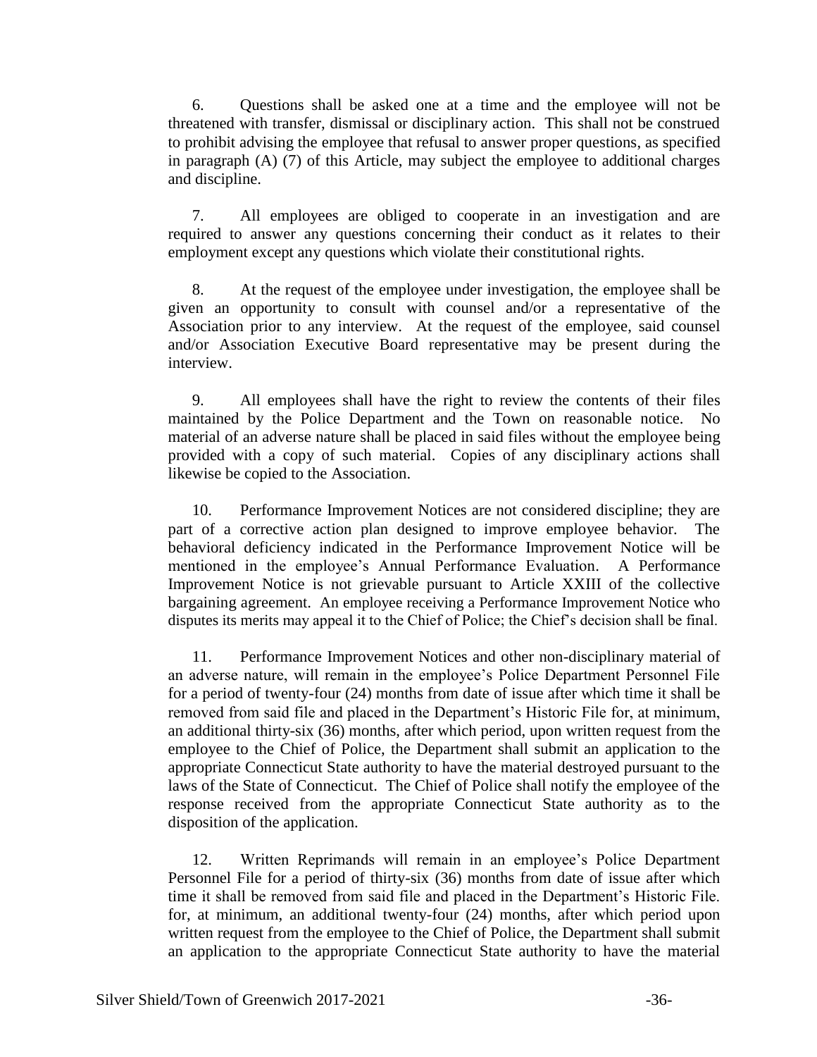6. Questions shall be asked one at a time and the employee will not be threatened with transfer, dismissal or disciplinary action. This shall not be construed to prohibit advising the employee that refusal to answer proper questions, as specified in paragraph (A) (7) of this Article, may subject the employee to additional charges and discipline.

7. All employees are obliged to cooperate in an investigation and are required to answer any questions concerning their conduct as it relates to their employment except any questions which violate their constitutional rights.

8. At the request of the employee under investigation, the employee shall be given an opportunity to consult with counsel and/or a representative of the Association prior to any interview. At the request of the employee, said counsel and/or Association Executive Board representative may be present during the interview.

9. All employees shall have the right to review the contents of their files maintained by the Police Department and the Town on reasonable notice. No material of an adverse nature shall be placed in said files without the employee being provided with a copy of such material. Copies of any disciplinary actions shall likewise be copied to the Association.

10. Performance Improvement Notices are not considered discipline; they are part of a corrective action plan designed to improve employee behavior. The behavioral deficiency indicated in the Performance Improvement Notice will be mentioned in the employee's Annual Performance Evaluation. A Performance Improvement Notice is not grievable pursuant to Article XXIII of the collective bargaining agreement. An employee receiving a Performance Improvement Notice who disputes its merits may appeal it to the Chief of Police; the Chief's decision shall be final.

11. Performance Improvement Notices and other non-disciplinary material of an adverse nature, will remain in the employee's Police Department Personnel File for a period of twenty-four (24) months from date of issue after which time it shall be removed from said file and placed in the Department's Historic File for, at minimum, an additional thirty-six (36) months, after which period, upon written request from the employee to the Chief of Police, the Department shall submit an application to the appropriate Connecticut State authority to have the material destroyed pursuant to the laws of the State of Connecticut. The Chief of Police shall notify the employee of the response received from the appropriate Connecticut State authority as to the disposition of the application.

12. Written Reprimands will remain in an employee's Police Department Personnel File for a period of thirty-six (36) months from date of issue after which time it shall be removed from said file and placed in the Department's Historic File. for, at minimum, an additional twenty-four (24) months, after which period upon written request from the employee to the Chief of Police, the Department shall submit an application to the appropriate Connecticut State authority to have the material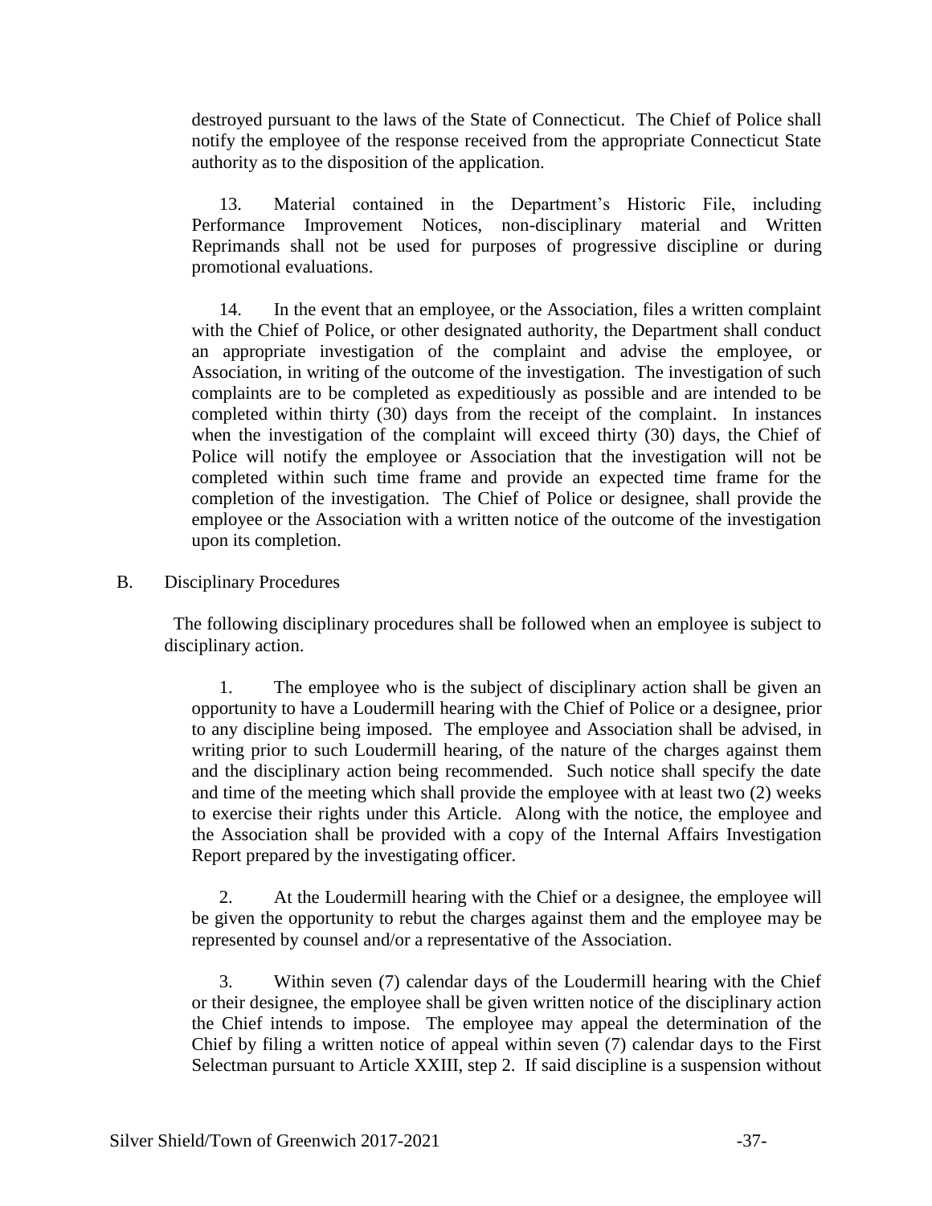destroyed pursuant to the laws of the State of Connecticut. The Chief of Police shall notify the employee of the response received from the appropriate Connecticut State authority as to the disposition of the application.

13. Material contained in the Department's Historic File, including Performance Improvement Notices, non-disciplinary material and Written Reprimands shall not be used for purposes of progressive discipline or during promotional evaluations.

14. In the event that an employee, or the Association, files a written complaint with the Chief of Police, or other designated authority, the Department shall conduct an appropriate investigation of the complaint and advise the employee, or Association, in writing of the outcome of the investigation. The investigation of such complaints are to be completed as expeditiously as possible and are intended to be completed within thirty (30) days from the receipt of the complaint. In instances when the investigation of the complaint will exceed thirty (30) days, the Chief of Police will notify the employee or Association that the investigation will not be completed within such time frame and provide an expected time frame for the completion of the investigation. The Chief of Police or designee, shall provide the employee or the Association with a written notice of the outcome of the investigation upon its completion.

B. Disciplinary Procedures

The following disciplinary procedures shall be followed when an employee is subject to disciplinary action.

1. The employee who is the subject of disciplinary action shall be given an opportunity to have a Loudermill hearing with the Chief of Police or a designee, prior to any discipline being imposed. The employee and Association shall be advised, in writing prior to such Loudermill hearing, of the nature of the charges against them and the disciplinary action being recommended. Such notice shall specify the date and time of the meeting which shall provide the employee with at least two (2) weeks to exercise their rights under this Article. Along with the notice, the employee and the Association shall be provided with a copy of the Internal Affairs Investigation Report prepared by the investigating officer.

2. At the Loudermill hearing with the Chief or a designee, the employee will be given the opportunity to rebut the charges against them and the employee may be represented by counsel and/or a representative of the Association.

3. Within seven (7) calendar days of the Loudermill hearing with the Chief or their designee, the employee shall be given written notice of the disciplinary action the Chief intends to impose. The employee may appeal the determination of the Chief by filing a written notice of appeal within seven (7) calendar days to the First Selectman pursuant to Article XXIII, step 2. If said discipline is a suspension without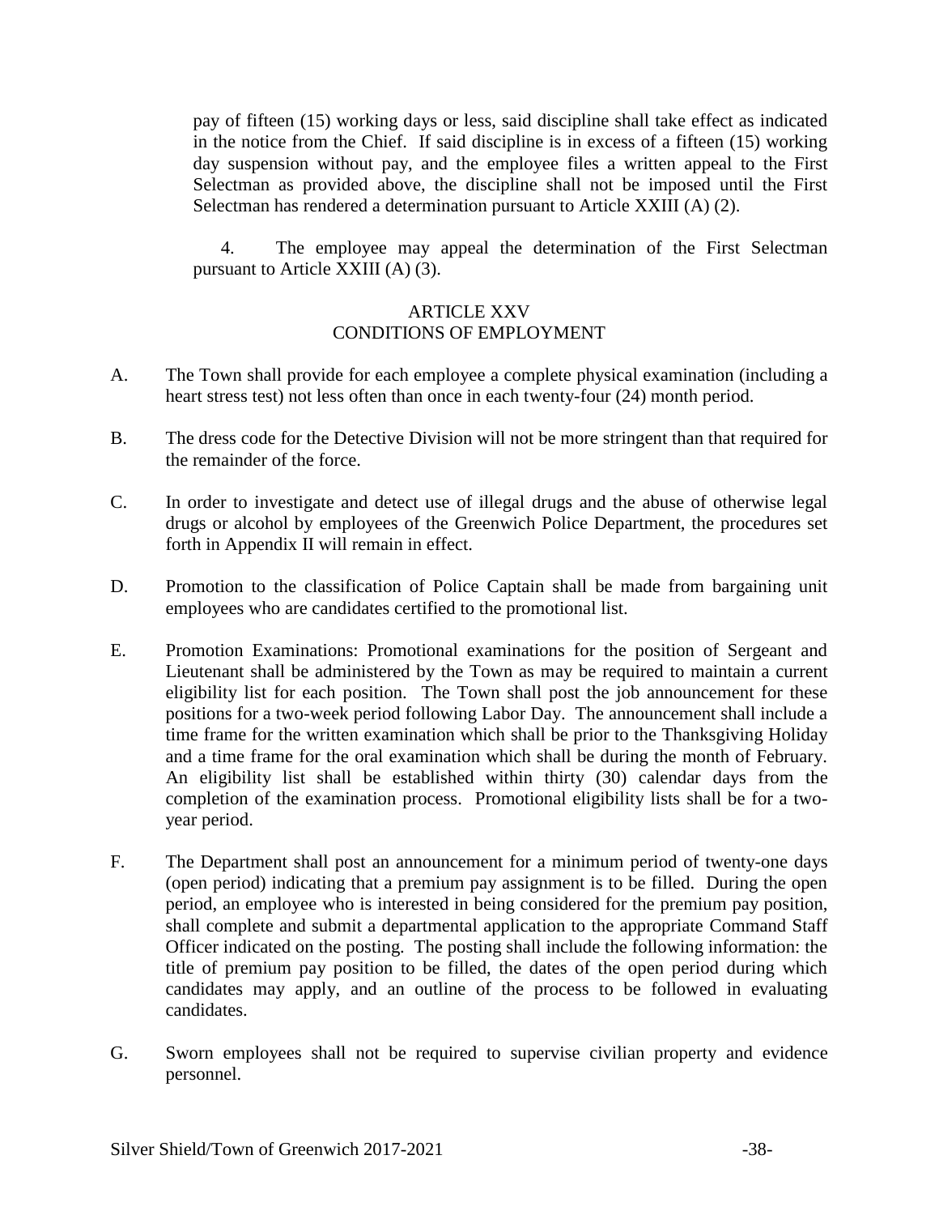pay of fifteen (15) working days or less, said discipline shall take effect as indicated in the notice from the Chief. If said discipline is in excess of a fifteen (15) working day suspension without pay, and the employee files a written appeal to the First Selectman as provided above, the discipline shall not be imposed until the First Selectman has rendered a determination pursuant to Article XXIII (A) (2).

4. The employee may appeal the determination of the First Selectman pursuant to Article XXIII (A) (3).

## ARTICLE XXV
## CONDITIONS OF EMPLOYMENT

A. The Town shall provide for each employee a complete physical examination (including a heart stress test) not less often than once in each twenty-four (24) month period.

B. The dress code for the Detective Division will not be more stringent than that required for the remainder of the force.

C. In order to investigate and detect use of illegal drugs and the abuse of otherwise legal drugs or alcohol by employees of the Greenwich Police Department, the procedures set forth in Appendix II will remain in effect.

D. Promotion to the classification of Police Captain shall be made from bargaining unit employees who are candidates certified to the promotional list.

E. Promotion Examinations: Promotional examinations for the position of Sergeant and Lieutenant shall be administered by the Town as may be required to maintain a current eligibility list for each position. The Town shall post the job announcement for these positions for a two-week period following Labor Day. The announcement shall include a time frame for the written examination which shall be prior to the Thanksgiving Holiday and a time frame for the oral examination which shall be during the month of February. An eligibility list shall be established within thirty (30) calendar days from the completion of the examination process. Promotional eligibility lists shall be for a two-year period.

F. The Department shall post an announcement for a minimum period of twenty-one days (open period) indicating that a premium pay assignment is to be filled. During the open period, an employee who is interested in being considered for the premium pay position, shall complete and submit a departmental application to the appropriate Command Staff Officer indicated on the posting. The posting shall include the following information: the title of premium pay position to be filled, the dates of the open period during which candidates may apply, and an outline of the process to be followed in evaluating candidates.

G. Sworn employees shall not be required to supervise civilian property and evidence personnel.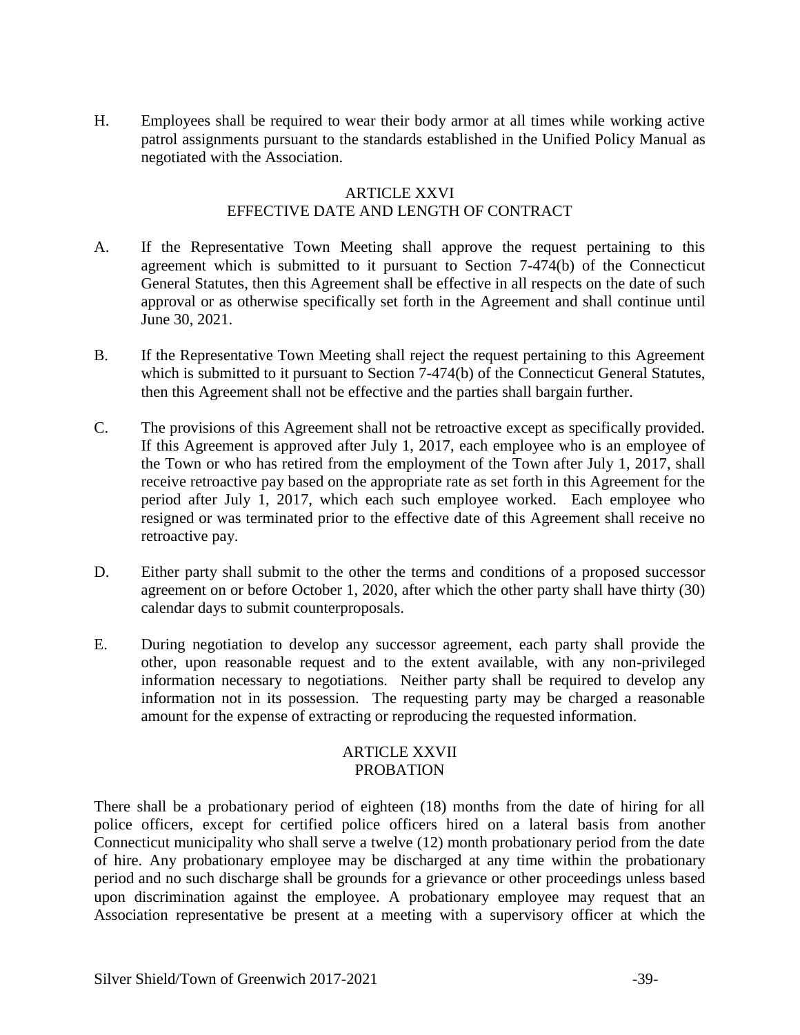H. Employees shall be required to wear their body armor at all times while working active patrol assignments pursuant to the standards established in the Unified Policy Manual as negotiated with the Association.

## ARTICLE XXVI
## EFFECTIVE DATE AND LENGTH OF CONTRACT

A. If the Representative Town Meeting shall approve the request pertaining to this agreement which is submitted to it pursuant to Section 7-474(b) of the Connecticut General Statutes, then this Agreement shall be effective in all respects on the date of such approval or as otherwise specifically set forth in the Agreement and shall continue until June 30, 2021.

B. If the Representative Town Meeting shall reject the request pertaining to this Agreement which is submitted to it pursuant to Section 7-474(b) of the Connecticut General Statutes, then this Agreement shall not be effective and the parties shall bargain further.

C. The provisions of this Agreement shall not be retroactive except as specifically provided. If this Agreement is approved after July 1, 2017, each employee who is an employee of the Town or who has retired from the employment of the Town after July 1, 2017, shall receive retroactive pay based on the appropriate rate as set forth in this Agreement for the period after July 1, 2017, which each such employee worked. Each employee who resigned or was terminated prior to the effective date of this Agreement shall receive no retroactive pay.

D. Either party shall submit to the other the terms and conditions of a proposed successor agreement on or before October 1, 2020, after which the other party shall have thirty (30) calendar days to submit counterproposals.

E. During negotiation to develop any successor agreement, each party shall provide the other, upon reasonable request and to the extent available, with any non-privileged information necessary to negotiations. Neither party shall be required to develop any information not in its possession. The requesting party may be charged a reasonable amount for the expense of extracting or reproducing the requested information.

## ARTICLE XXVII
## PROBATION

There shall be a probationary period of eighteen (18) months from the date of hiring for all police officers, except for certified police officers hired on a lateral basis from another Connecticut municipality who shall serve a twelve (12) month probationary period from the date of hire. Any probationary employee may be discharged at any time within the probationary period and no such discharge shall be grounds for a grievance or other proceedings unless based upon discrimination against the employee. A probationary employee may request that an Association representative be present at a meeting with a supervisory officer at which the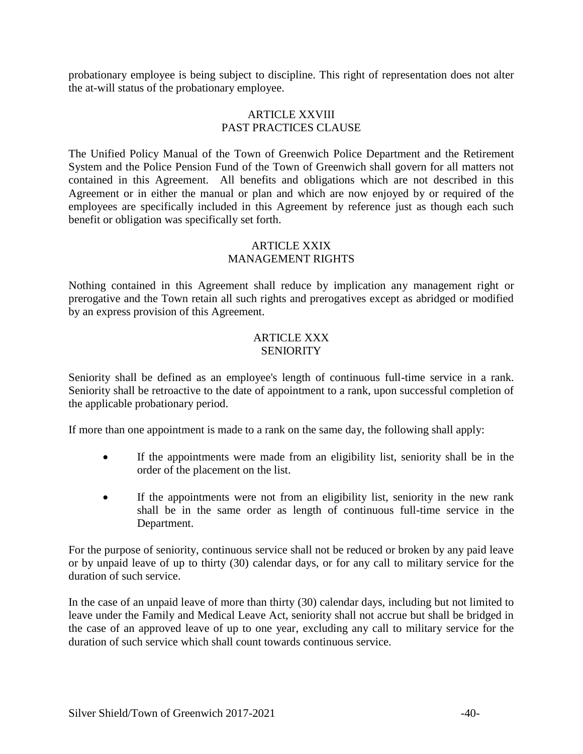probationary employee is being subject to discipline. This right of representation does not alter the at-will status of the probationary employee.

## ARTICLE XXVIII
## PAST PRACTICES CLAUSE

The Unified Policy Manual of the Town of Greenwich Police Department and the Retirement System and the Police Pension Fund of the Town of Greenwich shall govern for all matters not contained in this Agreement. All benefits and obligations which are not described in this Agreement or in either the manual or plan and which are now enjoyed by or required of the employees are specifically included in this Agreement by reference just as though each such benefit or obligation was specifically set forth.

## ARTICLE XXIX
## MANAGEMENT RIGHTS

Nothing contained in this Agreement shall reduce by implication any management right or prerogative and the Town retain all such rights and prerogatives except as abridged or modified by an express provision of this Agreement.

## ARTICLE XXX
## SENIORITY

Seniority shall be defined as an employee's length of continuous full-time service in a rank. Seniority shall be retroactive to the date of appointment to a rank, upon successful completion of the applicable probationary period.

If more than one appointment is made to a rank on the same day, the following shall apply:

- If the appointments were made from an eligibility list, seniority shall be in the order of the placement on the list.
- If the appointments were not from an eligibility list, seniority in the new rank shall be in the same order as length of continuous full-time service in the Department.

For the purpose of seniority, continuous service shall not be reduced or broken by any paid leave or by unpaid leave of up to thirty (30) calendar days, or for any call to military service for the duration of such service.

In the case of an unpaid leave of more than thirty (30) calendar days, including but not limited to leave under the Family and Medical Leave Act, seniority shall not accrue but shall be bridged in the case of an approved leave of up to one year, excluding any call to military service for the duration of such service which shall count towards continuous service.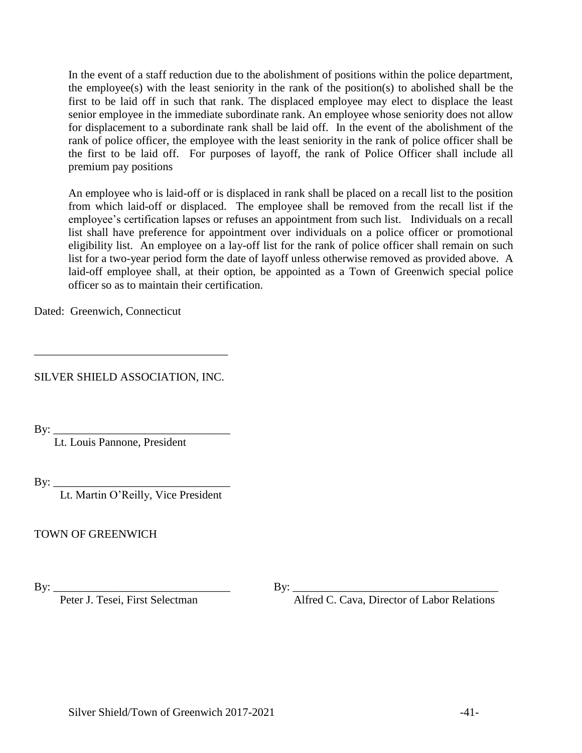In the event of a staff reduction due to the abolishment of positions within the police department, the employee(s) with the least seniority in the rank of the position(s) to abolished shall be the first to be laid off in such that rank. The displaced employee may elect to displace the least senior employee in the immediate subordinate rank. An employee whose seniority does not allow for displacement to a subordinate rank shall be laid off. In the event of the abolishment of the rank of police officer, the employee with the least seniority in the rank of police officer shall be the first to be laid off. For purposes of layoff, the rank of Police Officer shall include all premium pay positions

An employee who is laid-off or is displaced in rank shall be placed on a recall list to the position from which laid-off or displaced. The employee shall be removed from the recall list if the employee's certification lapses or refuses an appointment from such list. Individuals on a recall list shall have preference for appointment over individuals on a police officer or promotional eligibility list. An employee on a lay-off list for the rank of police officer shall remain on such list for a two-year period form the date of layoff unless otherwise removed as provided above. A laid-off employee shall, at their option, be appointed as a Town of Greenwich special police officer so as to maintain their certification.

Dated: Greenwich, Connecticut

\_\_\_\_\_\_\_\_\_\_\_\_\_\_\_\_\_\_\_\_\_\_\_\_\_\_\_\_\_\_\_\_\_\_

SILVER SHIELD ASSOCIATION, INC.

By: \_\_\_\_\_\_\_\_\_\_\_\_\_\_\_\_\_\_\_\_\_\_\_\_\_\_\_\_\_\_\_
Lt. Louis Pannone, President

By: \_\_\_\_\_\_\_\_\_\_\_\_\_\_\_\_\_\_\_\_\_\_\_\_\_\_\_\_\_\_\_
Lt. Martin O'Reilly, Vice President

TOWN OF GREENWICH

By: \_\_\_\_\_\_\_\_\_\_\_\_\_\_\_\_\_\_\_\_\_\_\_\_\_\_\_\_\_\_\_
Peter J. Tesei, First Selectman

By: \_\_\_\_\_\_\_\_\_\_\_\_\_\_\_\_\_\_\_\_\_\_\_\_\_\_\_\_\_\_\_\_\_\_\_\_
Alfred C. Cava, Director of Labor Relations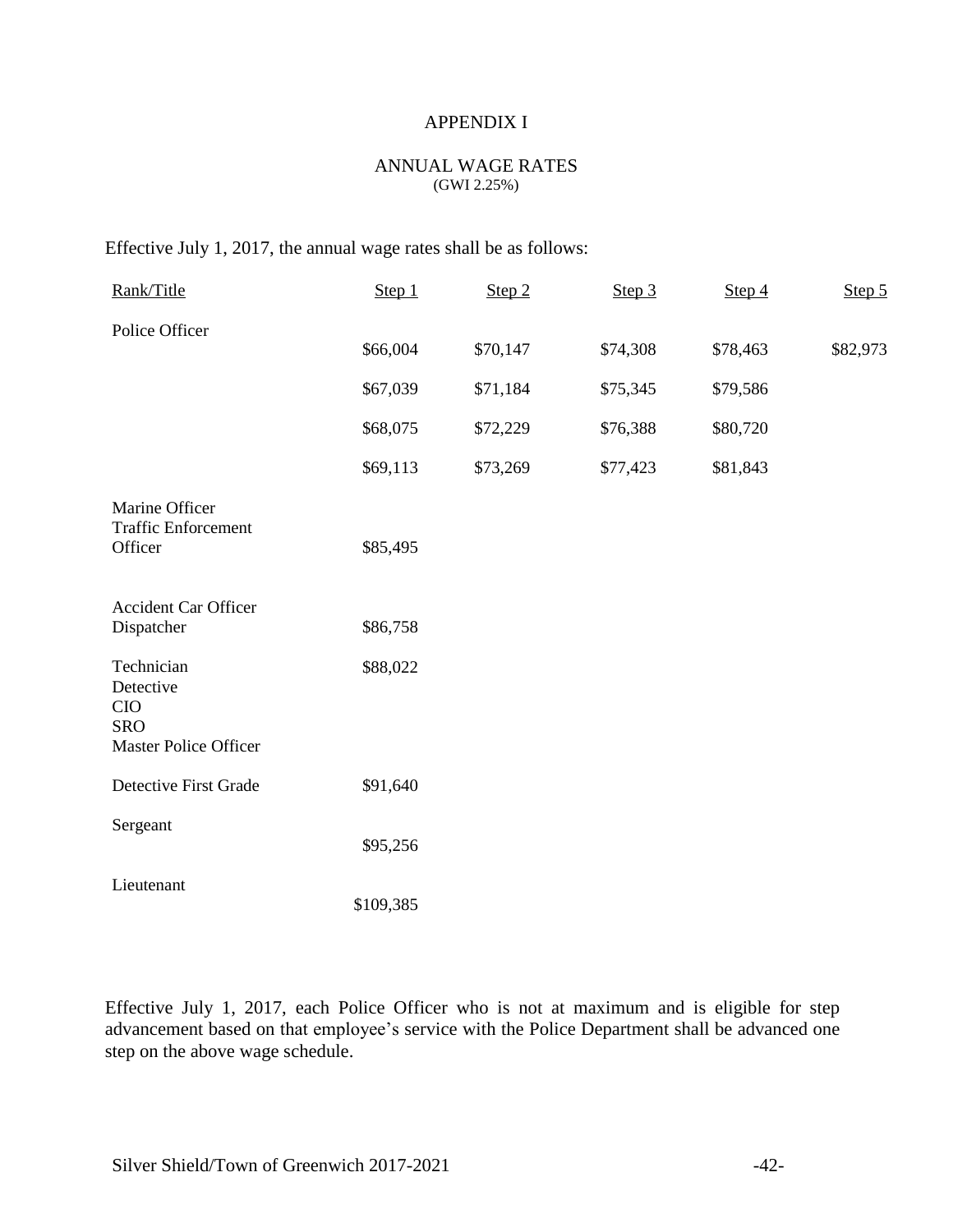# APPENDIX I

## ANNUAL WAGE RATES
(GWI 2.25%)

Effective July 1, 2017, the annual wage rates shall be as follows:

| Rank/Title | Step 1 | Step 2 | Step 3 | Step 4 | Step 5 |
|---|---|---|---|---|---|
| Police Officer | $66,004 | $70,147 | $74,308 | $78,463 | $82,973 |
| | $67,039 | $71,184 | $75,345 | $79,586 | |
| | $68,075 | $72,229 | $76,388 | $80,720 | |
| | $69,113 | $73,269 | $77,423 | $81,843 | |
| Marine Officer<br>Traffic Enforcement Officer | $85,495 | | | | |
| Accident Car Officer<br>Dispatcher | $86,758 | | | | |
| Technician<br>Detective<br>CIO<br>SRO<br>Master Police Officer | $88,022 | | | | |
| Detective First Grade | $91,640 | | | | |
| Sergeant | $95,256 | | | | |
| Lieutenant | $109,385 | | | | |

Effective July 1, 2017, each Police Officer who is not at maximum and is eligible for step advancement based on that employee's service with the Police Department shall be advanced one step on the above wage schedule.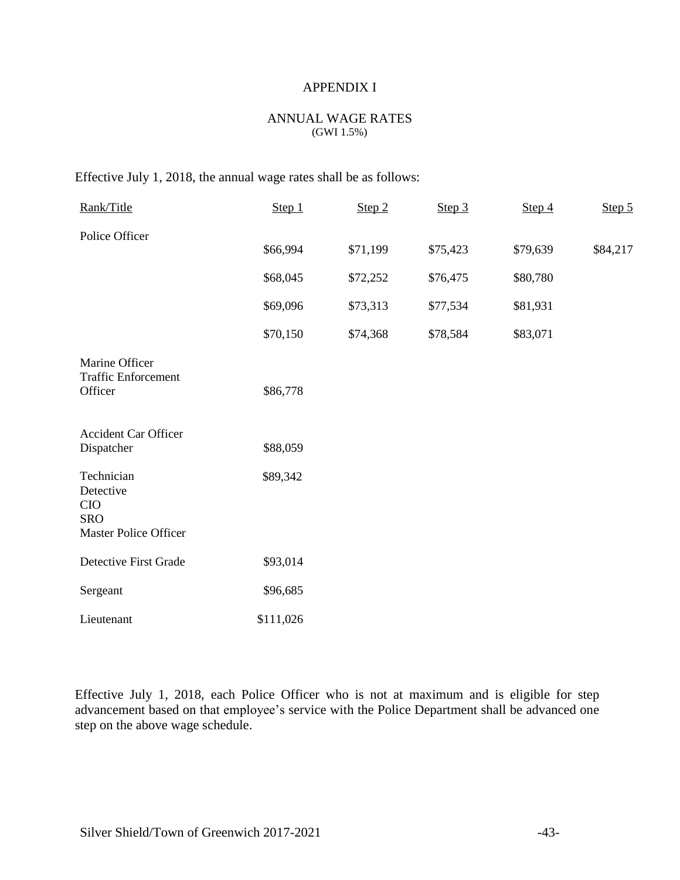# APPENDIX I

## ANNUAL WAGE RATES
(GWI 1.5%)

Effective July 1, 2018, the annual wage rates shall be as follows:

| Rank/Title | Step 1 | Step 2 | Step 3 | Step 4 | Step 5 |
|---|---|---|---|---|---|
| Police Officer | $66,994 | $71,199 | $75,423 | $79,639 | $84,217 |
| | $68,045 | $72,252 | $76,475 | $80,780 | |
| | $69,096 | $73,313 | $77,534 | $81,931 | |
| | $70,150 | $74,368 | $78,584 | $83,071 | |
| Marine Officer<br>Traffic Enforcement Officer | $86,778 | | | | |
| Accident Car Officer<br>Dispatcher | $88,059 | | | | |
| Technician<br>Detective<br>CIO<br>SRO<br>Master Police Officer | $89,342 | | | | |
| Detective First Grade | $93,014 | | | | |
| Sergeant | $96,685 | | | | |
| Lieutenant | $111,026 | | | | |

Effective July 1, 2018, each Police Officer who is not at maximum and is eligible for step advancement based on that employee's service with the Police Department shall be advanced one step on the above wage schedule.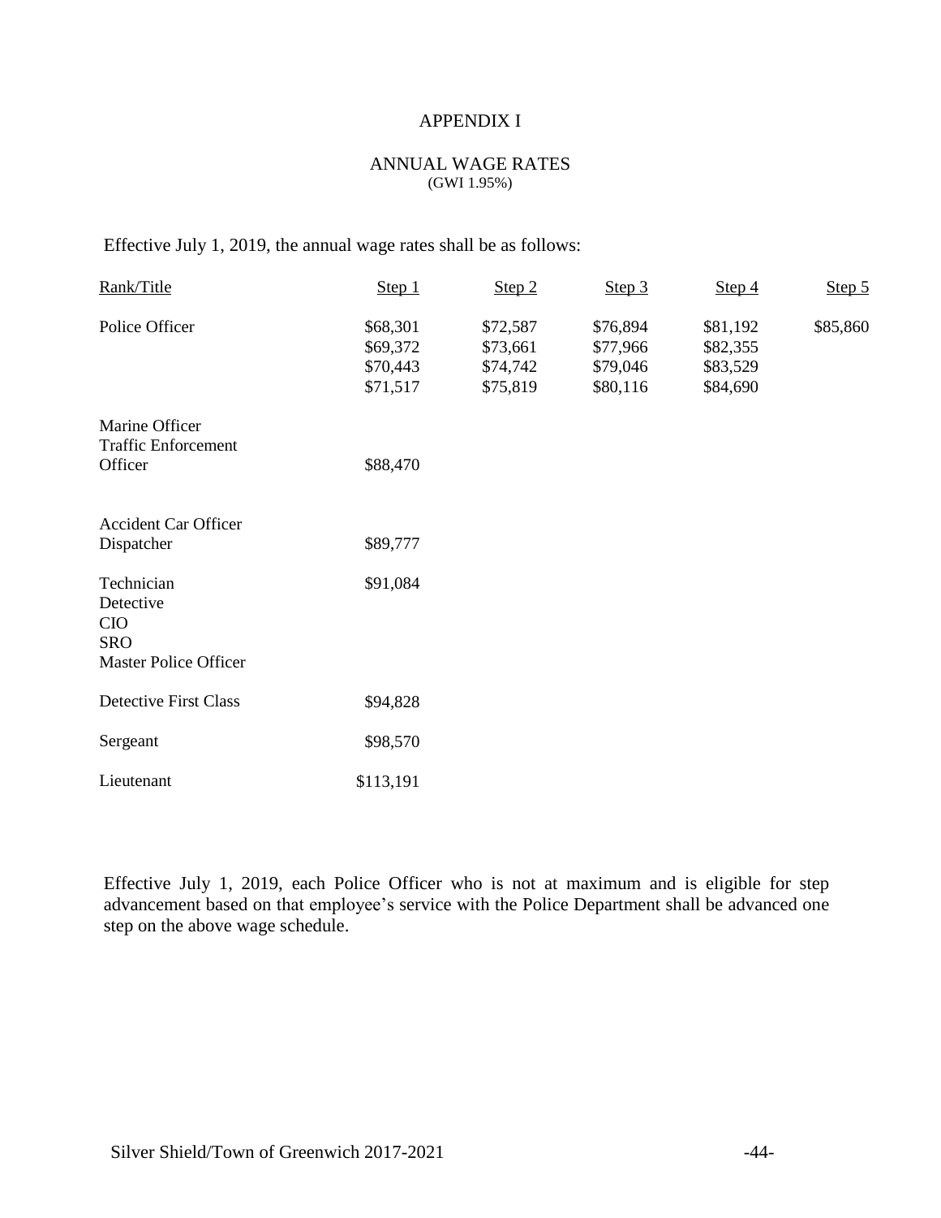APPENDIX I

ANNUAL WAGE RATES
(GWI 1.95%)

Effective July 1, 2019, the annual wage rates shall be as follows:

| Rank/Title | Step 1 | Step 2 | Step 3 | Step 4 | Step 5 |
|---|---|---|---|---|---|
| Police Officer | $68,301 | $72,587 | $76,894 | $81,192 | $85,860 |
| | $69,372 | $73,661 | $77,966 | $82,355 | |
| | $70,443 | $74,742 | $79,046 | $83,529 | |
| | $71,517 | $75,819 | $80,116 | $84,690 | |
| Marine Officer<br>Traffic Enforcement Officer | $88,470 | | | | |
| Accident Car Officer<br>Dispatcher | $89,777 | | | | |
| Technician<br>Detective<br>CIO<br>SRO<br>Master Police Officer | $91,084 | | | | |
| Detective First Class | $94,828 | | | | |
| Sergeant | $98,570 | | | | |
| Lieutenant | $113,191 | | | | |

Effective July 1, 2019, each Police Officer who is not at maximum and is eligible for step advancement based on that employee's service with the Police Department shall be advanced one step on the above wage schedule.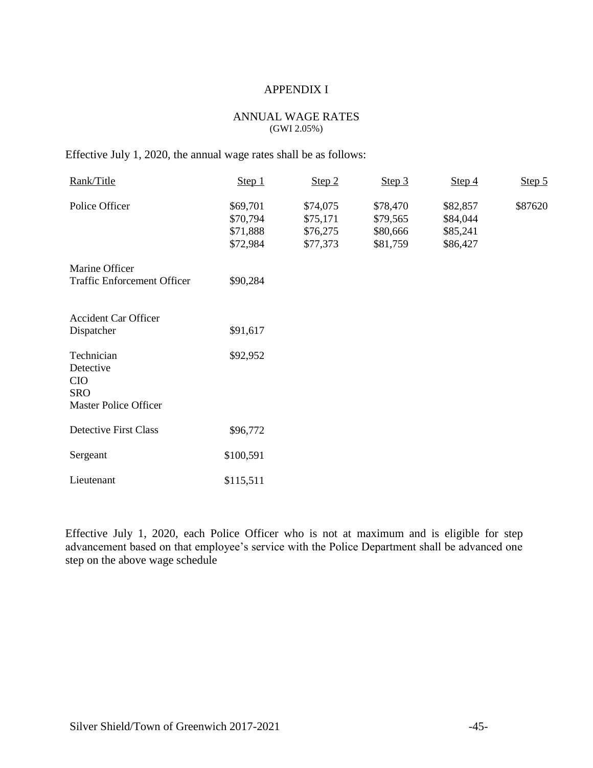# APPENDIX I

## ANNUAL WAGE RATES
(GWI 2.05%)

Effective July 1, 2020, the annual wage rates shall be as follows:

| Rank/Title | Step 1 | Step 2 | Step 3 | Step 4 | Step 5 |
|---|---|---|---|---|---|
| Police Officer | $69,701 | $74,075 | $78,470 | $82,857 | $87620 |
| | $70,794 | $75,171 | $79,565 | $84,044 | |
| | $71,888 | $76,275 | $80,666 | $85,241 | |
| | $72,984 | $77,373 | $81,759 | $86,427 | |
| Marine Officer<br>Traffic Enforcement Officer | $90,284 | | | | |
| Accident Car Officer<br>Dispatcher | $91,617 | | | | |
| Technician<br>Detective<br>CIO<br>SRO<br>Master Police Officer | $92,952 | | | | |
| Detective First Class | $96,772 | | | | |
| Sergeant | $100,591 | | | | |
| Lieutenant | $115,511 | | | | |

Effective July 1, 2020, each Police Officer who is not at maximum and is eligible for step advancement based on that employee's service with the Police Department shall be advanced one step on the above wage schedule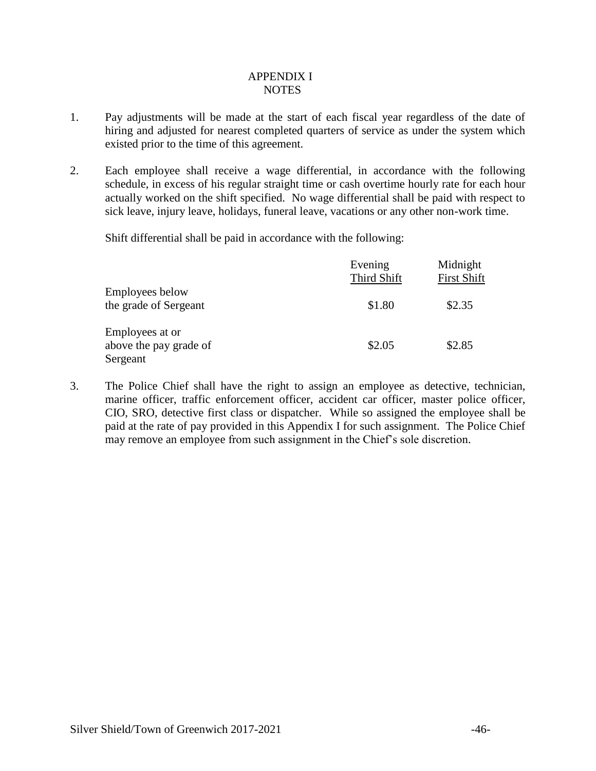# APPENDIX I
## NOTES

1. Pay adjustments will be made at the start of each fiscal year regardless of the date of hiring and adjusted for nearest completed quarters of service as under the system which existed prior to the time of this agreement.

2. Each employee shall receive a wage differential, in accordance with the following schedule, in excess of his regular straight time or cash overtime hourly rate for each hour actually worked on the shift specified. No wage differential shall be paid with respect to sick leave, injury leave, holidays, funeral leave, vacations or any other non-work time.

   Shift differential shall be paid in accordance with the following:

| | Evening Third Shift | Midnight First Shift |
|---|---|---|
| Employees below the grade of Sergeant | $1.80 | $2.35 |
| Employees at or above the pay grade of Sergeant | $2.05 | $2.85 |

3. The Police Chief shall have the right to assign an employee as detective, technician, marine officer, traffic enforcement officer, accident car officer, master police officer, CIO, SRO, detective first class or dispatcher. While so assigned the employee shall be paid at the rate of pay provided in this Appendix I for such assignment. The Police Chief may remove an employee from such assignment in the Chief's sole discretion.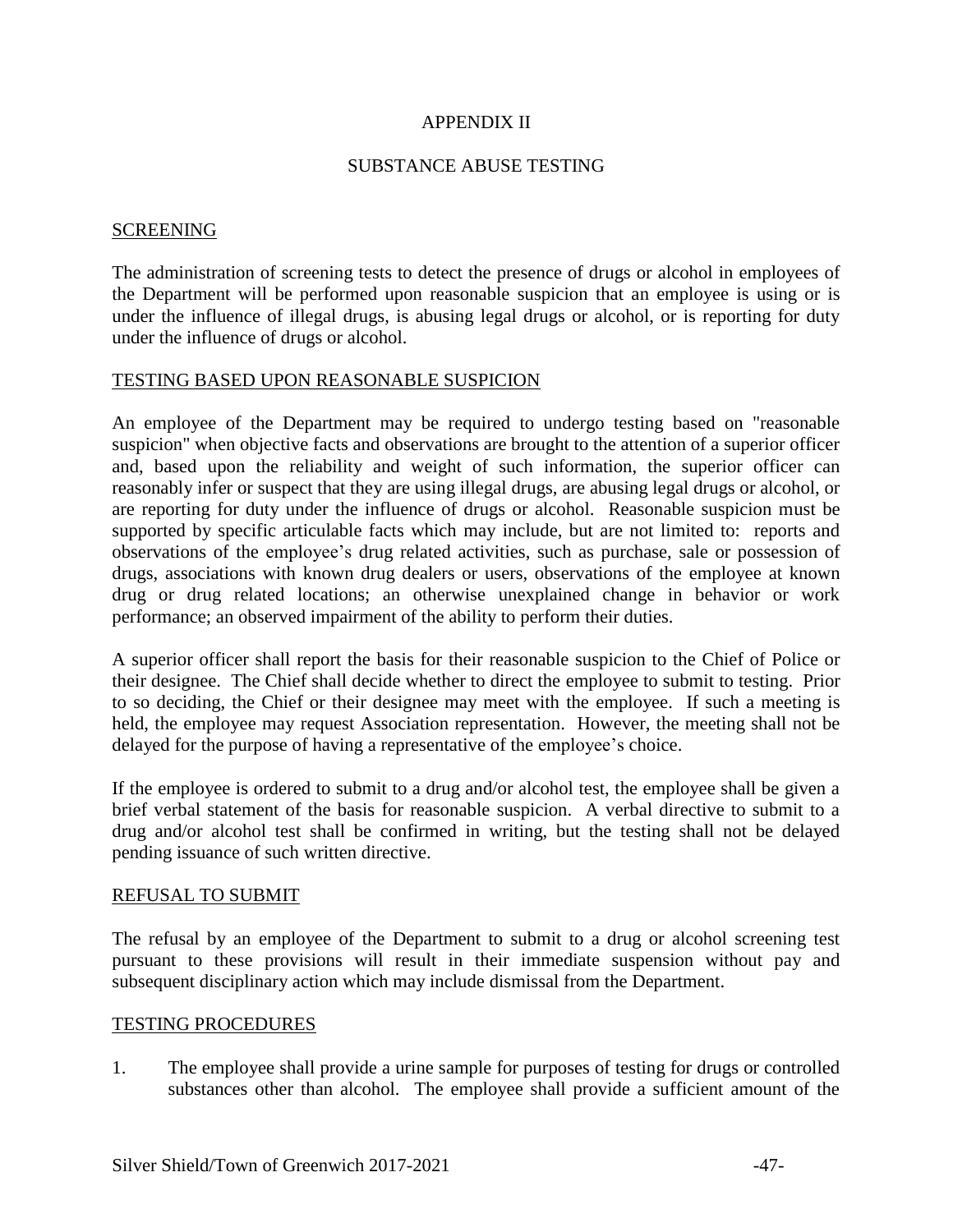# APPENDIX II

## SUBSTANCE ABUSE TESTING

### SCREENING

The administration of screening tests to detect the presence of drugs or alcohol in employees of the Department will be performed upon reasonable suspicion that an employee is using or is under the influence of illegal drugs, is abusing legal drugs or alcohol, or is reporting for duty under the influence of drugs or alcohol.

### TESTING BASED UPON REASONABLE SUSPICION

An employee of the Department may be required to undergo testing based on "reasonable suspicion" when objective facts and observations are brought to the attention of a superior officer and, based upon the reliability and weight of such information, the superior officer can reasonably infer or suspect that they are using illegal drugs, are abusing legal drugs or alcohol, or are reporting for duty under the influence of drugs or alcohol. Reasonable suspicion must be supported by specific articulable facts which may include, but are not limited to: reports and observations of the employee's drug related activities, such as purchase, sale or possession of drugs, associations with known drug dealers or users, observations of the employee at known drug or drug related locations; an otherwise unexplained change in behavior or work performance; an observed impairment of the ability to perform their duties.

A superior officer shall report the basis for their reasonable suspicion to the Chief of Police or their designee. The Chief shall decide whether to direct the employee to submit to testing. Prior to so deciding, the Chief or their designee may meet with the employee. If such a meeting is held, the employee may request Association representation. However, the meeting shall not be delayed for the purpose of having a representative of the employee's choice.

If the employee is ordered to submit to a drug and/or alcohol test, the employee shall be given a brief verbal statement of the basis for reasonable suspicion. A verbal directive to submit to a drug and/or alcohol test shall be confirmed in writing, but the testing shall not be delayed pending issuance of such written directive.

### REFUSAL TO SUBMIT

The refusal by an employee of the Department to submit to a drug or alcohol screening test pursuant to these provisions will result in their immediate suspension without pay and subsequent disciplinary action which may include dismissal from the Department.

### TESTING PROCEDURES

1. The employee shall provide a urine sample for purposes of testing for drugs or controlled substances other than alcohol. The employee shall provide a sufficient amount of the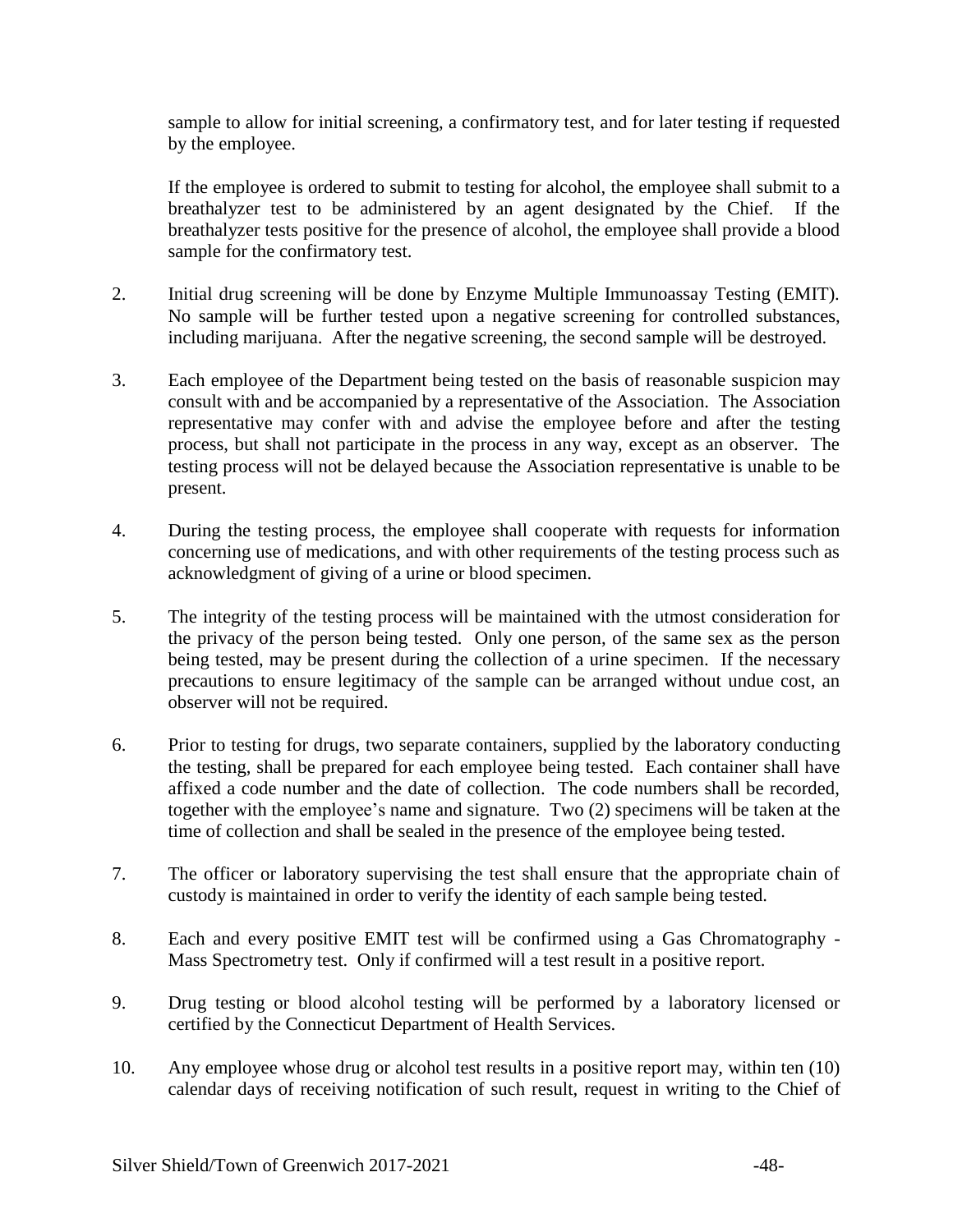sample to allow for initial screening, a confirmatory test, and for later testing if requested by the employee.

If the employee is ordered to submit to testing for alcohol, the employee shall submit to a breathalyzer test to be administered by an agent designated by the Chief. If the breathalyzer tests positive for the presence of alcohol, the employee shall provide a blood sample for the confirmatory test.

2. Initial drug screening will be done by Enzyme Multiple Immunoassay Testing (EMIT). No sample will be further tested upon a negative screening for controlled substances, including marijuana. After the negative screening, the second sample will be destroyed.

3. Each employee of the Department being tested on the basis of reasonable suspicion may consult with and be accompanied by a representative of the Association. The Association representative may confer with and advise the employee before and after the testing process, but shall not participate in the process in any way, except as an observer. The testing process will not be delayed because the Association representative is unable to be present.

4. During the testing process, the employee shall cooperate with requests for information concerning use of medications, and with other requirements of the testing process such as acknowledgment of giving of a urine or blood specimen.

5. The integrity of the testing process will be maintained with the utmost consideration for the privacy of the person being tested. Only one person, of the same sex as the person being tested, may be present during the collection of a urine specimen. If the necessary precautions to ensure legitimacy of the sample can be arranged without undue cost, an observer will not be required.

6. Prior to testing for drugs, two separate containers, supplied by the laboratory conducting the testing, shall be prepared for each employee being tested. Each container shall have affixed a code number and the date of collection. The code numbers shall be recorded, together with the employee's name and signature. Two (2) specimens will be taken at the time of collection and shall be sealed in the presence of the employee being tested.

7. The officer or laboratory supervising the test shall ensure that the appropriate chain of custody is maintained in order to verify the identity of each sample being tested.

8. Each and every positive EMIT test will be confirmed using a Gas Chromatography - Mass Spectrometry test. Only if confirmed will a test result in a positive report.

9. Drug testing or blood alcohol testing will be performed by a laboratory licensed or certified by the Connecticut Department of Health Services.

10. Any employee whose drug or alcohol test results in a positive report may, within ten (10) calendar days of receiving notification of such result, request in writing to the Chief of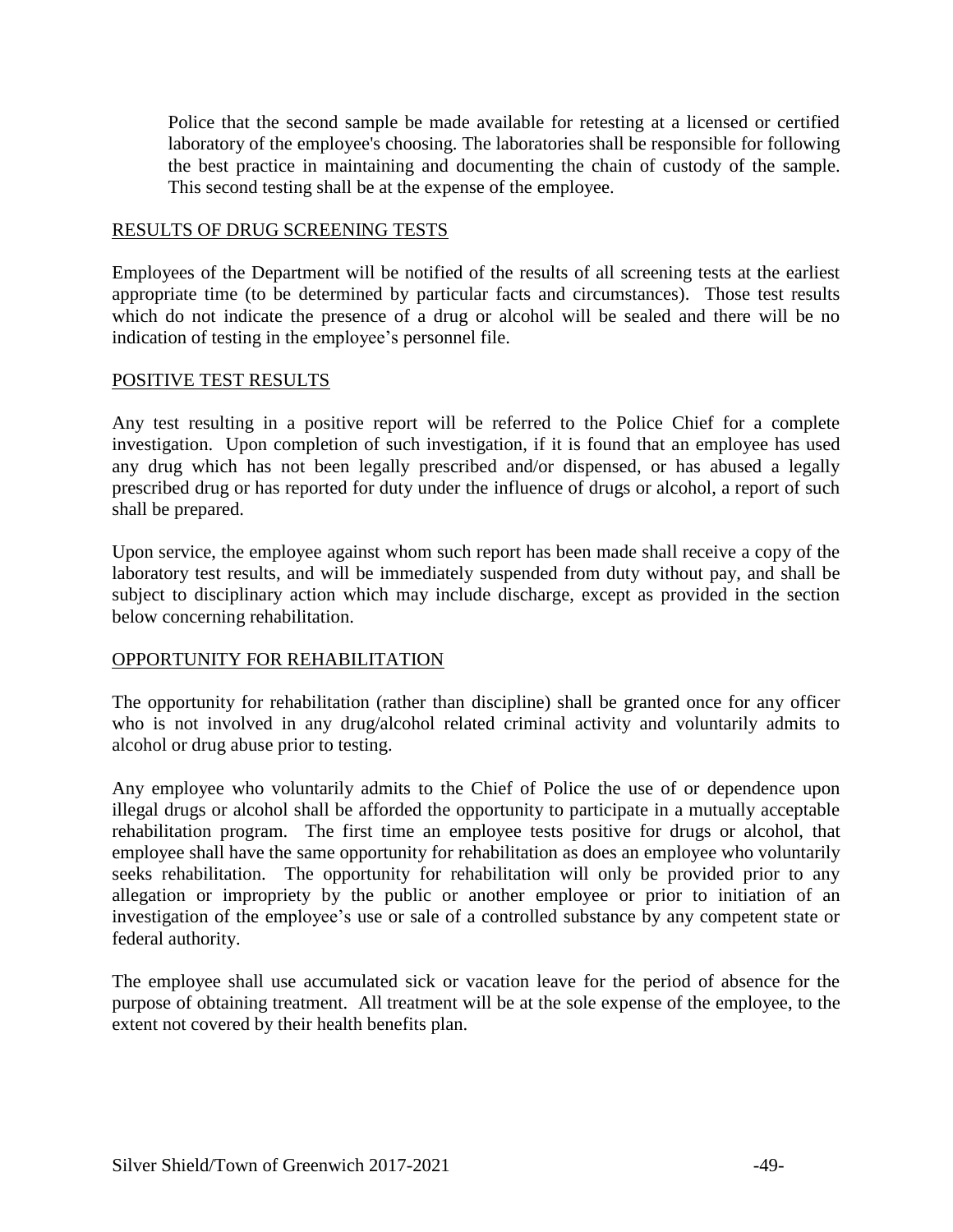Police that the second sample be made available for retesting at a licensed or certified laboratory of the employee's choosing. The laboratories shall be responsible for following the best practice in maintaining and documenting the chain of custody of the sample. This second testing shall be at the expense of the employee.

RESULTS OF DRUG SCREENING TESTS

Employees of the Department will be notified of the results of all screening tests at the earliest appropriate time (to be determined by particular facts and circumstances). Those test results which do not indicate the presence of a drug or alcohol will be sealed and there will be no indication of testing in the employee's personnel file.

POSITIVE TEST RESULTS

Any test resulting in a positive report will be referred to the Police Chief for a complete investigation. Upon completion of such investigation, if it is found that an employee has used any drug which has not been legally prescribed and/or dispensed, or has abused a legally prescribed drug or has reported for duty under the influence of drugs or alcohol, a report of such shall be prepared.

Upon service, the employee against whom such report has been made shall receive a copy of the laboratory test results, and will be immediately suspended from duty without pay, and shall be subject to disciplinary action which may include discharge, except as provided in the section below concerning rehabilitation.

OPPORTUNITY FOR REHABILITATION

The opportunity for rehabilitation (rather than discipline) shall be granted once for any officer who is not involved in any drug/alcohol related criminal activity and voluntarily admits to alcohol or drug abuse prior to testing.

Any employee who voluntarily admits to the Chief of Police the use of or dependence upon illegal drugs or alcohol shall be afforded the opportunity to participate in a mutually acceptable rehabilitation program. The first time an employee tests positive for drugs or alcohol, that employee shall have the same opportunity for rehabilitation as does an employee who voluntarily seeks rehabilitation. The opportunity for rehabilitation will only be provided prior to any allegation or impropriety by the public or another employee or prior to initiation of an investigation of the employee's use or sale of a controlled substance by any competent state or federal authority.

The employee shall use accumulated sick or vacation leave for the period of absence for the purpose of obtaining treatment. All treatment will be at the sole expense of the employee, to the extent not covered by their health benefits plan.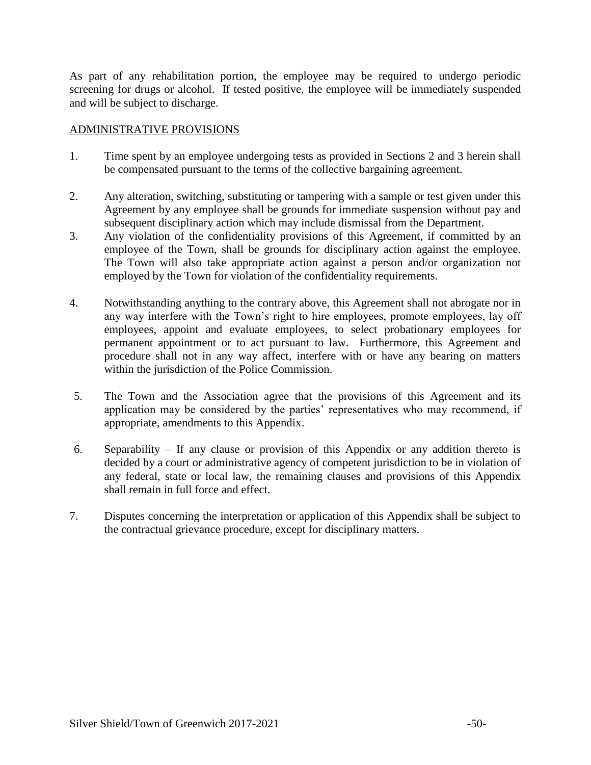As part of any rehabilitation portion, the employee may be required to undergo periodic screening for drugs or alcohol. If tested positive, the employee will be immediately suspended and will be subject to discharge.

## ADMINISTRATIVE PROVISIONS

1. Time spent by an employee undergoing tests as provided in Sections 2 and 3 herein shall be compensated pursuant to the terms of the collective bargaining agreement.

2. Any alteration, switching, substituting or tampering with a sample or test given under this Agreement by any employee shall be grounds for immediate suspension without pay and subsequent disciplinary action which may include dismissal from the Department.

3. Any violation of the confidentiality provisions of this Agreement, if committed by an employee of the Town, shall be grounds for disciplinary action against the employee. The Town will also take appropriate action against a person and/or organization not employed by the Town for violation of the confidentiality requirements.

4. Notwithstanding anything to the contrary above, this Agreement shall not abrogate nor in any way interfere with the Town's right to hire employees, promote employees, lay off employees, appoint and evaluate employees, to select probationary employees for permanent appointment or to act pursuant to law. Furthermore, this Agreement and procedure shall not in any way affect, interfere with or have any bearing on matters within the jurisdiction of the Police Commission.

5. The Town and the Association agree that the provisions of this Agreement and its application may be considered by the parties' representatives who may recommend, if appropriate, amendments to this Appendix.

6. Separability – If any clause or provision of this Appendix or any addition thereto is decided by a court or administrative agency of competent jurisdiction to be in violation of any federal, state or local law, the remaining clauses and provisions of this Appendix shall remain in full force and effect.

7. Disputes concerning the interpretation or application of this Appendix shall be subject to the contractual grievance procedure, except for disciplinary matters.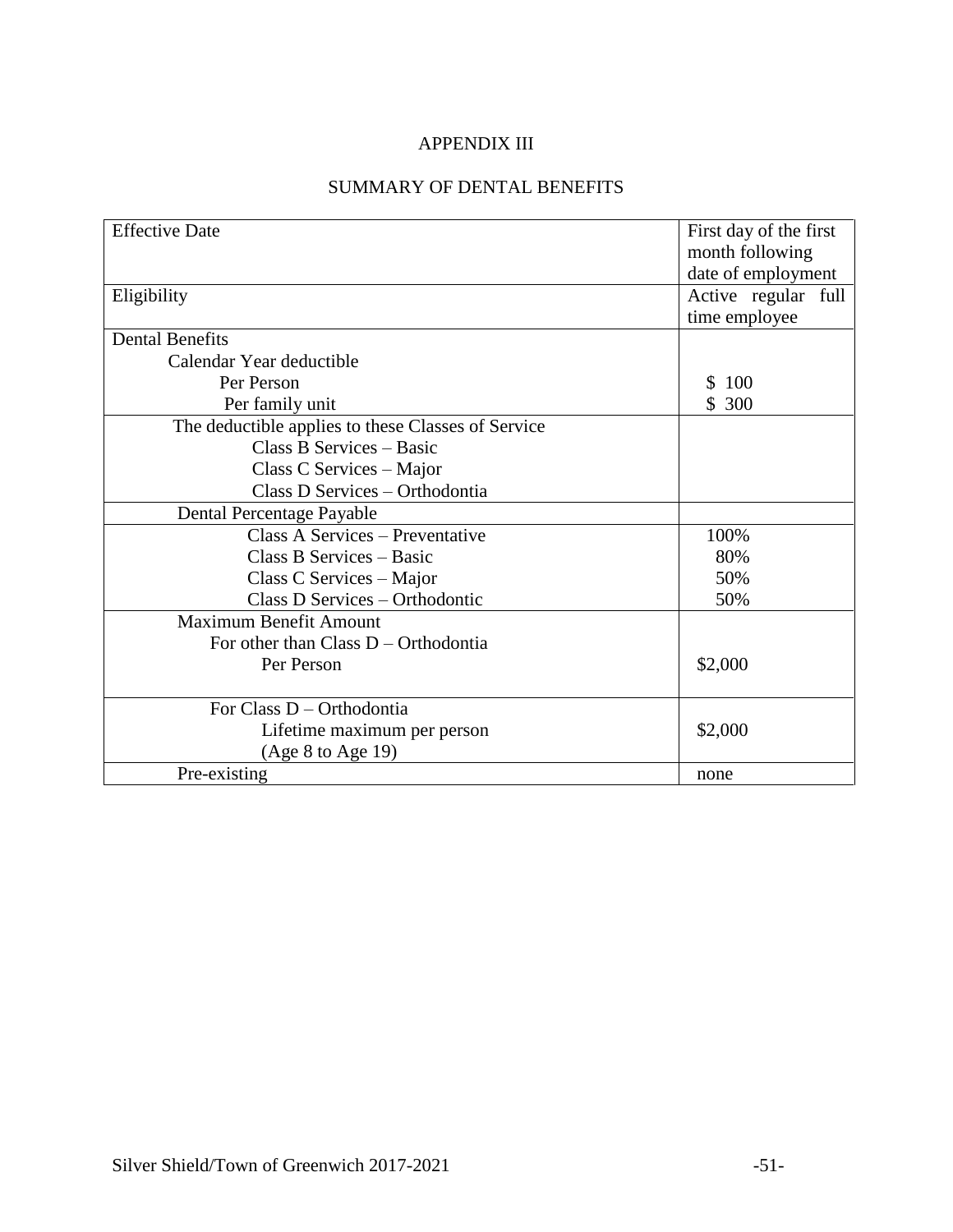# APPENDIX III

## SUMMARY OF DENTAL BENEFITS

| | |
|---|---|
| Effective Date | First day of the first month following date of employment |
| Eligibility | Active regular full time employee |
| Dental Benefits<br>Calendar Year deductible<br>Per Person<br>Per family unit | <br><br>$ 100<br>$ 300 |
| The deductible applies to these Classes of Service<br>Class B Services – Basic<br>Class C Services – Major<br>Class D Services – Orthodontia | |
| Dental Percentage Payable | |
| Class A Services – Preventative<br>Class B Services – Basic<br>Class C Services – Major<br>Class D Services – Orthodontic | 100%<br>80%<br>50%<br>50% |
| Maximum Benefit Amount<br>For other than Class D – Orthodontia<br>Per Person | <br><br>$2,000 |
| For Class D – Orthodontia<br>Lifetime maximum per person<br>(Age 8 to Age 19) | <br>$2,000 |
| Pre-existing | none |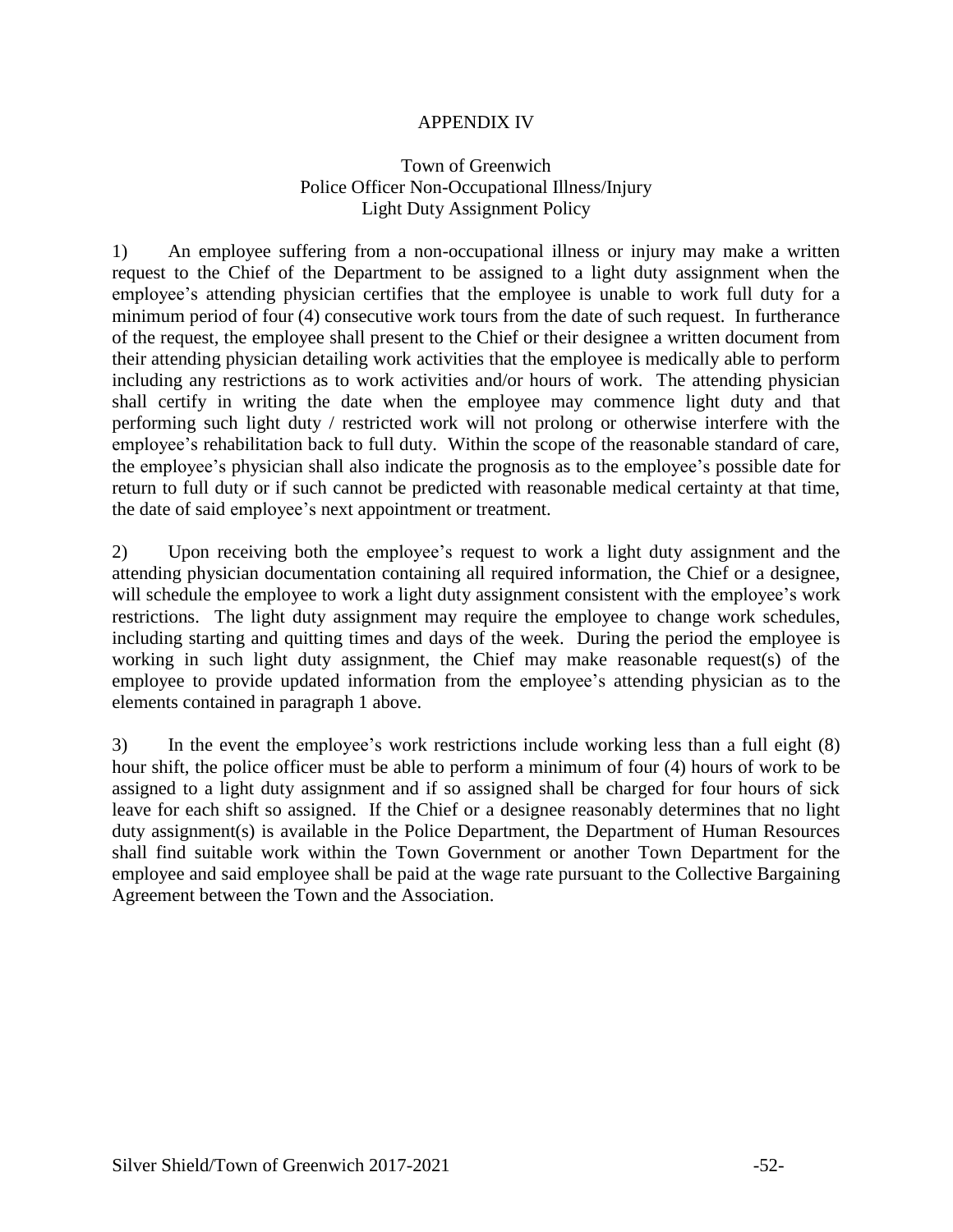# APPENDIX IV

## Town of Greenwich
## Police Officer Non-Occupational Illness/Injury
## Light Duty Assignment Policy

1) An employee suffering from a non-occupational illness or injury may make a written request to the Chief of the Department to be assigned to a light duty assignment when the employee's attending physician certifies that the employee is unable to work full duty for a minimum period of four (4) consecutive work tours from the date of such request. In furtherance of the request, the employee shall present to the Chief or their designee a written document from their attending physician detailing work activities that the employee is medically able to perform including any restrictions as to work activities and/or hours of work. The attending physician shall certify in writing the date when the employee may commence light duty and that performing such light duty / restricted work will not prolong or otherwise interfere with the employee's rehabilitation back to full duty. Within the scope of the reasonable standard of care, the employee's physician shall also indicate the prognosis as to the employee's possible date for return to full duty or if such cannot be predicted with reasonable medical certainty at that time, the date of said employee's next appointment or treatment.

2) Upon receiving both the employee's request to work a light duty assignment and the attending physician documentation containing all required information, the Chief or a designee, will schedule the employee to work a light duty assignment consistent with the employee's work restrictions. The light duty assignment may require the employee to change work schedules, including starting and quitting times and days of the week. During the period the employee is working in such light duty assignment, the Chief may make reasonable request(s) of the employee to provide updated information from the employee's attending physician as to the elements contained in paragraph 1 above.

3) In the event the employee's work restrictions include working less than a full eight (8) hour shift, the police officer must be able to perform a minimum of four (4) hours of work to be assigned to a light duty assignment and if so assigned shall be charged for four hours of sick leave for each shift so assigned. If the Chief or a designee reasonably determines that no light duty assignment(s) is available in the Police Department, the Department of Human Resources shall find suitable work within the Town Government or another Town Department for the employee and said employee shall be paid at the wage rate pursuant to the Collective Bargaining Agreement between the Town and the Association.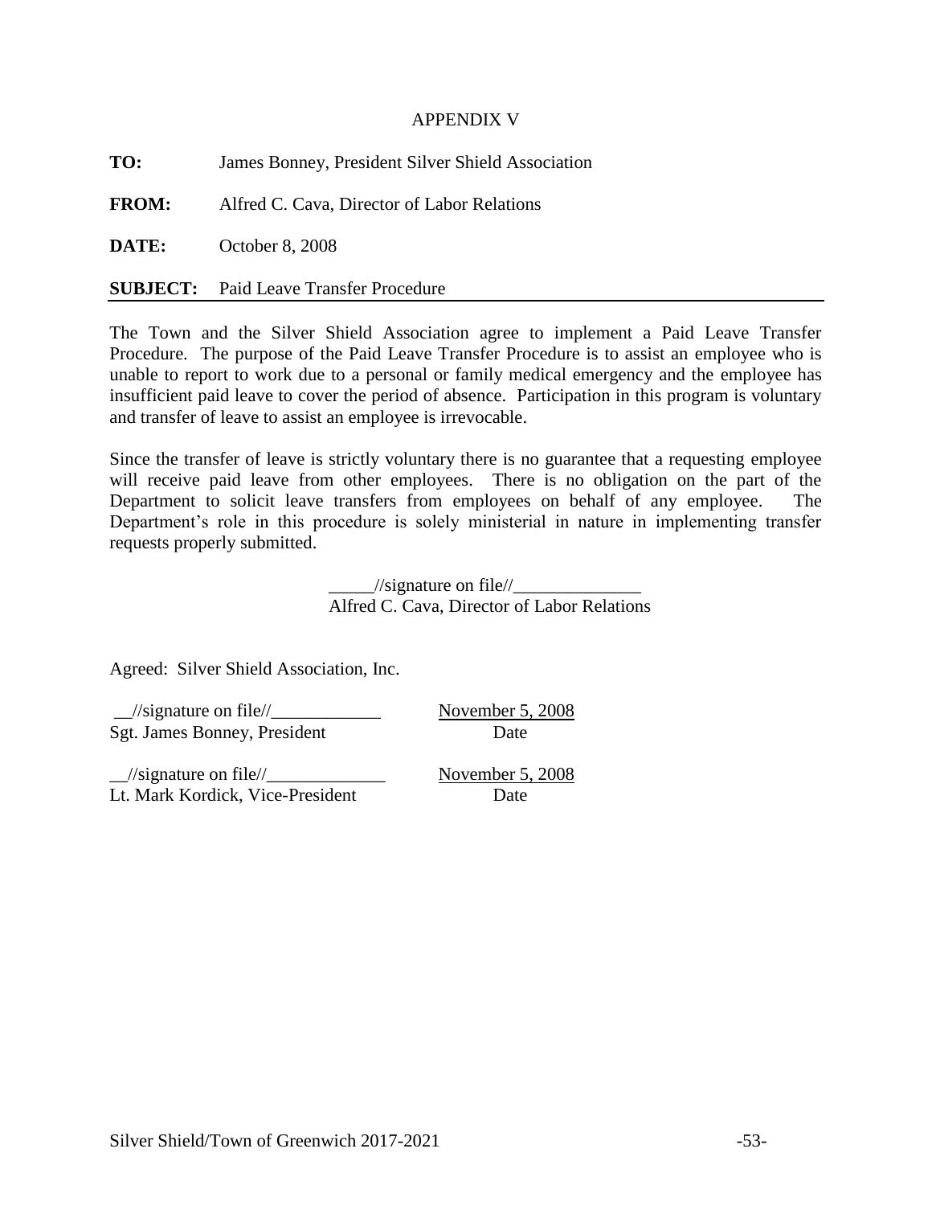# APPENDIX V

**TO:** James Bonney, President Silver Shield Association

**FROM:** Alfred C. Cava, Director of Labor Relations

**DATE:** October 8, 2008

**SUBJECT:** Paid Leave Transfer Procedure

---

The Town and the Silver Shield Association agree to implement a Paid Leave Transfer Procedure. The purpose of the Paid Leave Transfer Procedure is to assist an employee who is unable to report to work due to a personal or family medical emergency and the employee has insufficient paid leave to cover the period of absence. Participation in this program is voluntary and transfer of leave to assist an employee is irrevocable.

Since the transfer of leave is strictly voluntary there is no guarantee that a requesting employee will receive paid leave from other employees. There is no obligation on the part of the Department to solicit leave transfers from employees on behalf of any employee. The Department's role in this procedure is solely ministerial in nature in implementing transfer requests properly submitted.

_____//signature on file//______________
Alfred C. Cava, Director of Labor Relations

Agreed: Silver Shield Association, Inc.

__//signature on file//____________ November 5, 2008
Sgt. James Bonney, President Date

__//signature on file//_____________ November 5, 2008
Lt. Mark Kordick, Vice-President Date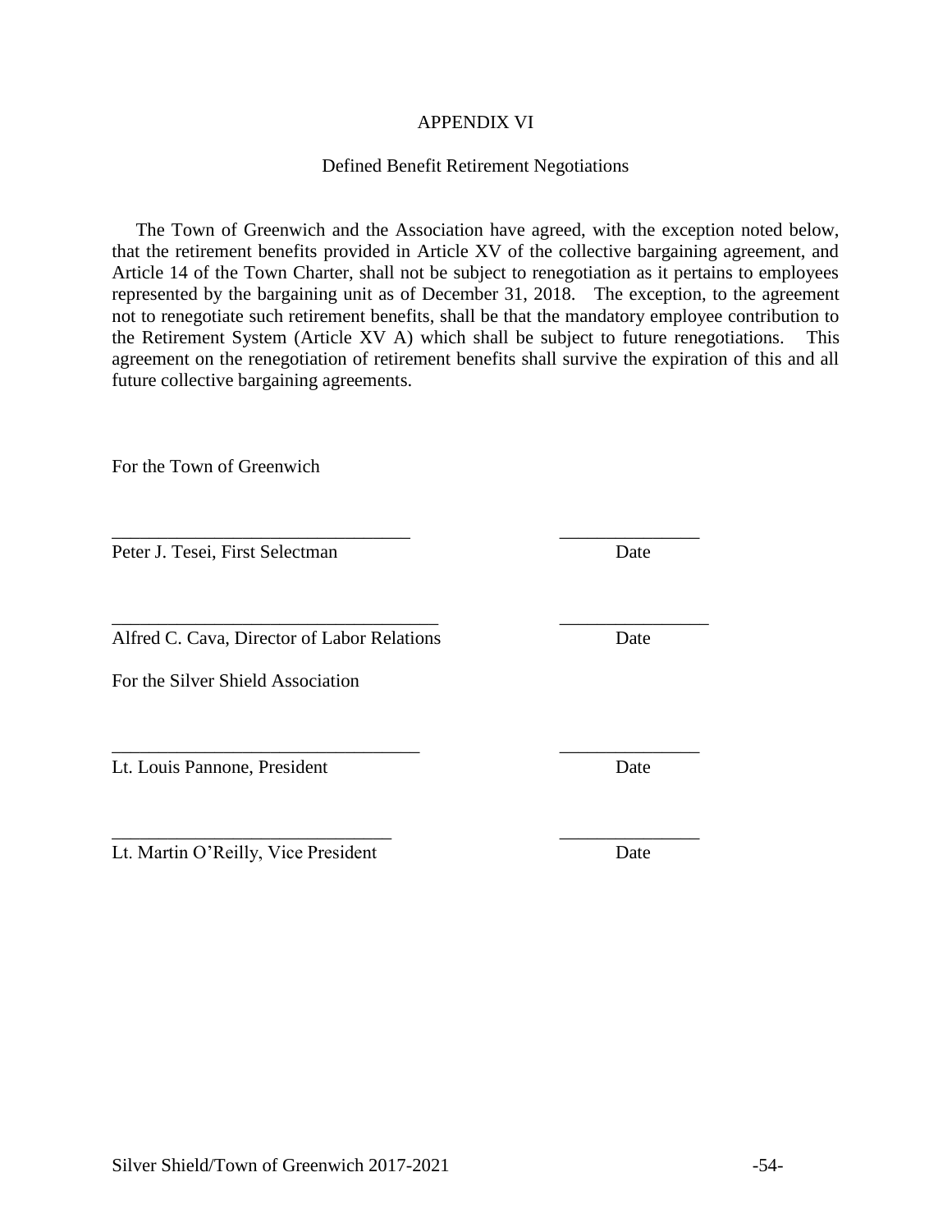# APPENDIX VI

## Defined Benefit Retirement Negotiations

The Town of Greenwich and the Association have agreed, with the exception noted below, that the retirement benefits provided in Article XV of the collective bargaining agreement, and Article 14 of the Town Charter, shall not be subject to renegotiation as it pertains to employees represented by the bargaining unit as of December 31, 2018. The exception, to the agreement not to renegotiate such retirement benefits, shall be that the mandatory employee contribution to the Retirement System (Article XV A) which shall be subject to future renegotiations. This agreement on the renegotiation of retirement benefits shall survive the expiration of this and all future collective bargaining agreements.

For the Town of Greenwich

_______________________________ _______________
Peter J. Tesei, First Selectman Date

__________________________________ ________________
Alfred C. Cava, Director of Labor Relations Date

For the Silver Shield Association

________________________________ _______________
Lt. Louis Pannone, President Date

_____________________________ _______________
Lt. Martin O'Reilly, Vice President Date